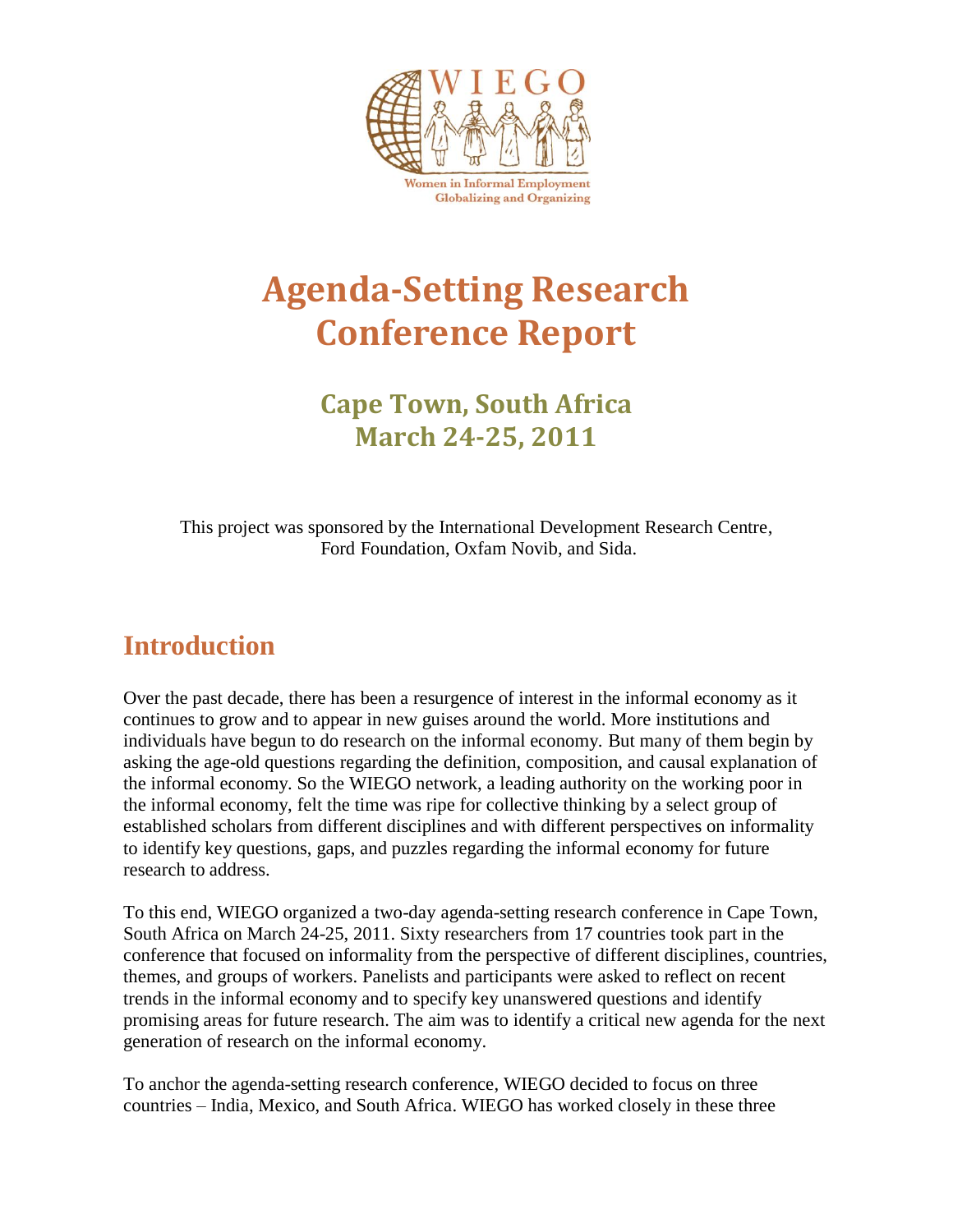WIEGO

Women in Informal Employment Globalizing and Organizing

# Agenda-Setting Research Conference Report

## Cape Town, South Africa March 24-25, 2011

This project was sponsored by the International Development Research Centre, Ford Foundation, Oxfam Novib, and Sida.

## Introduction

Over the past decade, there has been a resurgence of interest in the informal economy as it continues to grow and to appear in new guises around the world. More institutions and individuals have begun to do research on the informal economy. But many of them begin by asking the age-old questions regarding the definition, composition, and causal explanation of the informal economy. So the WIEGO network, a leading authority on the working poor in the informal economy, felt the time was ripe for collective thinking by a select group of established scholars from different disciplines and with different perspectives on informality to identify key questions, gaps, and puzzles regarding the informal economy for future research to address.

To this end, WIEGO organized a two-day agenda-setting research conference in Cape Town, South Africa on March 24-25, 2011. Sixty researchers from 17 countries took part in the conference that focused on informality from the perspective of different disciplines, countries, themes, and groups of workers. Panelists and participants were asked to reflect on recent trends in the informal economy and to specify key unanswered questions and identify promising areas for future research. The aim was to identify a critical new agenda for the next generation of research on the informal economy.

To anchor the agenda-setting research conference, WIEGO decided to focus on three countries – India, Mexico, and South Africa. WIEGO has worked closely in these three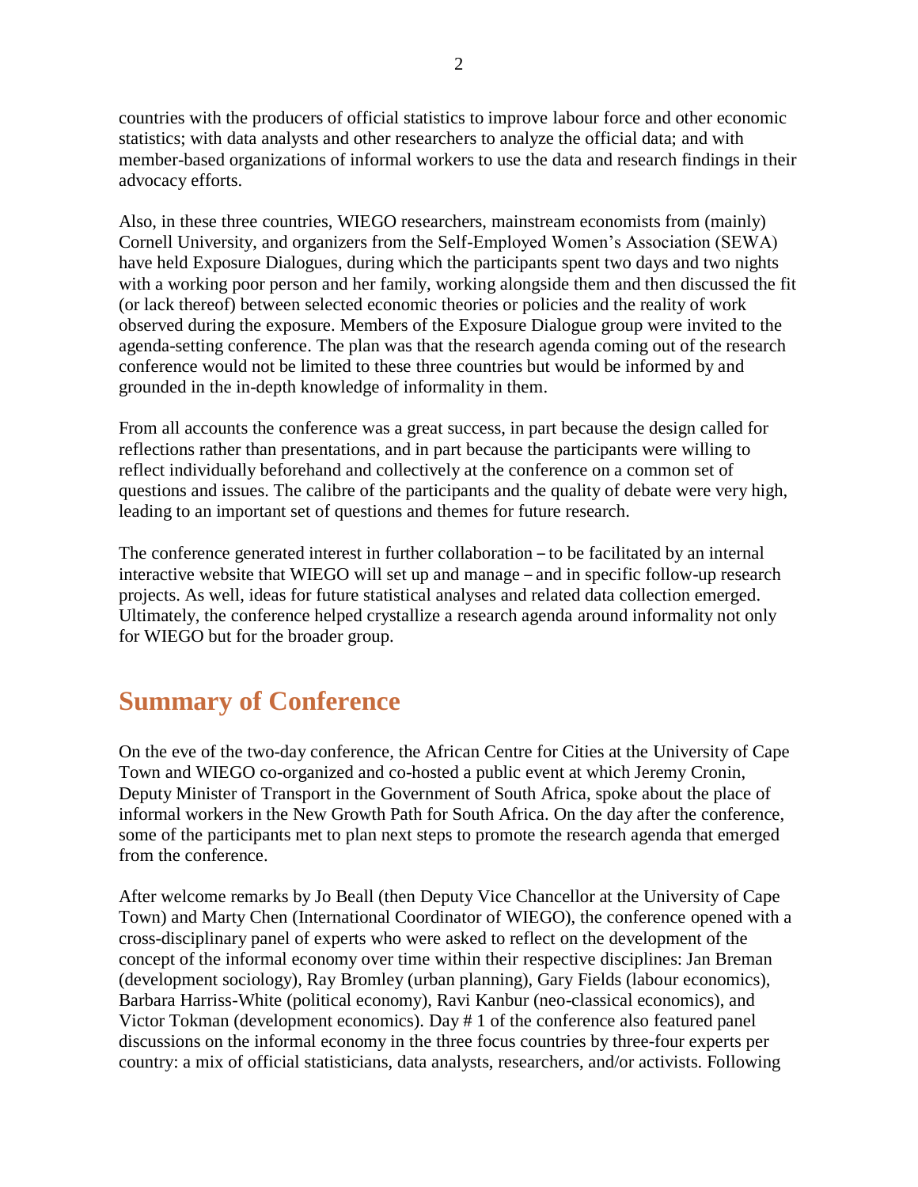countries with the producers of official statistics to improve labour force and other economic statistics; with data analysts and other researchers to analyze the official data; and with member-based organizations of informal workers to use the data and research findings in their advocacy efforts.

Also, in these three countries, WIEGO researchers, mainstream economists from (mainly) Cornell University, and organizers from the Self-Employed Women's Association (SEWA) have held Exposure Dialogues, during which the participants spent two days and two nights with a working poor person and her family, working alongside them and then discussed the fit (or lack thereof) between selected economic theories or policies and the reality of work observed during the exposure. Members of the Exposure Dialogue group were invited to the agenda-setting conference. The plan was that the research agenda coming out of the research conference would not be limited to these three countries but would be informed by and grounded in the in-depth knowledge of informality in them.

From all accounts the conference was a great success, in part because the design called for reflections rather than presentations, and in part because the participants were willing to reflect individually beforehand and collectively at the conference on a common set of questions and issues. The calibre of the participants and the quality of debate were very high, leading to an important set of questions and themes for future research.

The conference generated interest in further collaboration – to be facilitated by an internal interactive website that WIEGO will set up and manage – and in specific follow-up research projects. As well, ideas for future statistical analyses and related data collection emerged. Ultimately, the conference helped crystallize a research agenda around informality not only for WIEGO but for the broader group.

## Summary of Conference

On the eve of the two-day conference, the African Centre for Cities at the University of Cape Town and WIEGO co-organized and co-hosted a public event at which Jeremy Cronin, Deputy Minister of Transport in the Government of South Africa, spoke about the place of informal workers in the New Growth Path for South Africa. On the day after the conference, some of the participants met to plan next steps to promote the research agenda that emerged from the conference.

After welcome remarks by Jo Beall (then Deputy Vice Chancellor at the University of Cape Town) and Marty Chen (International Coordinator of WIEGO), the conference opened with a cross-disciplinary panel of experts who were asked to reflect on the development of the concept of the informal economy over time within their respective disciplines: Jan Breman (development sociology), Ray Bromley (urban planning), Gary Fields (labour economics), Barbara Harriss-White (political economy), Ravi Kanbur (neo-classical economics), and Victor Tokman (development economics). Day # 1 of the conference also featured panel discussions on the informal economy in the three focus countries by three-four experts per country: a mix of official statisticians, data analysts, researchers, and/or activists. Following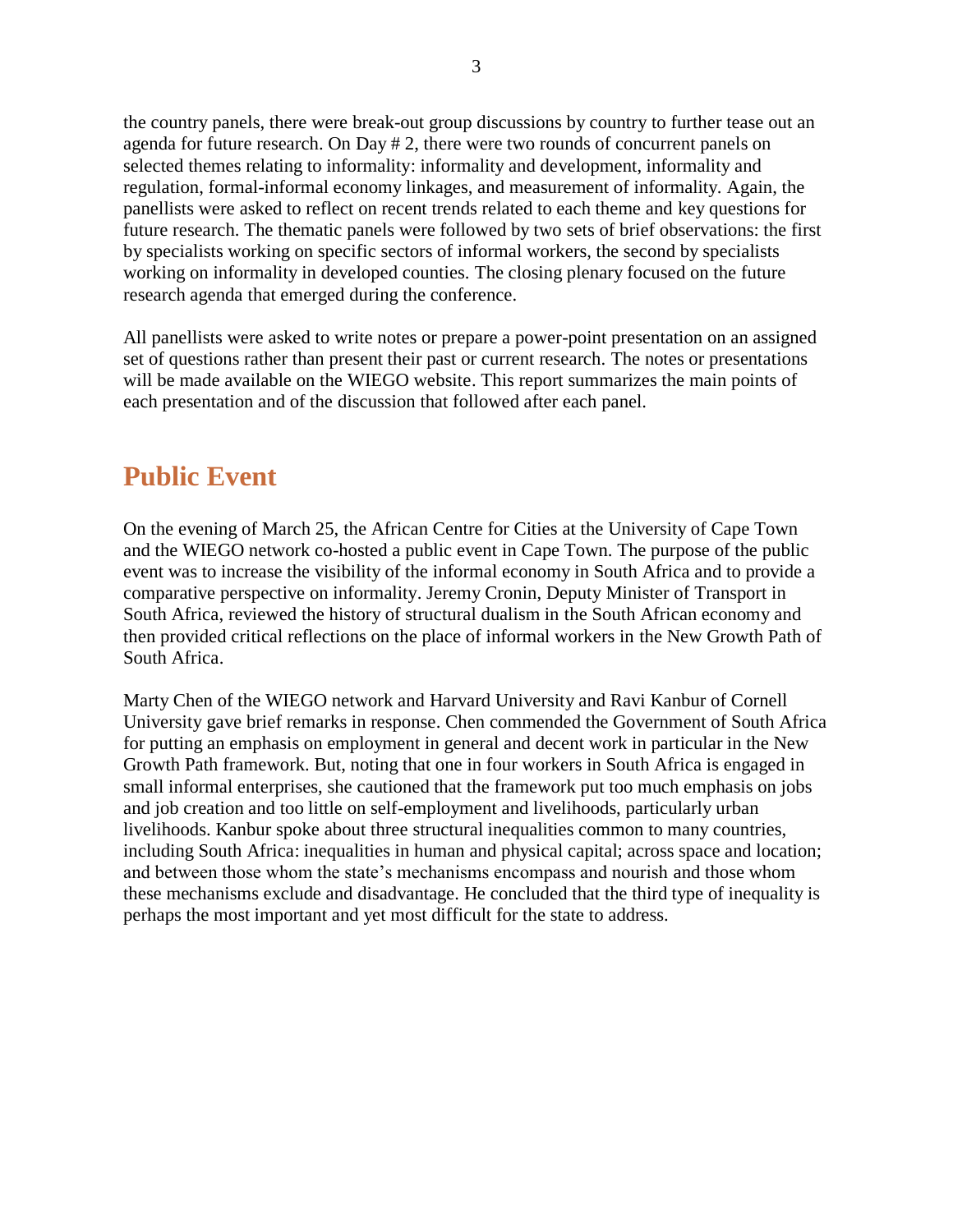the country panels, there were break-out group discussions by country to further tease out an agenda for future research. On Day # 2, there were two rounds of concurrent panels on selected themes relating to informality: informality and development, informality and regulation, formal-informal economy linkages, and measurement of informality. Again, the panellists were asked to reflect on recent trends related to each theme and key questions for future research. The thematic panels were followed by two sets of brief observations: the first by specialists working on specific sectors of informal workers, the second by specialists working on informality in developed counties. The closing plenary focused on the future research agenda that emerged during the conference.

All panellists were asked to write notes or prepare a power-point presentation on an assigned set of questions rather than present their past or current research. The notes or presentations will be made available on the WIEGO website. This report summarizes the main points of each presentation and of the discussion that followed after each panel.

# Public Event

On the evening of March 25, the African Centre for Cities at the University of Cape Town and the WIEGO network co-hosted a public event in Cape Town. The purpose of the public event was to increase the visibility of the informal economy in South Africa and to provide a comparative perspective on informality. Jeremy Cronin, Deputy Minister of Transport in South Africa, reviewed the history of structural dualism in the South African economy and then provided critical reflections on the place of informal workers in the New Growth Path of South Africa.

Marty Chen of the WIEGO network and Harvard University and Ravi Kanbur of Cornell University gave brief remarks in response. Chen commended the Government of South Africa for putting an emphasis on employment in general and decent work in particular in the New Growth Path framework. But, noting that one in four workers in South Africa is engaged in small informal enterprises, she cautioned that the framework put too much emphasis on jobs and job creation and too little on self-employment and livelihoods, particularly urban livelihoods. Kanbur spoke about three structural inequalities common to many countries, including South Africa: inequalities in human and physical capital; across space and location; and between those whom the state's mechanisms encompass and nourish and those whom these mechanisms exclude and disadvantage. He concluded that the third type of inequality is perhaps the most important and yet most difficult for the state to address.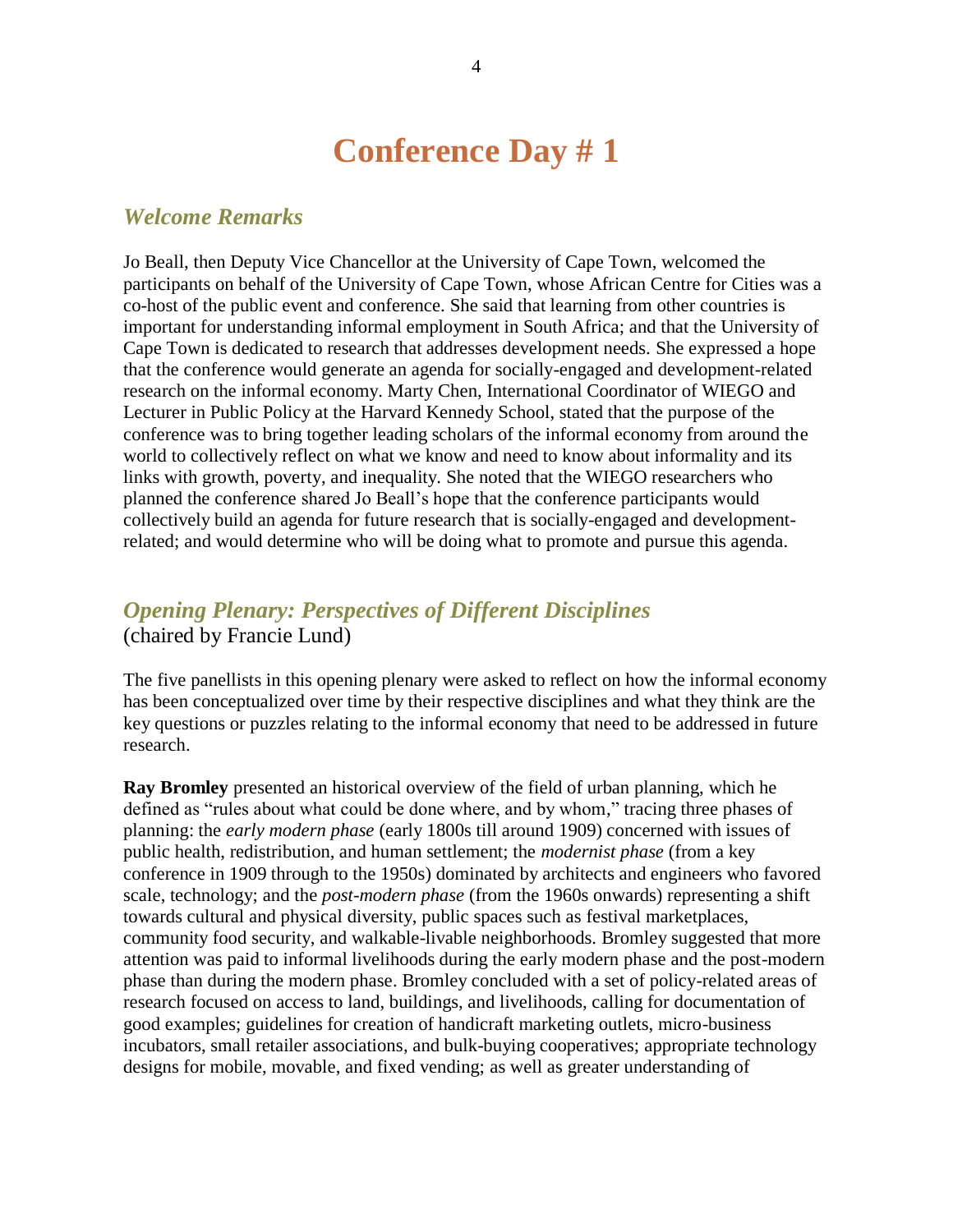# Conference Day # 1

## *Welcome Remarks*

Jo Beall, then Deputy Vice Chancellor at the University of Cape Town, welcomed the participants on behalf of the University of Cape Town, whose African Centre for Cities was a co-host of the public event and conference. She said that learning from other countries is important for understanding informal employment in South Africa; and that the University of Cape Town is dedicated to research that addresses development needs. She expressed a hope that the conference would generate an agenda for socially-engaged and development-related research on the informal economy. Marty Chen, International Coordinator of WIEGO and Lecturer in Public Policy at the Harvard Kennedy School, stated that the purpose of the conference was to bring together leading scholars of the informal economy from around the world to collectively reflect on what we know and need to know about informality and its links with growth, poverty, and inequality. She noted that the WIEGO researchers who planned the conference shared Jo Beall's hope that the conference participants would collectively build an agenda for future research that is socially-engaged and development-related; and would determine who will be doing what to promote and pursue this agenda.

## *Opening Plenary: Perspectives of Different Disciplines*

(chaired by Francie Lund)

The five panellists in this opening plenary were asked to reflect on how the informal economy has been conceptualized over time by their respective disciplines and what they think are the key questions or puzzles relating to the informal economy that need to be addressed in future research.

**Ray Bromley** presented an historical overview of the field of urban planning, which he defined as "rules about what could be done where, and by whom," tracing three phases of planning: the *early modern phase* (early 1800s till around 1909) concerned with issues of public health, redistribution, and human settlement; the *modernist phase* (from a key conference in 1909 through to the 1950s) dominated by architects and engineers who favored scale, technology; and the *post-modern phase* (from the 1960s onwards) representing a shift towards cultural and physical diversity, public spaces such as festival marketplaces, community food security, and walkable-livable neighborhoods. Bromley suggested that more attention was paid to informal livelihoods during the early modern phase and the post-modern phase than during the modern phase. Bromley concluded with a set of policy-related areas of research focused on access to land, buildings, and livelihoods, calling for documentation of good examples; guidelines for creation of handicraft marketing outlets, micro-business incubators, small retailer associations, and bulk-buying cooperatives; appropriate technology designs for mobile, movable, and fixed vending; as well as greater understanding of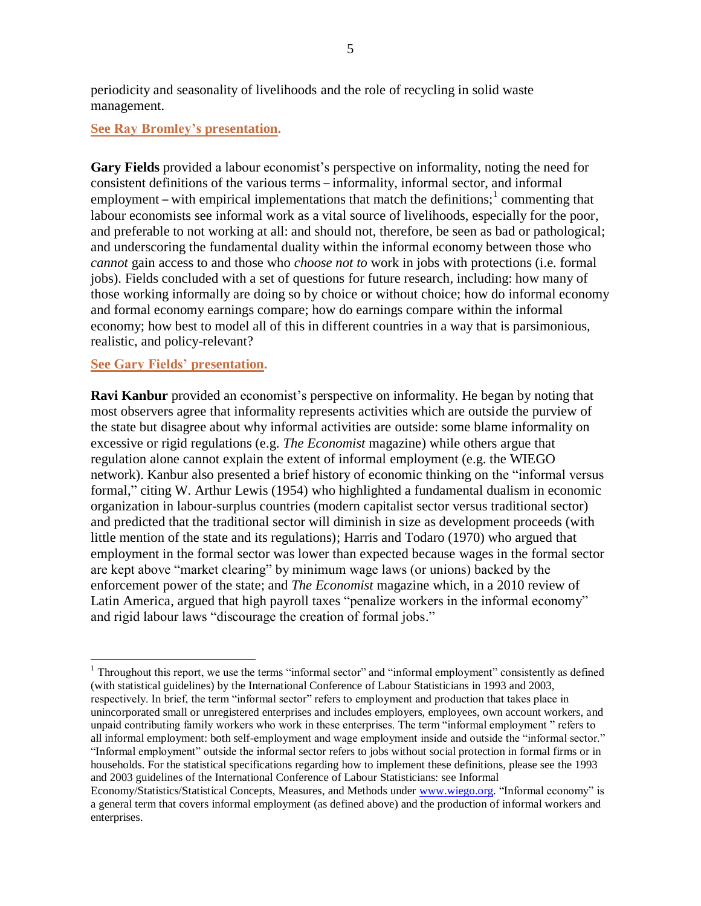periodicity and seasonality of livelihoods and the role of recycling in solid waste management.

**See Ray Bromley's presentation.**

**Gary Fields** provided a labour economist's perspective on informality, noting the need for consistent definitions of the various terms – informality, informal sector, and informal employment – with empirical implementations that match the definitions;[1] commenting that labour economists see informal work as a vital source of livelihoods, especially for the poor, and preferable to not working at all: and should not, therefore, be seen as bad or pathological; and underscoring the fundamental duality within the informal economy between those who *cannot* gain access to and those who *choose not to* work in jobs with protections (i.e. formal jobs). Fields concluded with a set of questions for future research, including: how many of those working informally are doing so by choice or without choice; how do informal economy and formal economy earnings compare; how do earnings compare within the informal economy; how best to model all of this in different countries in a way that is parsimonious, realistic, and policy-relevant?

**See Gary Fields' presentation.**

**Ravi Kanbur** provided an economist's perspective on informality. He began by noting that most observers agree that informality represents activities which are outside the purview of the state but disagree about why informal activities are outside: some blame informality on excessive or rigid regulations (e.g. *The Economist* magazine) while others argue that regulation alone cannot explain the extent of informal employment (e.g. the WIEGO network). Kanbur also presented a brief history of economic thinking on the "informal versus formal," citing W. Arthur Lewis (1954) who highlighted a fundamental dualism in economic organization in labour-surplus countries (modern capitalist sector versus traditional sector) and predicted that the traditional sector will diminish in size as development proceeds (with little mention of the state and its regulations); Harris and Todaro (1970) who argued that employment in the formal sector was lower than expected because wages in the formal sector are kept above "market clearing" by minimum wage laws (or unions) backed by the enforcement power of the state; and *The Economist* magazine which, in a 2010 review of Latin America, argued that high payroll taxes "penalize workers in the informal economy" and rigid labour laws "discourage the creation of formal jobs."

---

[1] Throughout this report, we use the terms "informal sector" and "informal employment" consistently as defined (with statistical guidelines) by the International Conference of Labour Statisticians in 1993 and 2003, respectively. In brief, the term "informal sector" refers to employment and production that takes place in unincorporated small or unregistered enterprises and includes employers, employees, own account workers, and unpaid contributing family workers who work in these enterprises. The term "informal employment " refers to all informal employment: both self-employment and wage employment inside and outside the "informal sector." "Informal employment" outside the informal sector refers to jobs without social protection in formal firms or in households. For the statistical specifications regarding how to implement these definitions, please see the 1993 and 2003 guidelines of the International Conference of Labour Statisticians: see Informal Economy/Statistics/Statistical Concepts, Measures, and Methods under www.wiego.org. "Informal economy" is a general term that covers informal employment (as defined above) and the production of informal workers and enterprises.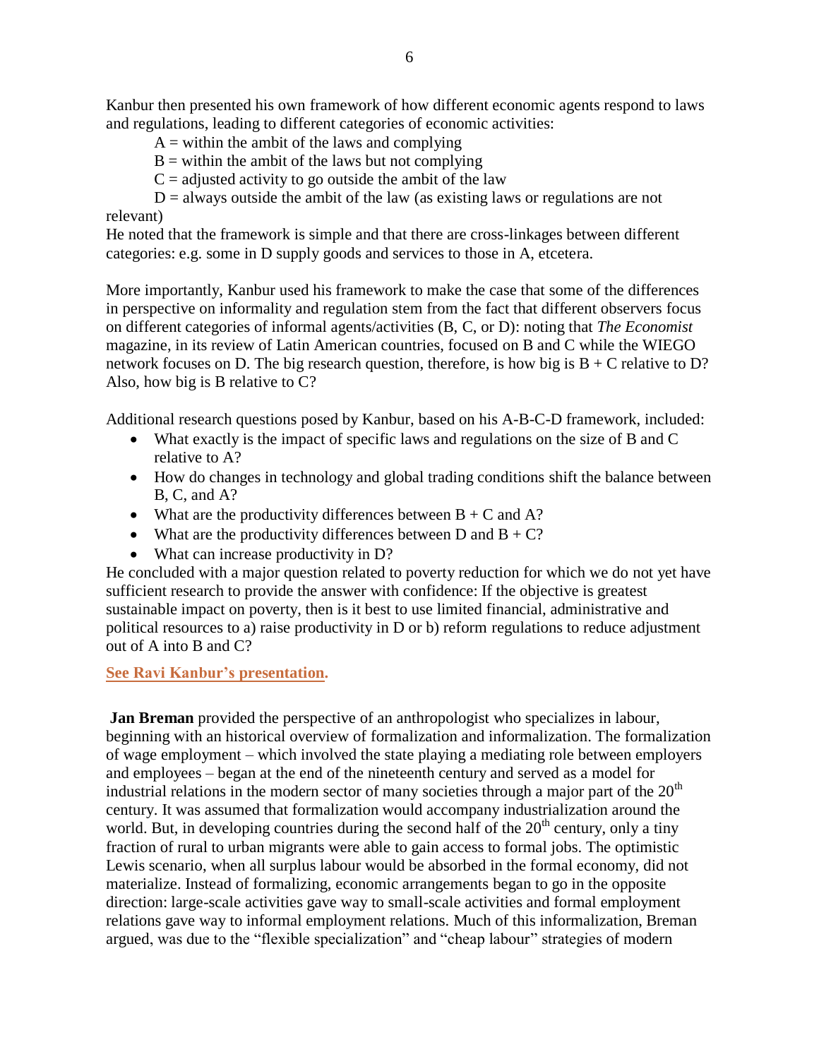Kanbur then presented his own framework of how different economic agents respond to laws and regulations, leading to different categories of economic activities:

A = within the ambit of the laws and complying

B = within the ambit of the laws but not complying

C = adjusted activity to go outside the ambit of the law

D = always outside the ambit of the law (as existing laws or regulations are not relevant)

He noted that the framework is simple and that there are cross-linkages between different categories: e.g. some in D supply goods and services to those in A, etcetera.

More importantly, Kanbur used his framework to make the case that some of the differences in perspective on informality and regulation stem from the fact that different observers focus on different categories of informal agents/activities (B, C, or D): noting that *The Economist* magazine, in its review of Latin American countries, focused on B and C while the WIEGO network focuses on D. The big research question, therefore, is how big is B + C relative to D? Also, how big is B relative to C?

Additional research questions posed by Kanbur, based on his A-B-C-D framework, included:

- What exactly is the impact of specific laws and regulations on the size of B and C relative to A?
- How do changes in technology and global trading conditions shift the balance between B, C, and A?
- What are the productivity differences between B + C and A?
- What are the productivity differences between D and B + C?
- What can increase productivity in D?

He concluded with a major question related to poverty reduction for which we do not yet have sufficient research to provide the answer with confidence: If the objective is greatest sustainable impact on poverty, then is it best to use limited financial, administrative and political resources to a) raise productivity in D or b) reform regulations to reduce adjustment out of A into B and C?

**See Ravi Kanbur's presentation.**

**Jan Breman** provided the perspective of an anthropologist who specializes in labour, beginning with an historical overview of formalization and informalization. The formalization of wage employment – which involved the state playing a mediating role between employers and employees – began at the end of the nineteenth century and served as a model for industrial relations in the modern sector of many societies through a major part of the 20th century. It was assumed that formalization would accompany industrialization around the world. But, in developing countries during the second half of the 20th century, only a tiny fraction of rural to urban migrants were able to gain access to formal jobs. The optimistic Lewis scenario, when all surplus labour would be absorbed in the formal economy, did not materialize. Instead of formalizing, economic arrangements began to go in the opposite direction: large-scale activities gave way to small-scale activities and formal employment relations gave way to informal employment relations. Much of this informalization, Breman argued, was due to the "flexible specialization" and "cheap labour" strategies of modern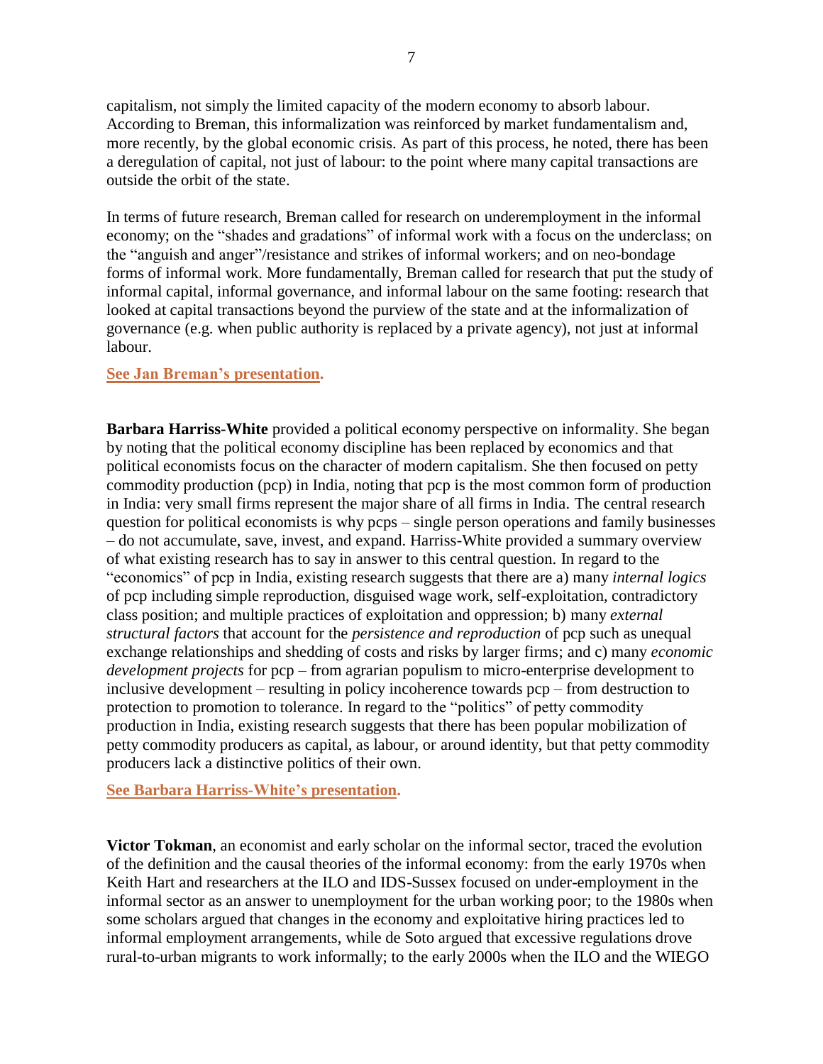capitalism, not simply the limited capacity of the modern economy to absorb labour. According to Breman, this informalization was reinforced by market fundamentalism and, more recently, by the global economic crisis. As part of this process, he noted, there has been a deregulation of capital, not just of labour: to the point where many capital transactions are outside the orbit of the state.

In terms of future research, Breman called for research on underemployment in the informal economy; on the "shades and gradations" of informal work with a focus on the underclass; on the "anguish and anger"/resistance and strikes of informal workers; and on neo-bondage forms of informal work. More fundamentally, Breman called for research that put the study of informal capital, informal governance, and informal labour on the same footing: research that looked at capital transactions beyond the purview of the state and at the informalization of governance (e.g. when public authority is replaced by a private agency), not just at informal labour.

**See Jan Breman's presentation.**

**Barbara Harriss-White** provided a political economy perspective on informality. She began by noting that the political economy discipline has been replaced by economics and that political economists focus on the character of modern capitalism. She then focused on petty commodity production (pcp) in India, noting that pcp is the most common form of production in India: very small firms represent the major share of all firms in India. The central research question for political economists is why pcps – single person operations and family businesses – do not accumulate, save, invest, and expand. Harriss-White provided a summary overview of what existing research has to say in answer to this central question. In regard to the "economics" of pcp in India, existing research suggests that there are a) many *internal logics* of pcp including simple reproduction, disguised wage work, self-exploitation, contradictory class position; and multiple practices of exploitation and oppression; b) many *external structural factors* that account for the *persistence and reproduction* of pcp such as unequal exchange relationships and shedding of costs and risks by larger firms; and c) many *economic development projects* for pcp – from agrarian populism to micro-enterprise development to inclusive development – resulting in policy incoherence towards pcp – from destruction to protection to promotion to tolerance. In regard to the "politics" of petty commodity production in India, existing research suggests that there has been popular mobilization of petty commodity producers as capital, as labour, or around identity, but that petty commodity producers lack a distinctive politics of their own.

**See Barbara Harriss-White's presentation.**

**Victor Tokman**, an economist and early scholar on the informal sector, traced the evolution of the definition and the causal theories of the informal economy: from the early 1970s when Keith Hart and researchers at the ILO and IDS-Sussex focused on under-employment in the informal sector as an answer to unemployment for the urban working poor; to the 1980s when some scholars argued that changes in the economy and exploitative hiring practices led to informal employment arrangements, while de Soto argued that excessive regulations drove rural-to-urban migrants to work informally; to the early 2000s when the ILO and the WIEGO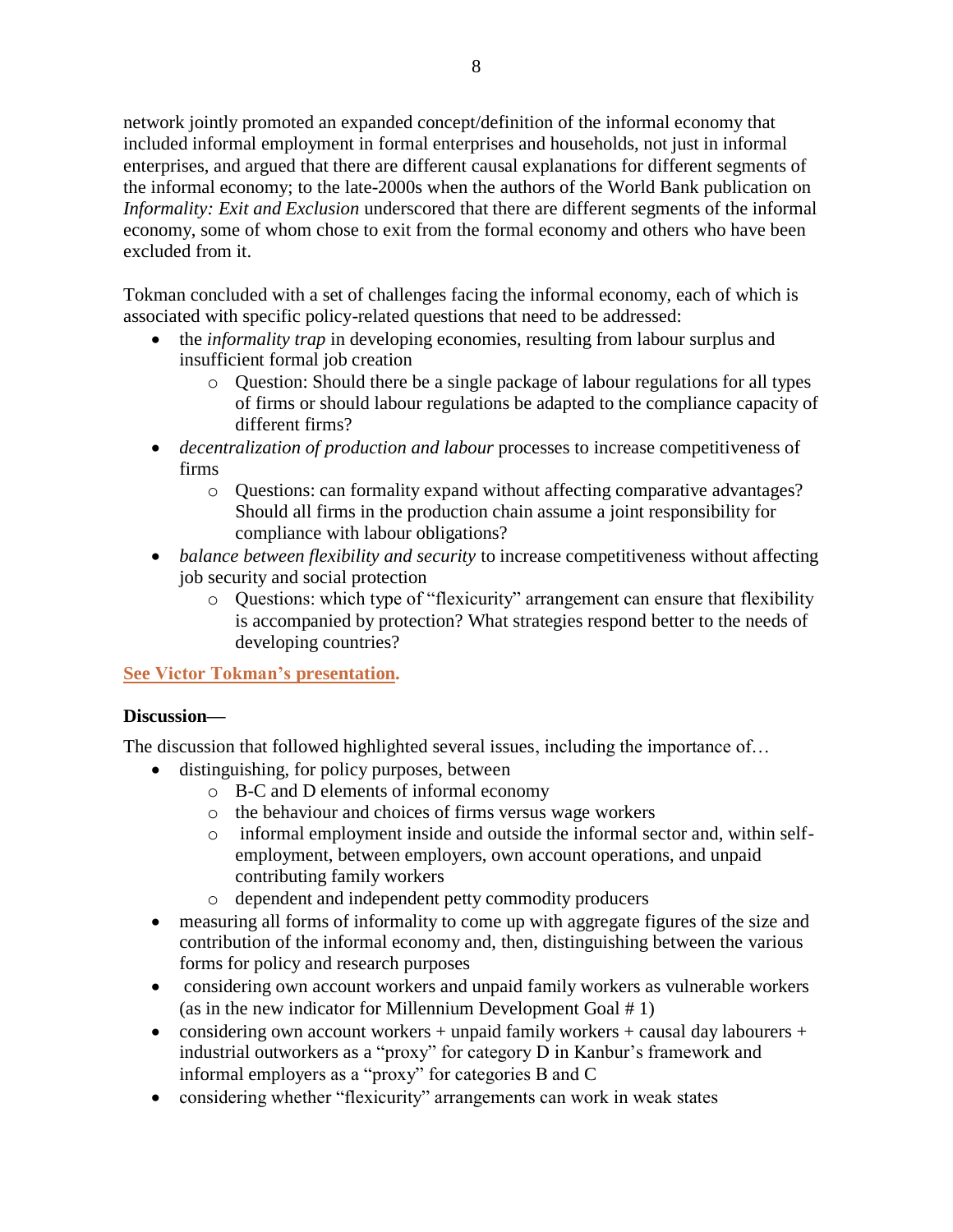network jointly promoted an expanded concept/definition of the informal economy that included informal employment in formal enterprises and households, not just in informal enterprises, and argued that there are different causal explanations for different segments of the informal economy; to the late-2000s when the authors of the World Bank publication on *Informality: Exit and Exclusion* underscored that there are different segments of the informal economy, some of whom chose to exit from the formal economy and others who have been excluded from it.

Tokman concluded with a set of challenges facing the informal economy, each of which is associated with specific policy-related questions that need to be addressed:

- the *informality trap* in developing economies, resulting from labour surplus and insufficient formal job creation
    - Question: Should there be a single package of labour regulations for all types of firms or should labour regulations be adapted to the compliance capacity of different firms?
- *decentralization of production and labour* processes to increase competitiveness of firms
    - Questions: can formality expand without affecting comparative advantages? Should all firms in the production chain assume a joint responsibility for compliance with labour obligations?
- *balance between flexibility and security* to increase competitiveness without affecting job security and social protection
    - Questions: which type of "flexicurity" arrangement can ensure that flexibility is accompanied by protection? What strategies respond better to the needs of developing countries?

**See Victor Tokman's presentation.**

**Discussion—**

The discussion that followed highlighted several issues, including the importance of…

- distinguishing, for policy purposes, between
    - B-C and D elements of informal economy
    - the behaviour and choices of firms versus wage workers
    - informal employment inside and outside the informal sector and, within self-employment, between employers, own account operations, and unpaid contributing family workers
    - dependent and independent petty commodity producers
- measuring all forms of informality to come up with aggregate figures of the size and contribution of the informal economy and, then, distinguishing between the various forms for policy and research purposes
- considering own account workers and unpaid family workers as vulnerable workers (as in the new indicator for Millennium Development Goal # 1)
- considering own account workers + unpaid family workers + causal day labourers + industrial outworkers as a "proxy" for category D in Kanbur's framework and informal employers as a "proxy" for categories B and C
- considering whether "flexicurity" arrangements can work in weak states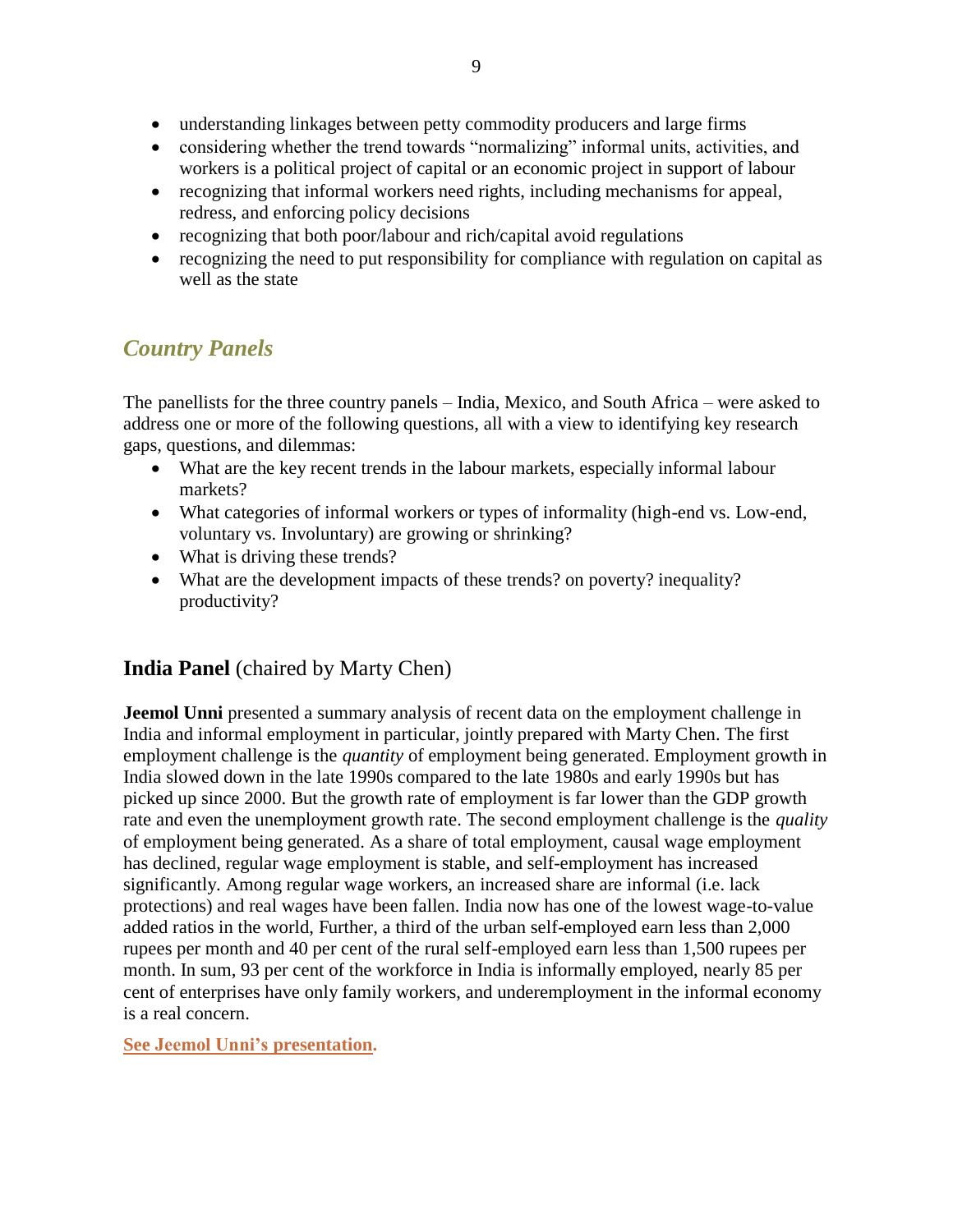- understanding linkages between petty commodity producers and large firms
- considering whether the trend towards "normalizing" informal units, activities, and workers is a political project of capital or an economic project in support of labour
- recognizing that informal workers need rights, including mechanisms for appeal, redress, and enforcing policy decisions
- recognizing that both poor/labour and rich/capital avoid regulations
- recognizing the need to put responsibility for compliance with regulation on capital as well as the state

## *Country Panels*

The panellists for the three country panels – India, Mexico, and South Africa – were asked to address one or more of the following questions, all with a view to identifying key research gaps, questions, and dilemmas:

- What are the key recent trends in the labour markets, especially informal labour markets?
- What categories of informal workers or types of informality (high-end vs. Low-end, voluntary vs. Involuntary) are growing or shrinking?
- What is driving these trends?
- What are the development impacts of these trends? on poverty? inequality? productivity?

### **India Panel** (chaired by Marty Chen)

**Jeemol Unni** presented a summary analysis of recent data on the employment challenge in India and informal employment in particular, jointly prepared with Marty Chen. The first employment challenge is the *quantity* of employment being generated. Employment growth in India slowed down in the late 1990s compared to the late 1980s and early 1990s but has picked up since 2000. But the growth rate of employment is far lower than the GDP growth rate and even the unemployment growth rate. The second employment challenge is the *quality* of employment being generated. As a share of total employment, causal wage employment has declined, regular wage employment is stable, and self-employment has increased significantly. Among regular wage workers, an increased share are informal (i.e. lack protections) and real wages have been fallen. India now has one of the lowest wage-to-value added ratios in the world, Further, a third of the urban self-employed earn less than 2,000 rupees per month and 40 per cent of the rural self-employed earn less than 1,500 rupees per month. In sum, 93 per cent of the workforce in India is informally employed, nearly 85 per cent of enterprises have only family workers, and underemployment in the informal economy is a real concern.

**See Jeemol Unni's presentation.**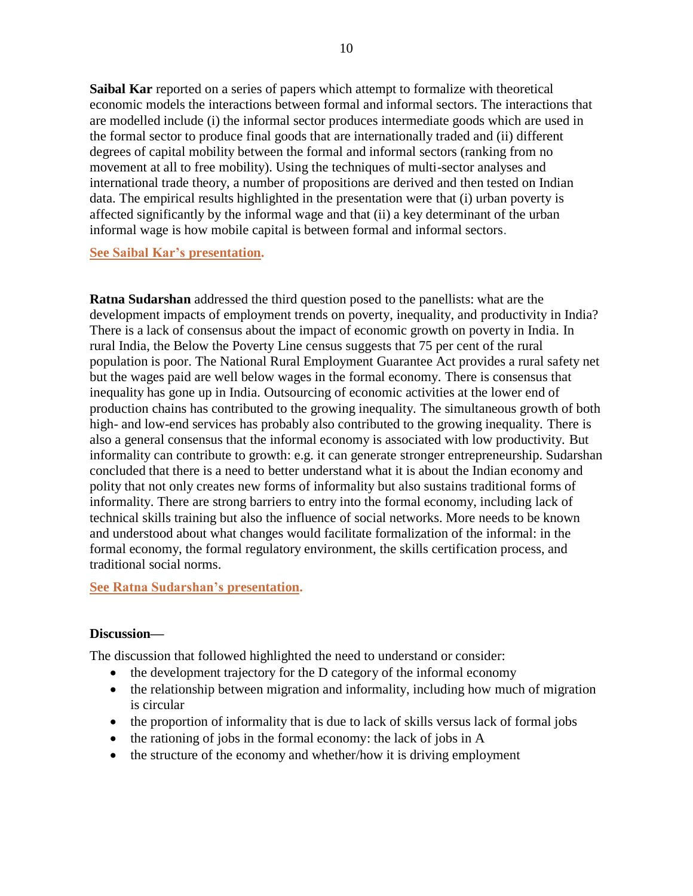**Saibal Kar** reported on a series of papers which attempt to formalize with theoretical economic models the interactions between formal and informal sectors. The interactions that are modelled include (i) the informal sector produces intermediate goods which are used in the formal sector to produce final goods that are internationally traded and (ii) different degrees of capital mobility between the formal and informal sectors (ranking from no movement at all to free mobility). Using the techniques of multi-sector analyses and international trade theory, a number of propositions are derived and then tested on Indian data. The empirical results highlighted in the presentation were that (i) urban poverty is affected significantly by the informal wage and that (ii) a key determinant of the urban informal wage is how mobile capital is between formal and informal sectors.

**See Saibal Kar's presentation.**

**Ratna Sudarshan** addressed the third question posed to the panellists: what are the development impacts of employment trends on poverty, inequality, and productivity in India? There is a lack of consensus about the impact of economic growth on poverty in India. In rural India, the Below the Poverty Line census suggests that 75 per cent of the rural population is poor. The National Rural Employment Guarantee Act provides a rural safety net but the wages paid are well below wages in the formal economy. There is consensus that inequality has gone up in India. Outsourcing of economic activities at the lower end of production chains has contributed to the growing inequality. The simultaneous growth of both high- and low-end services has probably also contributed to the growing inequality. There is also a general consensus that the informal economy is associated with low productivity. But informality can contribute to growth: e.g. it can generate stronger entrepreneurship. Sudarshan concluded that there is a need to better understand what it is about the Indian economy and polity that not only creates new forms of informality but also sustains traditional forms of informality. There are strong barriers to entry into the formal economy, including lack of technical skills training but also the influence of social networks. More needs to be known and understood about what changes would facilitate formalization of the informal: in the formal economy, the formal regulatory environment, the skills certification process, and traditional social norms.

**See Ratna Sudarshan's presentation.**

**Discussion—**

The discussion that followed highlighted the need to understand or consider:

- the development trajectory for the D category of the informal economy
- the relationship between migration and informality, including how much of migration is circular
- the proportion of informality that is due to lack of skills versus lack of formal jobs
- the rationing of jobs in the formal economy: the lack of jobs in A
- the structure of the economy and whether/how it is driving employment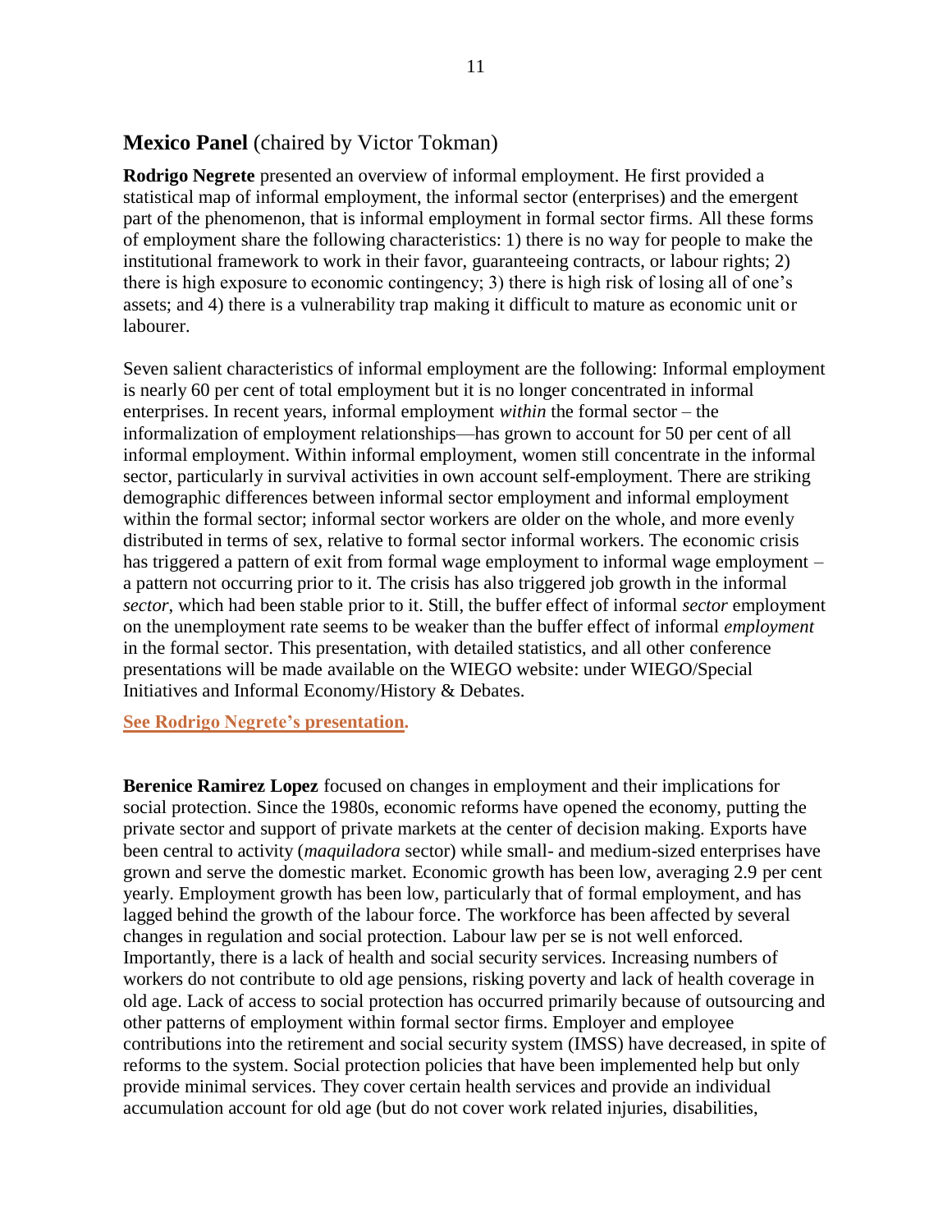## **Mexico Panel** (chaired by Victor Tokman)

**Rodrigo Negrete** presented an overview of informal employment. He first provided a statistical map of informal employment, the informal sector (enterprises) and the emergent part of the phenomenon, that is informal employment in formal sector firms. All these forms of employment share the following characteristics: 1) there is no way for people to make the institutional framework to work in their favor, guaranteeing contracts, or labour rights; 2) there is high exposure to economic contingency; 3) there is high risk of losing all of one's assets; and 4) there is a vulnerability trap making it difficult to mature as economic unit or labourer.

Seven salient characteristics of informal employment are the following: Informal employment is nearly 60 per cent of total employment but it is no longer concentrated in informal enterprises. In recent years, informal employment *within* the formal sector – the informalization of employment relationships—has grown to account for 50 per cent of all informal employment. Within informal employment, women still concentrate in the informal sector, particularly in survival activities in own account self-employment. There are striking demographic differences between informal sector employment and informal employment within the formal sector; informal sector workers are older on the whole, and more evenly distributed in terms of sex, relative to formal sector informal workers. The economic crisis has triggered a pattern of exit from formal wage employment to informal wage employment – a pattern not occurring prior to it. The crisis has also triggered job growth in the informal *sector*, which had been stable prior to it. Still, the buffer effect of informal *sector* employment on the unemployment rate seems to be weaker than the buffer effect of informal *employment* in the formal sector. This presentation, with detailed statistics, and all other conference presentations will be made available on the WIEGO website: under WIEGO/Special Initiatives and Informal Economy/History & Debates.

**See Rodrigo Negrete's presentation.**

**Berenice Ramirez Lopez** focused on changes in employment and their implications for social protection. Since the 1980s, economic reforms have opened the economy, putting the private sector and support of private markets at the center of decision making. Exports have been central to activity (*maquiladora* sector) while small- and medium-sized enterprises have grown and serve the domestic market. Economic growth has been low, averaging 2.9 per cent yearly. Employment growth has been low, particularly that of formal employment, and has lagged behind the growth of the labour force. The workforce has been affected by several changes in regulation and social protection. Labour law per se is not well enforced. Importantly, there is a lack of health and social security services. Increasing numbers of workers do not contribute to old age pensions, risking poverty and lack of health coverage in old age. Lack of access to social protection has occurred primarily because of outsourcing and other patterns of employment within formal sector firms. Employer and employee contributions into the retirement and social security system (IMSS) have decreased, in spite of reforms to the system. Social protection policies that have been implemented help but only provide minimal services. They cover certain health services and provide an individual accumulation account for old age (but do not cover work related injuries, disabilities,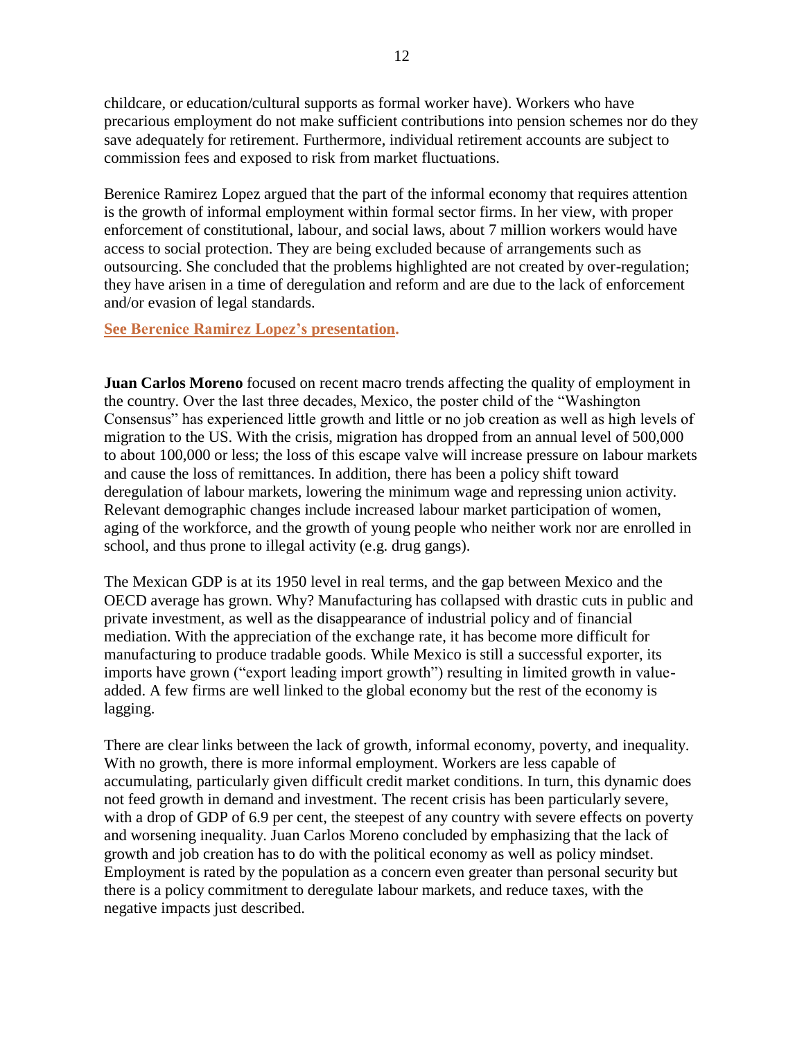childcare, or education/cultural supports as formal worker have). Workers who have precarious employment do not make sufficient contributions into pension schemes nor do they save adequately for retirement. Furthermore, individual retirement accounts are subject to commission fees and exposed to risk from market fluctuations.

Berenice Ramirez Lopez argued that the part of the informal economy that requires attention is the growth of informal employment within formal sector firms. In her view, with proper enforcement of constitutional, labour, and social laws, about 7 million workers would have access to social protection. They are being excluded because of arrangements such as outsourcing. She concluded that the problems highlighted are not created by over-regulation; they have arisen in a time of deregulation and reform and are due to the lack of enforcement and/or evasion of legal standards.

**See Berenice Ramirez Lopez's presentation.**

**Juan Carlos Moreno** focused on recent macro trends affecting the quality of employment in the country. Over the last three decades, Mexico, the poster child of the "Washington Consensus" has experienced little growth and little or no job creation as well as high levels of migration to the US. With the crisis, migration has dropped from an annual level of 500,000 to about 100,000 or less; the loss of this escape valve will increase pressure on labour markets and cause the loss of remittances. In addition, there has been a policy shift toward deregulation of labour markets, lowering the minimum wage and repressing union activity. Relevant demographic changes include increased labour market participation of women, aging of the workforce, and the growth of young people who neither work nor are enrolled in school, and thus prone to illegal activity (e.g. drug gangs).

The Mexican GDP is at its 1950 level in real terms, and the gap between Mexico and the OECD average has grown. Why? Manufacturing has collapsed with drastic cuts in public and private investment, as well as the disappearance of industrial policy and of financial mediation. With the appreciation of the exchange rate, it has become more difficult for manufacturing to produce tradable goods. While Mexico is still a successful exporter, its imports have grown ("export leading import growth") resulting in limited growth in value-added. A few firms are well linked to the global economy but the rest of the economy is lagging.

There are clear links between the lack of growth, informal economy, poverty, and inequality. With no growth, there is more informal employment. Workers are less capable of accumulating, particularly given difficult credit market conditions. In turn, this dynamic does not feed growth in demand and investment. The recent crisis has been particularly severe, with a drop of GDP of 6.9 per cent, the steepest of any country with severe effects on poverty and worsening inequality. Juan Carlos Moreno concluded by emphasizing that the lack of growth and job creation has to do with the political economy as well as policy mindset. Employment is rated by the population as a concern even greater than personal security but there is a policy commitment to deregulate labour markets, and reduce taxes, with the negative impacts just described.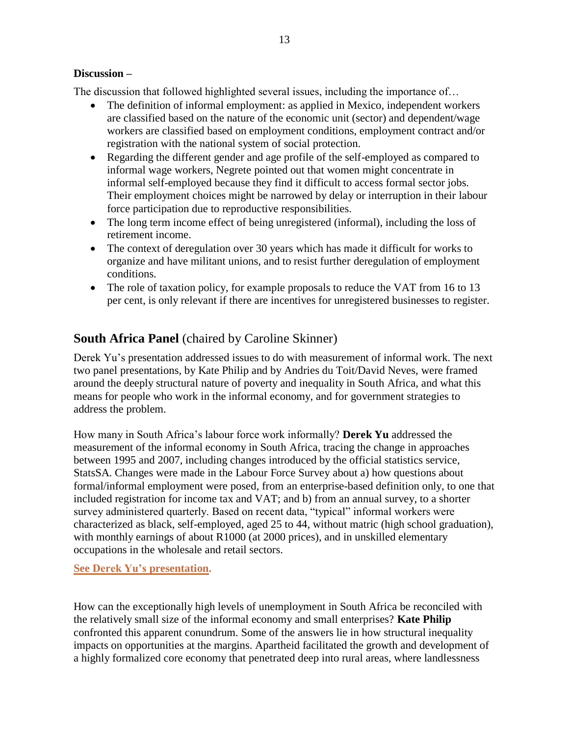**Discussion –**

The discussion that followed highlighted several issues, including the importance of…

- The definition of informal employment: as applied in Mexico, independent workers are classified based on the nature of the economic unit (sector) and dependent/wage workers are classified based on employment conditions, employment contract and/or registration with the national system of social protection.
- Regarding the different gender and age profile of the self-employed as compared to informal wage workers, Negrete pointed out that women might concentrate in informal self-employed because they find it difficult to access formal sector jobs. Their employment choices might be narrowed by delay or interruption in their labour force participation due to reproductive responsibilities.
- The long term income effect of being unregistered (informal), including the loss of retirement income.
- The context of deregulation over 30 years which has made it difficult for works to organize and have militant unions, and to resist further deregulation of employment conditions.
- The role of taxation policy, for example proposals to reduce the VAT from 16 to 13 per cent, is only relevant if there are incentives for unregistered businesses to register.

## South Africa Panel (chaired by Caroline Skinner)

Derek Yu's presentation addressed issues to do with measurement of informal work. The next two panel presentations, by Kate Philip and by Andries du Toit/David Neves, were framed around the deeply structural nature of poverty and inequality in South Africa, and what this means for people who work in the informal economy, and for government strategies to address the problem.

How many in South Africa's labour force work informally? **Derek Yu** addressed the measurement of the informal economy in South Africa, tracing the change in approaches between 1995 and 2007, including changes introduced by the official statistics service, StatsSA. Changes were made in the Labour Force Survey about a) how questions about formal/informal employment were posed, from an enterprise-based definition only, to one that included registration for income tax and VAT; and b) from an annual survey, to a shorter survey administered quarterly. Based on recent data, "typical" informal workers were characterized as black, self-employed, aged 25 to 44, without matric (high school graduation), with monthly earnings of about R1000 (at 2000 prices), and in unskilled elementary occupations in the wholesale and retail sectors.

**See Derek Yu's presentation.**

How can the exceptionally high levels of unemployment in South Africa be reconciled with the relatively small size of the informal economy and small enterprises? **Kate Philip** confronted this apparent conundrum. Some of the answers lie in how structural inequality impacts on opportunities at the margins. Apartheid facilitated the growth and development of a highly formalized core economy that penetrated deep into rural areas, where landlessness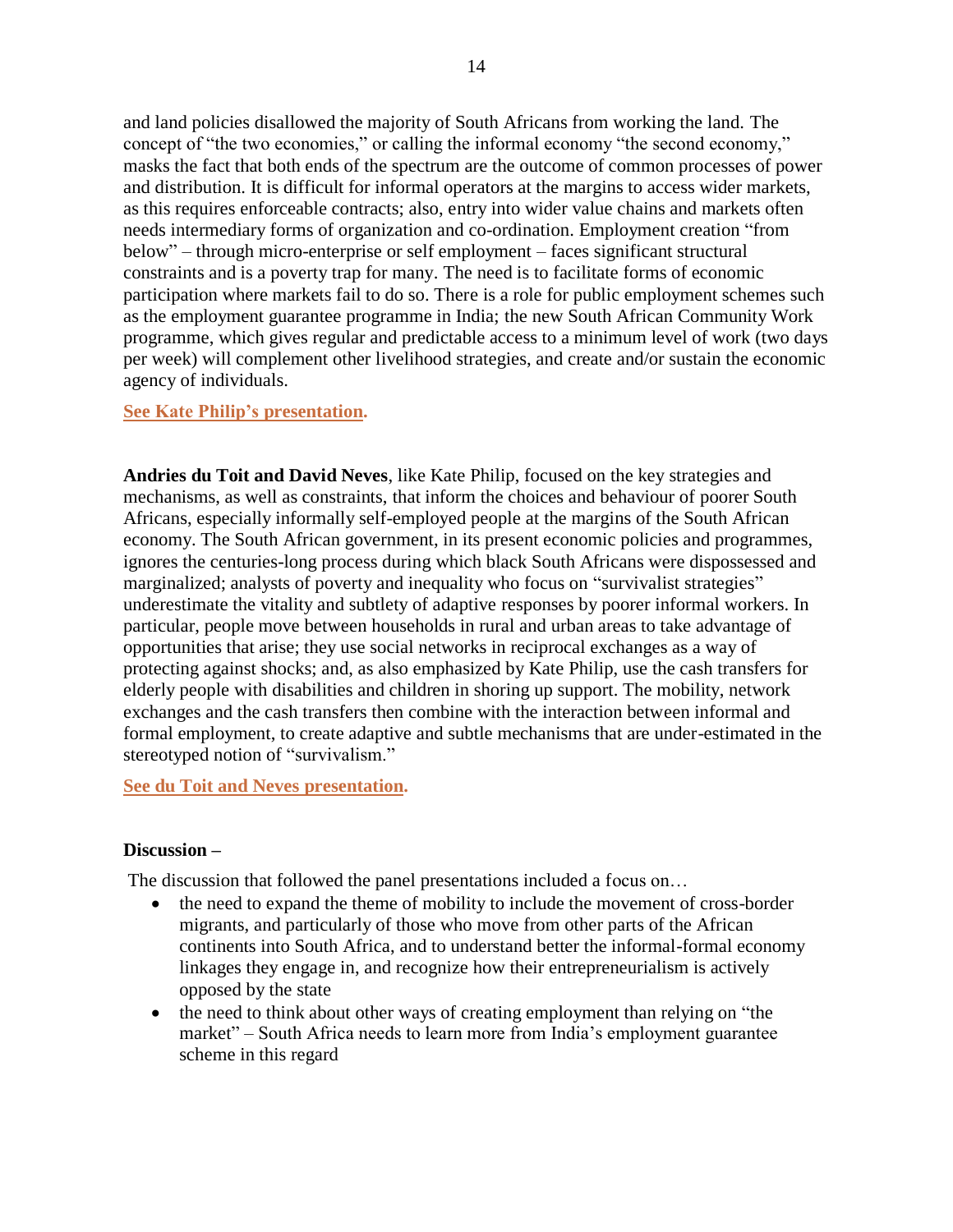and land policies disallowed the majority of South Africans from working the land. The concept of "the two economies," or calling the informal economy "the second economy," masks the fact that both ends of the spectrum are the outcome of common processes of power and distribution. It is difficult for informal operators at the margins to access wider markets, as this requires enforceable contracts; also, entry into wider value chains and markets often needs intermediary forms of organization and co-ordination. Employment creation "from below" – through micro-enterprise or self employment – faces significant structural constraints and is a poverty trap for many. The need is to facilitate forms of economic participation where markets fail to do so. There is a role for public employment schemes such as the employment guarantee programme in India; the new South African Community Work programme, which gives regular and predictable access to a minimum level of work (two days per week) will complement other livelihood strategies, and create and/or sustain the economic agency of individuals.

**See Kate Philip's presentation.**

**Andries du Toit and David Neves**, like Kate Philip, focused on the key strategies and mechanisms, as well as constraints, that inform the choices and behaviour of poorer South Africans, especially informally self-employed people at the margins of the South African economy. The South African government, in its present economic policies and programmes, ignores the centuries-long process during which black South Africans were dispossessed and marginalized; analysts of poverty and inequality who focus on "survivalist strategies" underestimate the vitality and subtlety of adaptive responses by poorer informal workers. In particular, people move between households in rural and urban areas to take advantage of opportunities that arise; they use social networks in reciprocal exchanges as a way of protecting against shocks; and, as also emphasized by Kate Philip, use the cash transfers for elderly people with disabilities and children in shoring up support. The mobility, network exchanges and the cash transfers then combine with the interaction between informal and formal employment, to create adaptive and subtle mechanisms that are under-estimated in the stereotyped notion of "survivalism."

**See du Toit and Neves presentation.**

**Discussion –**

The discussion that followed the panel presentations included a focus on…

- the need to expand the theme of mobility to include the movement of cross-border migrants, and particularly of those who move from other parts of the African continents into South Africa, and to understand better the informal-formal economy linkages they engage in, and recognize how their entrepreneurialism is actively opposed by the state
- the need to think about other ways of creating employment than relying on "the market" – South Africa needs to learn more from India's employment guarantee scheme in this regard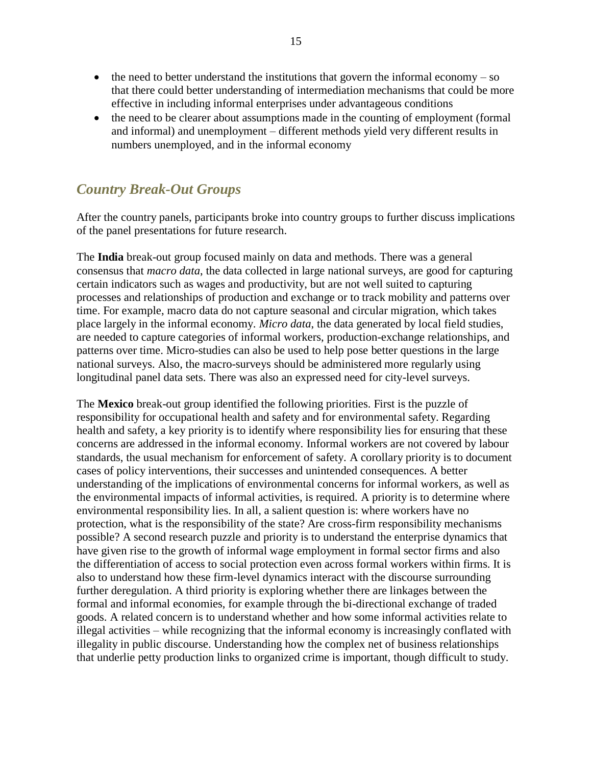- the need to better understand the institutions that govern the informal economy – so that there could better understanding of intermediation mechanisms that could be more effective in including informal enterprises under advantageous conditions
- the need to be clearer about assumptions made in the counting of employment (formal and informal) and unemployment – different methods yield very different results in numbers unemployed, and in the informal economy

## *Country Break-Out Groups*

After the country panels, participants broke into country groups to further discuss implications of the panel presentations for future research.

The **India** break-out group focused mainly on data and methods. There was a general consensus that *macro data*, the data collected in large national surveys, are good for capturing certain indicators such as wages and productivity, but are not well suited to capturing processes and relationships of production and exchange or to track mobility and patterns over time. For example, macro data do not capture seasonal and circular migration, which takes place largely in the informal economy. *Micro data*, the data generated by local field studies, are needed to capture categories of informal workers, production-exchange relationships, and patterns over time. Micro-studies can also be used to help pose better questions in the large national surveys. Also, the macro-surveys should be administered more regularly using longitudinal panel data sets. There was also an expressed need for city-level surveys.

The **Mexico** break-out group identified the following priorities. First is the puzzle of responsibility for occupational health and safety and for environmental safety. Regarding health and safety, a key priority is to identify where responsibility lies for ensuring that these concerns are addressed in the informal economy. Informal workers are not covered by labour standards, the usual mechanism for enforcement of safety. A corollary priority is to document cases of policy interventions, their successes and unintended consequences. A better understanding of the implications of environmental concerns for informal workers, as well as the environmental impacts of informal activities, is required. A priority is to determine where environmental responsibility lies. In all, a salient question is: where workers have no protection, what is the responsibility of the state? Are cross-firm responsibility mechanisms possible? A second research puzzle and priority is to understand the enterprise dynamics that have given rise to the growth of informal wage employment in formal sector firms and also the differentiation of access to social protection even across formal workers within firms. It is also to understand how these firm-level dynamics interact with the discourse surrounding further deregulation. A third priority is exploring whether there are linkages between the formal and informal economies, for example through the bi-directional exchange of traded goods. A related concern is to understand whether and how some informal activities relate to illegal activities – while recognizing that the informal economy is increasingly conflated with illegality in public discourse. Understanding how the complex net of business relationships that underlie petty production links to organized crime is important, though difficult to study.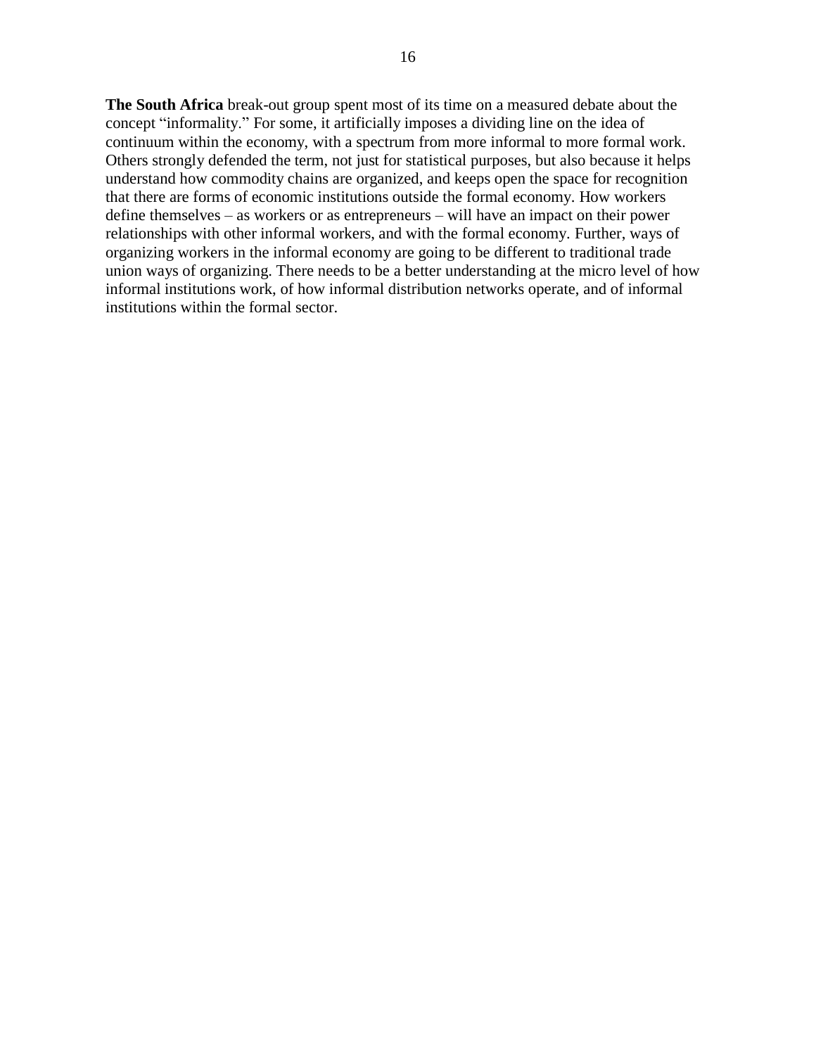**The South Africa** break-out group spent most of its time on a measured debate about the concept "informality." For some, it artificially imposes a dividing line on the idea of continuum within the economy, with a spectrum from more informal to more formal work. Others strongly defended the term, not just for statistical purposes, but also because it helps understand how commodity chains are organized, and keeps open the space for recognition that there are forms of economic institutions outside the formal economy. How workers define themselves – as workers or as entrepreneurs – will have an impact on their power relationships with other informal workers, and with the formal economy. Further, ways of organizing workers in the informal economy are going to be different to traditional trade union ways of organizing. There needs to be a better understanding at the micro level of how informal institutions work, of how informal distribution networks operate, and of informal institutions within the formal sector.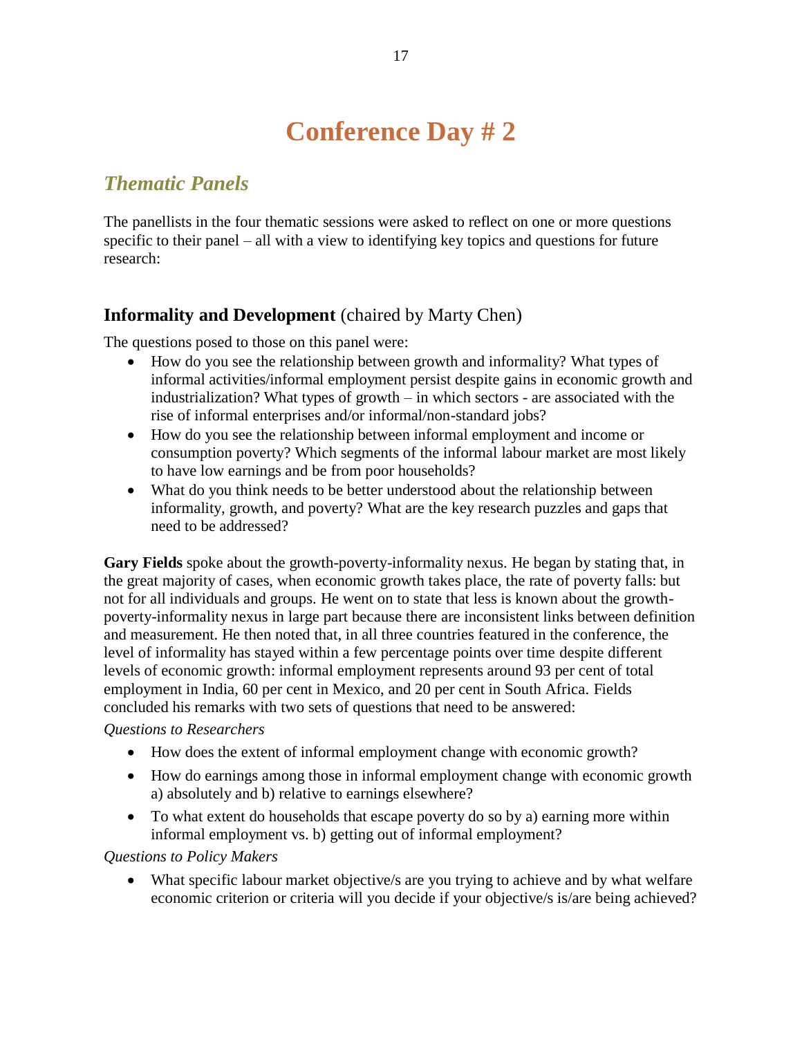# Conference Day # 2

## *Thematic Panels*

The panellists in the four thematic sessions were asked to reflect on one or more questions specific to their panel – all with a view to identifying key topics and questions for future research:

### **Informality and Development** (chaired by Marty Chen)

The questions posed to those on this panel were:

- How do you see the relationship between growth and informality? What types of informal activities/informal employment persist despite gains in economic growth and industrialization? What types of growth – in which sectors - are associated with the rise of informal enterprises and/or informal/non-standard jobs?
- How do you see the relationship between informal employment and income or consumption poverty? Which segments of the informal labour market are most likely to have low earnings and be from poor households?
- What do you think needs to be better understood about the relationship between informality, growth, and poverty? What are the key research puzzles and gaps that need to be addressed?

**Gary Fields** spoke about the growth-poverty-informality nexus. He began by stating that, in the great majority of cases, when economic growth takes place, the rate of poverty falls: but not for all individuals and groups. He went on to state that less is known about the growth-poverty-informality nexus in large part because there are inconsistent links between definition and measurement. He then noted that, in all three countries featured in the conference, the level of informality has stayed within a few percentage points over time despite different levels of economic growth: informal employment represents around 93 per cent of total employment in India, 60 per cent in Mexico, and 20 per cent in South Africa. Fields concluded his remarks with two sets of questions that need to be answered:

*Questions to Researchers*

- How does the extent of informal employment change with economic growth?
- How do earnings among those in informal employment change with economic growth a) absolutely and b) relative to earnings elsewhere?
- To what extent do households that escape poverty do so by a) earning more within informal employment vs. b) getting out of informal employment?

*Questions to Policy Makers*

- What specific labour market objective/s are you trying to achieve and by what welfare economic criterion or criteria will you decide if your objective/s is/are being achieved?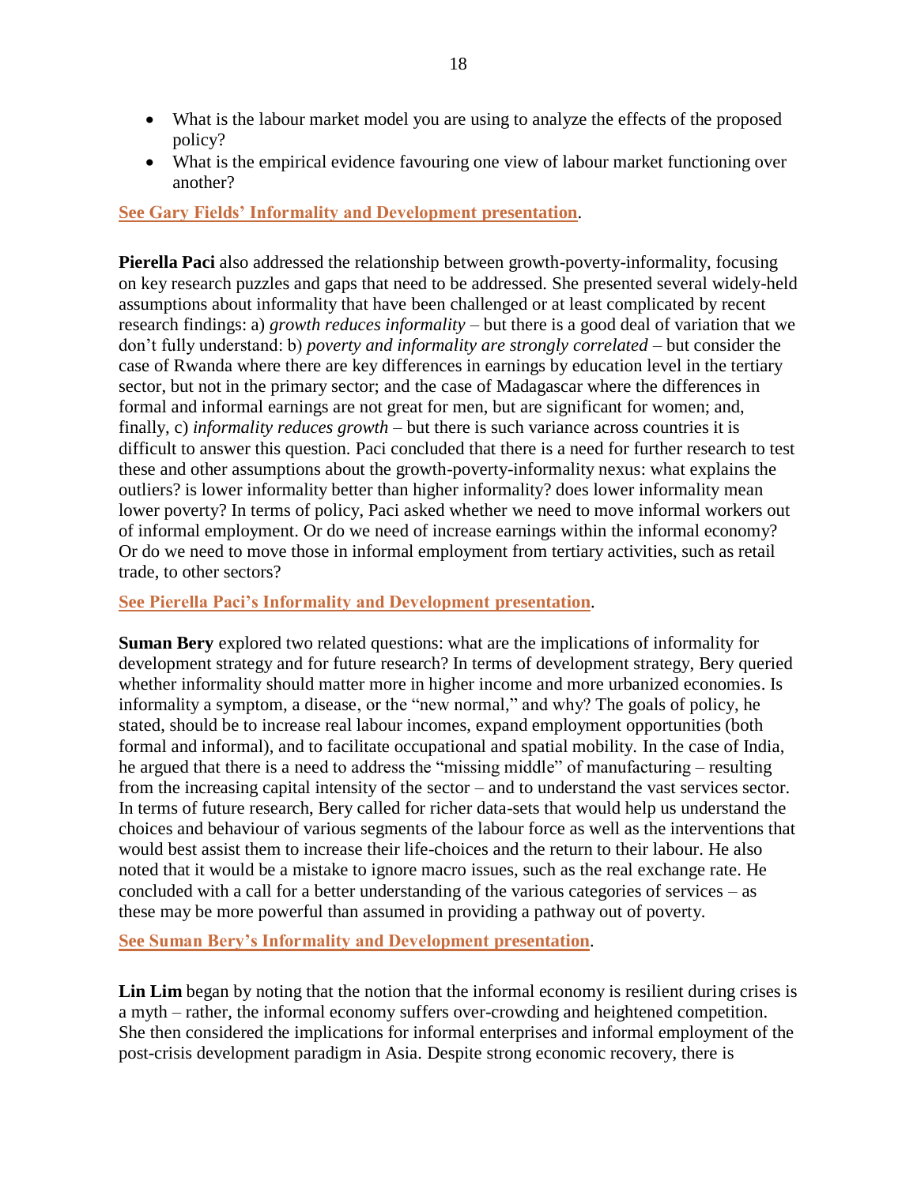- What is the labour market model you are using to analyze the effects of the proposed policy?
- What is the empirical evidence favouring one view of labour market functioning over another?

**See Gary Fields' Informality and Development presentation**.

**Pierella Paci** also addressed the relationship between growth-poverty-informality, focusing on key research puzzles and gaps that need to be addressed. She presented several widely-held assumptions about informality that have been challenged or at least complicated by recent research findings: a) *growth reduces informality* – but there is a good deal of variation that we don't fully understand: b) *poverty and informality are strongly correlated* – but consider the case of Rwanda where there are key differences in earnings by education level in the tertiary sector, but not in the primary sector; and the case of Madagascar where the differences in formal and informal earnings are not great for men, but are significant for women; and, finally, c) *informality reduces growth* – but there is such variance across countries it is difficult to answer this question. Paci concluded that there is a need for further research to test these and other assumptions about the growth-poverty-informality nexus: what explains the outliers? is lower informality better than higher informality? does lower informality mean lower poverty? In terms of policy, Paci asked whether we need to move informal workers out of informal employment. Or do we need of increase earnings within the informal economy? Or do we need to move those in informal employment from tertiary activities, such as retail trade, to other sectors?

**See Pierella Paci's Informality and Development presentation**.

**Suman Bery** explored two related questions: what are the implications of informality for development strategy and for future research? In terms of development strategy, Bery queried whether informality should matter more in higher income and more urbanized economies. Is informality a symptom, a disease, or the "new normal," and why? The goals of policy, he stated, should be to increase real labour incomes, expand employment opportunities (both formal and informal), and to facilitate occupational and spatial mobility. In the case of India, he argued that there is a need to address the "missing middle" of manufacturing – resulting from the increasing capital intensity of the sector – and to understand the vast services sector. In terms of future research, Bery called for richer data-sets that would help us understand the choices and behaviour of various segments of the labour force as well as the interventions that would best assist them to increase their life-choices and the return to their labour. He also noted that it would be a mistake to ignore macro issues, such as the real exchange rate. He concluded with a call for a better understanding of the various categories of services – as these may be more powerful than assumed in providing a pathway out of poverty.

**See Suman Bery's Informality and Development presentation**.

**Lin Lim** began by noting that the notion that the informal economy is resilient during crises is a myth – rather, the informal economy suffers over-crowding and heightened competition. She then considered the implications for informal enterprises and informal employment of the post-crisis development paradigm in Asia. Despite strong economic recovery, there is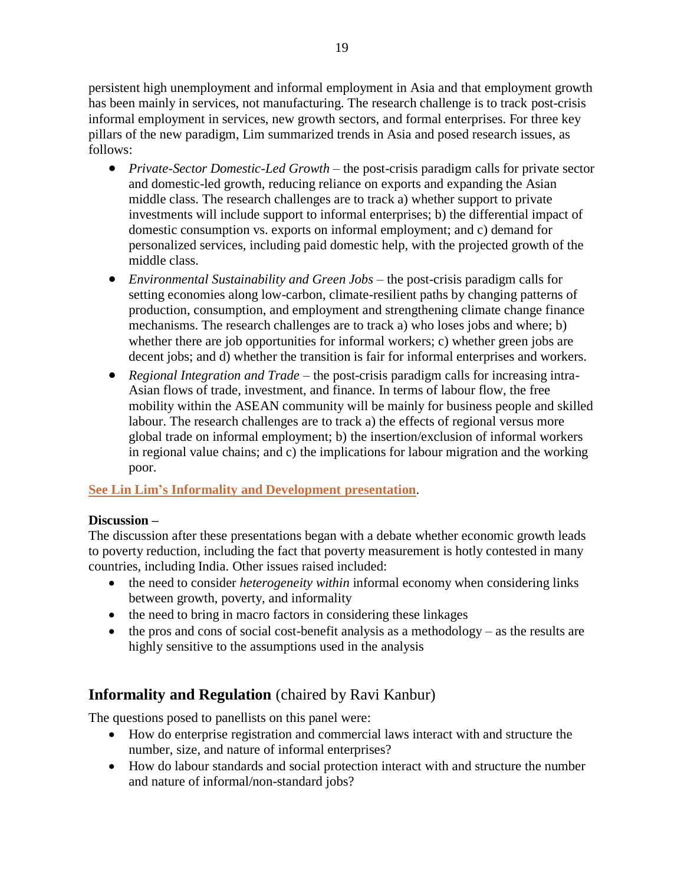persistent high unemployment and informal employment in Asia and that employment growth has been mainly in services, not manufacturing. The research challenge is to track post-crisis informal employment in services, new growth sectors, and formal enterprises. For three key pillars of the new paradigm, Lim summarized trends in Asia and posed research issues, as follows:

- *Private-Sector Domestic-Led Growth* – the post-crisis paradigm calls for private sector and domestic-led growth, reducing reliance on exports and expanding the Asian middle class. The research challenges are to track a) whether support to private investments will include support to informal enterprises; b) the differential impact of domestic consumption vs. exports on informal employment; and c) demand for personalized services, including paid domestic help, with the projected growth of the middle class.
- *Environmental Sustainability and Green Jobs* – the post-crisis paradigm calls for setting economies along low-carbon, climate-resilient paths by changing patterns of production, consumption, and employment and strengthening climate change finance mechanisms. The research challenges are to track a) who loses jobs and where; b) whether there are job opportunities for informal workers; c) whether green jobs are decent jobs; and d) whether the transition is fair for informal enterprises and workers.
- *Regional Integration and Trade* – the post-crisis paradigm calls for increasing intra-Asian flows of trade, investment, and finance. In terms of labour flow, the free mobility within the ASEAN community will be mainly for business people and skilled labour. The research challenges are to track a) the effects of regional versus more global trade on informal employment; b) the insertion/exclusion of informal workers in regional value chains; and c) the implications for labour migration and the working poor.

**See Lin Lim's Informality and Development presentation**.

**Discussion –**
The discussion after these presentations began with a debate whether economic growth leads to poverty reduction, including the fact that poverty measurement is hotly contested in many countries, including India. Other issues raised included:

- the need to consider *heterogeneity within* informal economy when considering links between growth, poverty, and informality
- the need to bring in macro factors in considering these linkages
- the pros and cons of social cost-benefit analysis as a methodology – as the results are highly sensitive to the assumptions used in the analysis

## **Informality and Regulation** (chaired by Ravi Kanbur)

The questions posed to panellists on this panel were:

- How do enterprise registration and commercial laws interact with and structure the number, size, and nature of informal enterprises?
- How do labour standards and social protection interact with and structure the number and nature of informal/non-standard jobs?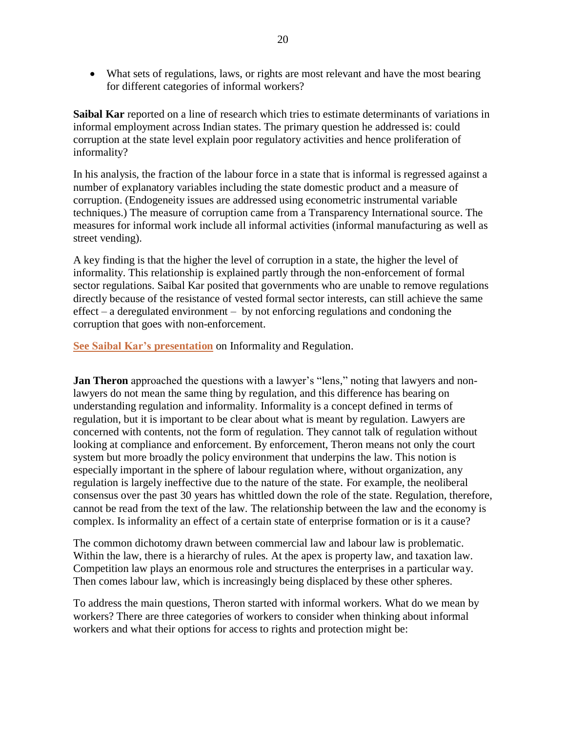- What sets of regulations, laws, or rights are most relevant and have the most bearing for different categories of informal workers?

**Saibal Kar** reported on a line of research which tries to estimate determinants of variations in informal employment across Indian states. The primary question he addressed is: could corruption at the state level explain poor regulatory activities and hence proliferation of informality?

In his analysis, the fraction of the labour force in a state that is informal is regressed against a number of explanatory variables including the state domestic product and a measure of corruption. (Endogeneity issues are addressed using econometric instrumental variable techniques.) The measure of corruption came from a Transparency International source. The measures for informal work include all informal activities (informal manufacturing as well as street vending).

A key finding is that the higher the level of corruption in a state, the higher the level of informality. This relationship is explained partly through the non-enforcement of formal sector regulations. Saibal Kar posited that governments who are unable to remove regulations directly because of the resistance of vested formal sector interests, can still achieve the same effect – a deregulated environment – by not enforcing regulations and condoning the corruption that goes with non-enforcement.

**See Saibal Kar's presentation** on Informality and Regulation.

**Jan Theron** approached the questions with a lawyer's "lens," noting that lawyers and non-lawyers do not mean the same thing by regulation, and this difference has bearing on understanding regulation and informality. Informality is a concept defined in terms of regulation, but it is important to be clear about what is meant by regulation. Lawyers are concerned with contents, not the form of regulation. They cannot talk of regulation without looking at compliance and enforcement. By enforcement, Theron means not only the court system but more broadly the policy environment that underpins the law. This notion is especially important in the sphere of labour regulation where, without organization, any regulation is largely ineffective due to the nature of the state. For example, the neoliberal consensus over the past 30 years has whittled down the role of the state. Regulation, therefore, cannot be read from the text of the law. The relationship between the law and the economy is complex. Is informality an effect of a certain state of enterprise formation or is it a cause?

The common dichotomy drawn between commercial law and labour law is problematic. Within the law, there is a hierarchy of rules. At the apex is property law, and taxation law. Competition law plays an enormous role and structures the enterprises in a particular way. Then comes labour law, which is increasingly being displaced by these other spheres.

To address the main questions, Theron started with informal workers. What do we mean by workers? There are three categories of workers to consider when thinking about informal workers and what their options for access to rights and protection might be: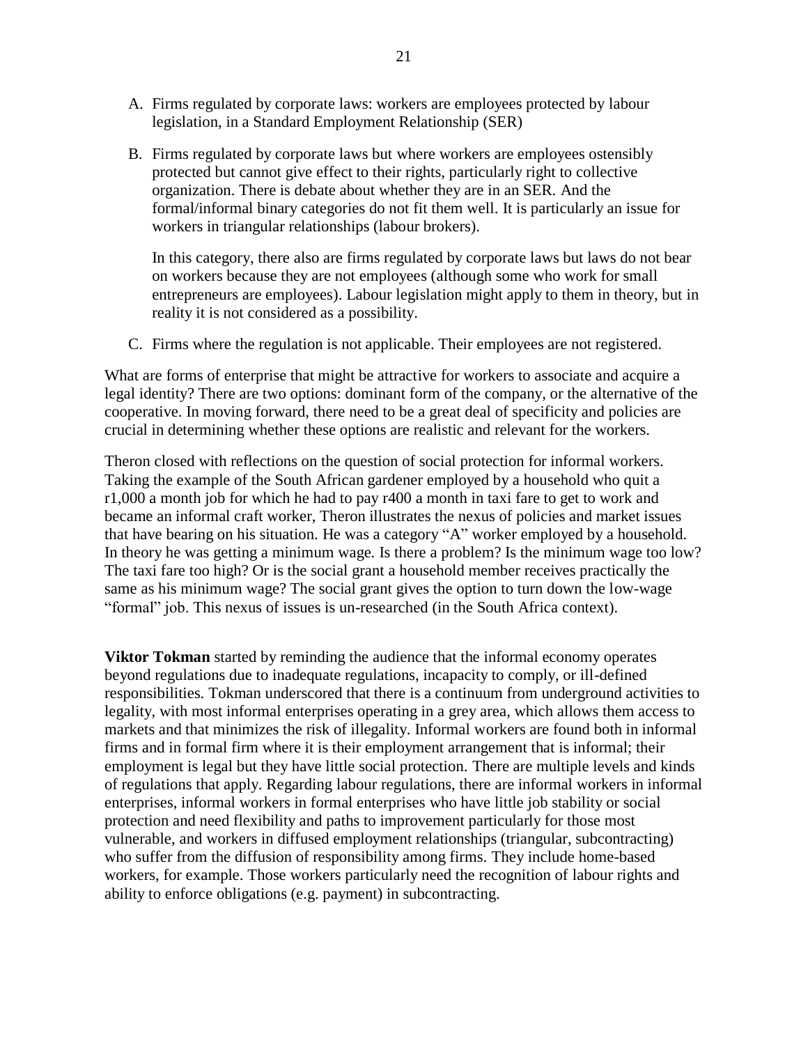A. Firms regulated by corporate laws: workers are employees protected by labour legislation, in a Standard Employment Relationship (SER)

B. Firms regulated by corporate laws but where workers are employees ostensibly protected but cannot give effect to their rights, particularly right to collective organization. There is debate about whether they are in an SER. And the formal/informal binary categories do not fit them well. It is particularly an issue for workers in triangular relationships (labour brokers).

   In this category, there also are firms regulated by corporate laws but laws do not bear on workers because they are not employees (although some who work for small entrepreneurs are employees). Labour legislation might apply to them in theory, but in reality it is not considered as a possibility.

C. Firms where the regulation is not applicable. Their employees are not registered.

What are forms of enterprise that might be attractive for workers to associate and acquire a legal identity? There are two options: dominant form of the company, or the alternative of the cooperative. In moving forward, there need to be a great deal of specificity and policies are crucial in determining whether these options are realistic and relevant for the workers.

Theron closed with reflections on the question of social protection for informal workers. Taking the example of the South African gardener employed by a household who quit a r1,000 a month job for which he had to pay r400 a month in taxi fare to get to work and became an informal craft worker, Theron illustrates the nexus of policies and market issues that have bearing on his situation. He was a category "A" worker employed by a household. In theory he was getting a minimum wage. Is there a problem? Is the minimum wage too low? The taxi fare too high? Or is the social grant a household member receives practically the same as his minimum wage? The social grant gives the option to turn down the low-wage "formal" job. This nexus of issues is un-researched (in the South Africa context).

**Viktor Tokman** started by reminding the audience that the informal economy operates beyond regulations due to inadequate regulations, incapacity to comply, or ill-defined responsibilities. Tokman underscored that there is a continuum from underground activities to legality, with most informal enterprises operating in a grey area, which allows them access to markets and that minimizes the risk of illegality. Informal workers are found both in informal firms and in formal firm where it is their employment arrangement that is informal; their employment is legal but they have little social protection. There are multiple levels and kinds of regulations that apply. Regarding labour regulations, there are informal workers in informal enterprises, informal workers in formal enterprises who have little job stability or social protection and need flexibility and paths to improvement particularly for those most vulnerable, and workers in diffused employment relationships (triangular, subcontracting) who suffer from the diffusion of responsibility among firms. They include home-based workers, for example. Those workers particularly need the recognition of labour rights and ability to enforce obligations (e.g. payment) in subcontracting.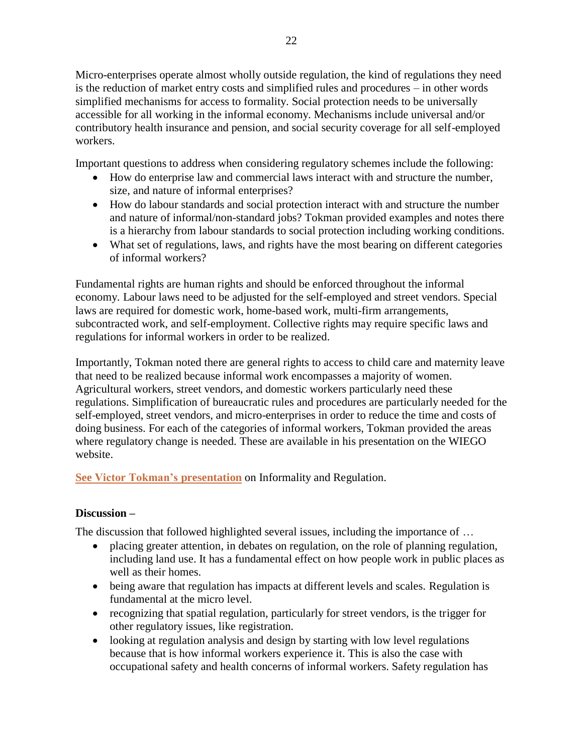Micro-enterprises operate almost wholly outside regulation, the kind of regulations they need is the reduction of market entry costs and simplified rules and procedures – in other words simplified mechanisms for access to formality. Social protection needs to be universally accessible for all working in the informal economy. Mechanisms include universal and/or contributory health insurance and pension, and social security coverage for all self-employed workers.

Important questions to address when considering regulatory schemes include the following:

- How do enterprise law and commercial laws interact with and structure the number, size, and nature of informal enterprises?
- How do labour standards and social protection interact with and structure the number and nature of informal/non-standard jobs? Tokman provided examples and notes there is a hierarchy from labour standards to social protection including working conditions.
- What set of regulations, laws, and rights have the most bearing on different categories of informal workers?

Fundamental rights are human rights and should be enforced throughout the informal economy. Labour laws need to be adjusted for the self-employed and street vendors. Special laws are required for domestic work, home-based work, multi-firm arrangements, subcontracted work, and self-employment. Collective rights may require specific laws and regulations for informal workers in order to be realized.

Importantly, Tokman noted there are general rights to access to child care and maternity leave that need to be realized because informal work encompasses a majority of women. Agricultural workers, street vendors, and domestic workers particularly need these regulations. Simplification of bureaucratic rules and procedures are particularly needed for the self-employed, street vendors, and micro-enterprises in order to reduce the time and costs of doing business. For each of the categories of informal workers, Tokman provided the areas where regulatory change is needed. These are available in his presentation on the WIEGO website.

**See Victor Tokman's presentation** on Informality and Regulation.

**Discussion –**

The discussion that followed highlighted several issues, including the importance of …

- placing greater attention, in debates on regulation, on the role of planning regulation, including land use. It has a fundamental effect on how people work in public places as well as their homes.
- being aware that regulation has impacts at different levels and scales. Regulation is fundamental at the micro level.
- recognizing that spatial regulation, particularly for street vendors, is the trigger for other regulatory issues, like registration.
- looking at regulation analysis and design by starting with low level regulations because that is how informal workers experience it. This is also the case with occupational safety and health concerns of informal workers. Safety regulation has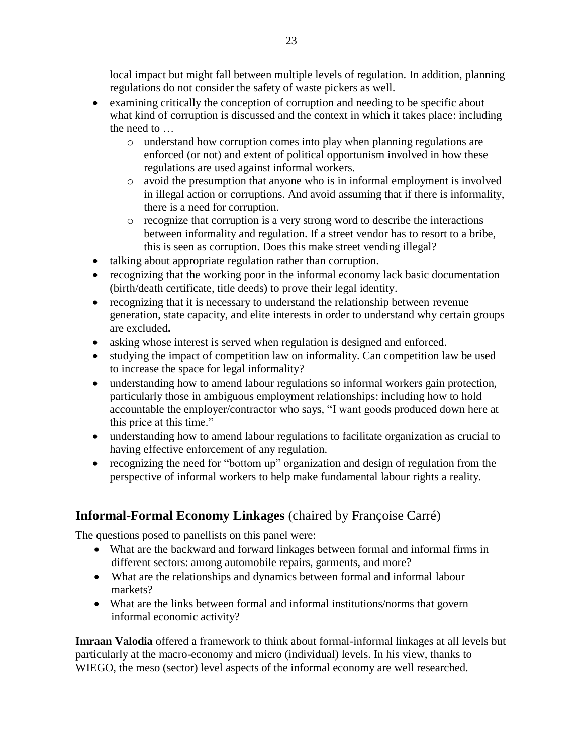local impact but might fall between multiple levels of regulation. In addition, planning regulations do not consider the safety of waste pickers as well.

- examining critically the conception of corruption and needing to be specific about what kind of corruption is discussed and the context in which it takes place: including the need to …
    - understand how corruption comes into play when planning regulations are enforced (or not) and extent of political opportunism involved in how these regulations are used against informal workers.
    - avoid the presumption that anyone who is in informal employment is involved in illegal action or corruptions. And avoid assuming that if there is informality, there is a need for corruption.
    - recognize that corruption is a very strong word to describe the interactions between informality and regulation. If a street vendor has to resort to a bribe, this is seen as corruption. Does this make street vending illegal?
- talking about appropriate regulation rather than corruption.
- recognizing that the working poor in the informal economy lack basic documentation (birth/death certificate, title deeds) to prove their legal identity.
- recognizing that it is necessary to understand the relationship between revenue generation, state capacity, and elite interests in order to understand why certain groups are excluded**.**
- asking whose interest is served when regulation is designed and enforced.
- studying the impact of competition law on informality. Can competition law be used to increase the space for legal informality?
- understanding how to amend labour regulations so informal workers gain protection, particularly those in ambiguous employment relationships: including how to hold accountable the employer/contractor who says, "I want goods produced down here at this price at this time."
- understanding how to amend labour regulations to facilitate organization as crucial to having effective enforcement of any regulation.
- recognizing the need for "bottom up" organization and design of regulation from the perspective of informal workers to help make fundamental labour rights a reality.

## **Informal-Formal Economy Linkages** (chaired by Françoise Carré)

The questions posed to panellists on this panel were:

- What are the backward and forward linkages between formal and informal firms in different sectors: among automobile repairs, garments, and more?
- What are the relationships and dynamics between formal and informal labour markets?
- What are the links between formal and informal institutions/norms that govern informal economic activity?

**Imraan Valodia** offered a framework to think about formal-informal linkages at all levels but particularly at the macro-economy and micro (individual) levels. In his view, thanks to WIEGO, the meso (sector) level aspects of the informal economy are well researched.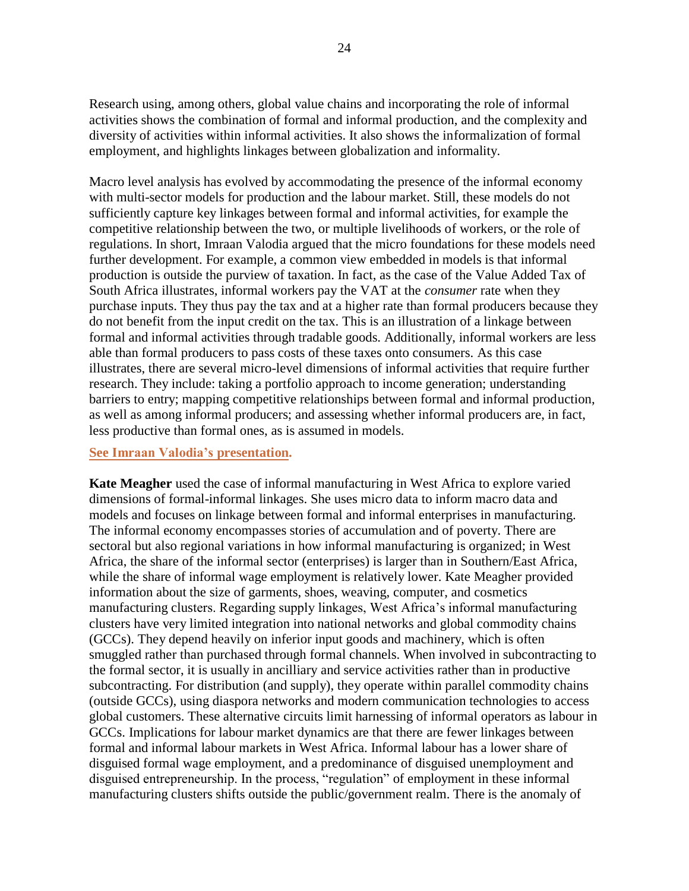Research using, among others, global value chains and incorporating the role of informal activities shows the combination of formal and informal production, and the complexity and diversity of activities within informal activities. It also shows the informalization of formal employment, and highlights linkages between globalization and informality.

Macro level analysis has evolved by accommodating the presence of the informal economy with multi-sector models for production and the labour market. Still, these models do not sufficiently capture key linkages between formal and informal activities, for example the competitive relationship between the two, or multiple livelihoods of workers, or the role of regulations. In short, Imraan Valodia argued that the micro foundations for these models need further development. For example, a common view embedded in models is that informal production is outside the purview of taxation. In fact, as the case of the Value Added Tax of South Africa illustrates, informal workers pay the VAT at the *consumer* rate when they purchase inputs. They thus pay the tax and at a higher rate than formal producers because they do not benefit from the input credit on the tax. This is an illustration of a linkage between formal and informal activities through tradable goods. Additionally, informal workers are less able than formal producers to pass costs of these taxes onto consumers. As this case illustrates, there are several micro-level dimensions of informal activities that require further research. They include: taking a portfolio approach to income generation; understanding barriers to entry; mapping competitive relationships between formal and informal production, as well as among informal producers; and assessing whether informal producers are, in fact, less productive than formal ones, as is assumed in models.

**See Imraan Valodia's presentation.**

**Kate Meagher** used the case of informal manufacturing in West Africa to explore varied dimensions of formal-informal linkages. She uses micro data to inform macro data and models and focuses on linkage between formal and informal enterprises in manufacturing. The informal economy encompasses stories of accumulation and of poverty. There are sectoral but also regional variations in how informal manufacturing is organized; in West Africa, the share of the informal sector (enterprises) is larger than in Southern/East Africa, while the share of informal wage employment is relatively lower. Kate Meagher provided information about the size of garments, shoes, weaving, computer, and cosmetics manufacturing clusters. Regarding supply linkages, West Africa's informal manufacturing clusters have very limited integration into national networks and global commodity chains (GCCs). They depend heavily on inferior input goods and machinery, which is often smuggled rather than purchased through formal channels. When involved in subcontracting to the formal sector, it is usually in ancilliary and service activities rather than in productive subcontracting. For distribution (and supply), they operate within parallel commodity chains (outside GCCs), using diaspora networks and modern communication technologies to access global customers. These alternative circuits limit harnessing of informal operators as labour in GCCs. Implications for labour market dynamics are that there are fewer linkages between formal and informal labour markets in West Africa. Informal labour has a lower share of disguised formal wage employment, and a predominance of disguised unemployment and disguised entrepreneurship. In the process, "regulation" of employment in these informal manufacturing clusters shifts outside the public/government realm. There is the anomaly of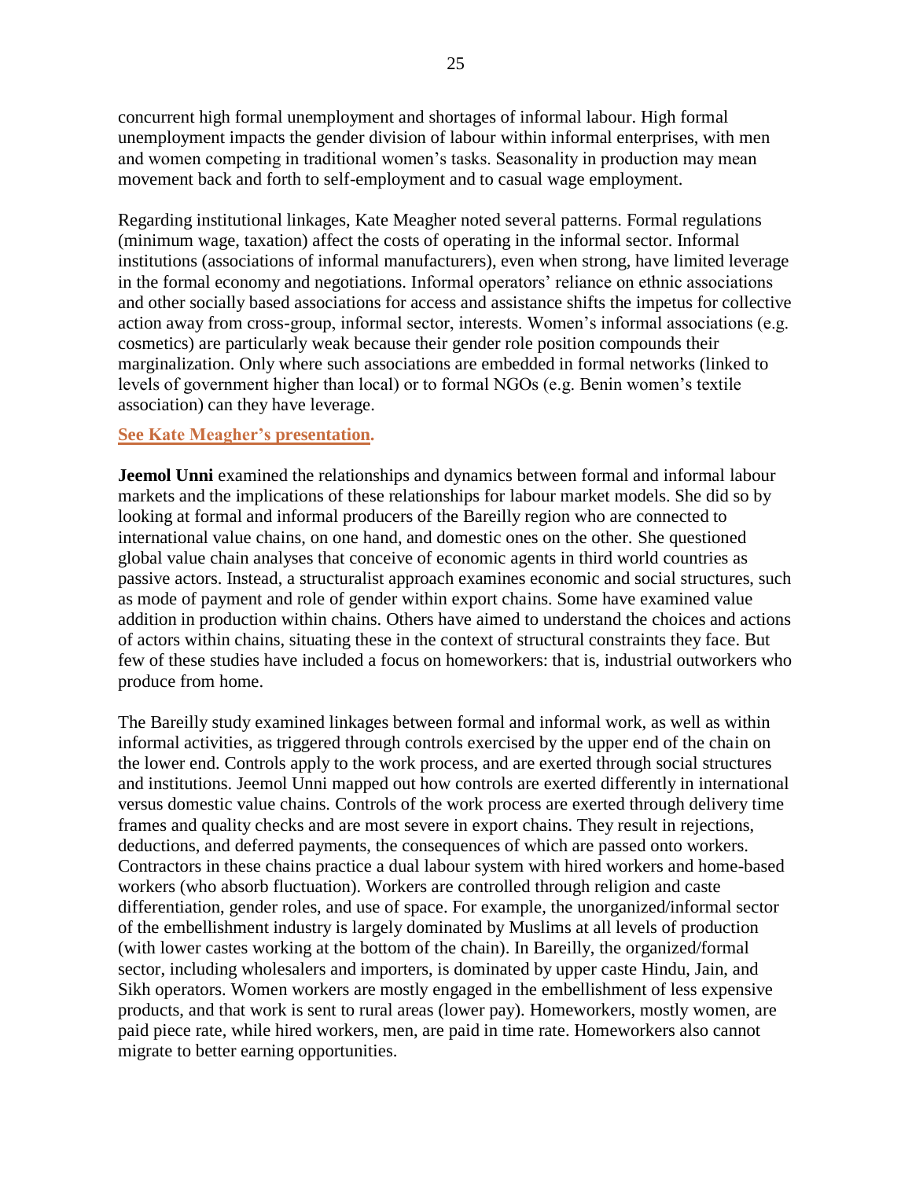concurrent high formal unemployment and shortages of informal labour. High formal unemployment impacts the gender division of labour within informal enterprises, with men and women competing in traditional women's tasks. Seasonality in production may mean movement back and forth to self-employment and to casual wage employment.

Regarding institutional linkages, Kate Meagher noted several patterns. Formal regulations (minimum wage, taxation) affect the costs of operating in the informal sector. Informal institutions (associations of informal manufacturers), even when strong, have limited leverage in the formal economy and negotiations. Informal operators' reliance on ethnic associations and other socially based associations for access and assistance shifts the impetus for collective action away from cross-group, informal sector, interests. Women's informal associations (e.g. cosmetics) are particularly weak because their gender role position compounds their marginalization. Only where such associations are embedded in formal networks (linked to levels of government higher than local) or to formal NGOs (e.g. Benin women's textile association) can they have leverage.

**See Kate Meagher's presentation.**

**Jeemol Unni** examined the relationships and dynamics between formal and informal labour markets and the implications of these relationships for labour market models. She did so by looking at formal and informal producers of the Bareilly region who are connected to international value chains, on one hand, and domestic ones on the other. She questioned global value chain analyses that conceive of economic agents in third world countries as passive actors. Instead, a structuralist approach examines economic and social structures, such as mode of payment and role of gender within export chains. Some have examined value addition in production within chains. Others have aimed to understand the choices and actions of actors within chains, situating these in the context of structural constraints they face. But few of these studies have included a focus on homeworkers: that is, industrial outworkers who produce from home.

The Bareilly study examined linkages between formal and informal work, as well as within informal activities, as triggered through controls exercised by the upper end of the chain on the lower end. Controls apply to the work process, and are exerted through social structures and institutions. Jeemol Unni mapped out how controls are exerted differently in international versus domestic value chains. Controls of the work process are exerted through delivery time frames and quality checks and are most severe in export chains. They result in rejections, deductions, and deferred payments, the consequences of which are passed onto workers. Contractors in these chains practice a dual labour system with hired workers and home-based workers (who absorb fluctuation). Workers are controlled through religion and caste differentiation, gender roles, and use of space. For example, the unorganized/informal sector of the embellishment industry is largely dominated by Muslims at all levels of production (with lower castes working at the bottom of the chain). In Bareilly, the organized/formal sector, including wholesalers and importers, is dominated by upper caste Hindu, Jain, and Sikh operators. Women workers are mostly engaged in the embellishment of less expensive products, and that work is sent to rural areas (lower pay). Homeworkers, mostly women, are paid piece rate, while hired workers, men, are paid in time rate. Homeworkers also cannot migrate to better earning opportunities.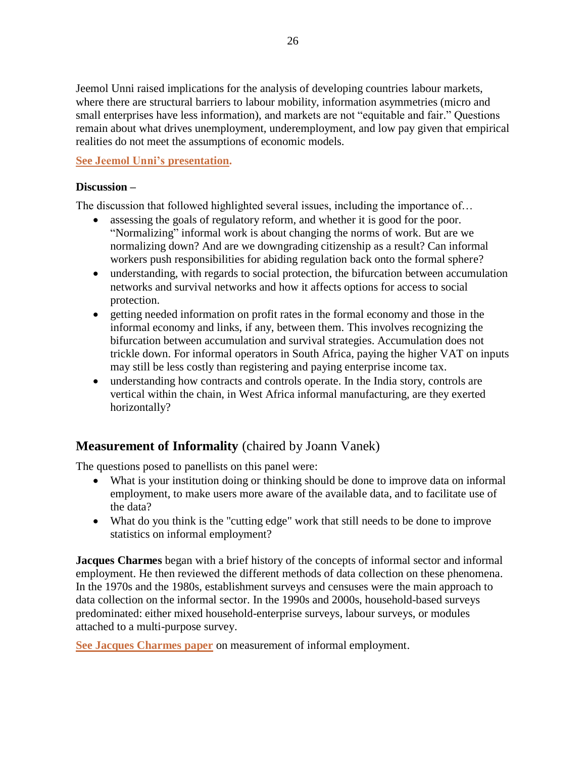Jeemol Unni raised implications for the analysis of developing countries labour markets, where there are structural barriers to labour mobility, information asymmetries (micro and small enterprises have less information), and markets are not "equitable and fair." Questions remain about what drives unemployment, underemployment, and low pay given that empirical realities do not meet the assumptions of economic models.

**See Jeemol Unni's presentation.**

**Discussion –**

The discussion that followed highlighted several issues, including the importance of…

- assessing the goals of regulatory reform, and whether it is good for the poor. "Normalizing" informal work is about changing the norms of work. But are we normalizing down? And are we downgrading citizenship as a result? Can informal workers push responsibilities for abiding regulation back onto the formal sphere?
- understanding, with regards to social protection, the bifurcation between accumulation networks and survival networks and how it affects options for access to social protection.
- getting needed information on profit rates in the formal economy and those in the informal economy and links, if any, between them. This involves recognizing the bifurcation between accumulation and survival strategies. Accumulation does not trickle down. For informal operators in South Africa, paying the higher VAT on inputs may still be less costly than registering and paying enterprise income tax.
- understanding how contracts and controls operate. In the India story, controls are vertical within the chain, in West Africa informal manufacturing, are they exerted horizontally?

## Measurement of Informality (chaired by Joann Vanek)

The questions posed to panellists on this panel were:

- What is your institution doing or thinking should be done to improve data on informal employment, to make users more aware of the available data, and to facilitate use of the data?
- What do you think is the "cutting edge" work that still needs to be done to improve statistics on informal employment?

**Jacques Charmes** began with a brief history of the concepts of informal sector and informal employment. He then reviewed the different methods of data collection on these phenomena. In the 1970s and the 1980s, establishment surveys and censuses were the main approach to data collection on the informal sector. In the 1990s and 2000s, household-based surveys predominated: either mixed household-enterprise surveys, labour surveys, or modules attached to a multi-purpose survey.

**See Jacques Charmes paper** on measurement of informal employment.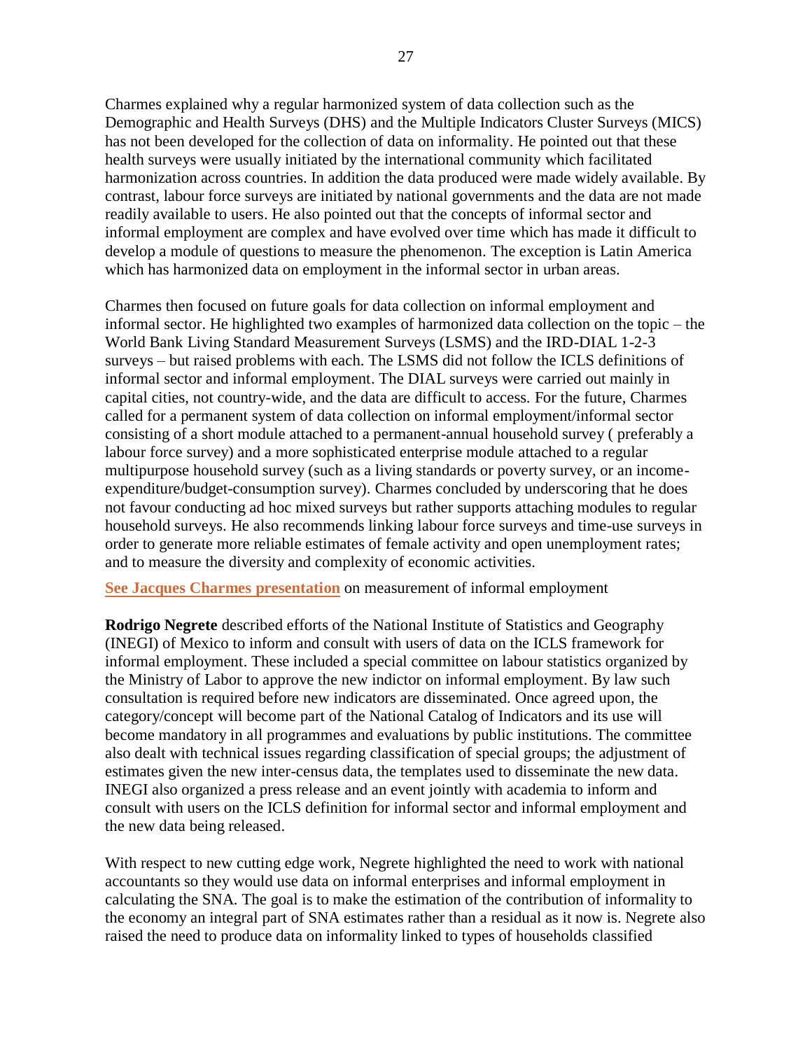Charmes explained why a regular harmonized system of data collection such as the Demographic and Health Surveys (DHS) and the Multiple Indicators Cluster Surveys (MICS) has not been developed for the collection of data on informality. He pointed out that these health surveys were usually initiated by the international community which facilitated harmonization across countries. In addition the data produced were made widely available. By contrast, labour force surveys are initiated by national governments and the data are not made readily available to users. He also pointed out that the concepts of informal sector and informal employment are complex and have evolved over time which has made it difficult to develop a module of questions to measure the phenomenon. The exception is Latin America which has harmonized data on employment in the informal sector in urban areas.

Charmes then focused on future goals for data collection on informal employment and informal sector. He highlighted two examples of harmonized data collection on the topic – the World Bank Living Standard Measurement Surveys (LSMS) and the IRD-DIAL 1-2-3 surveys – but raised problems with each. The LSMS did not follow the ICLS definitions of informal sector and informal employment. The DIAL surveys were carried out mainly in capital cities, not country-wide, and the data are difficult to access. For the future, Charmes called for a permanent system of data collection on informal employment/informal sector consisting of a short module attached to a permanent-annual household survey ( preferably a labour force survey) and a more sophisticated enterprise module attached to a regular multipurpose household survey (such as a living standards or poverty survey, or an income-expenditure/budget-consumption survey). Charmes concluded by underscoring that he does not favour conducting ad hoc mixed surveys but rather supports attaching modules to regular household surveys. He also recommends linking labour force surveys and time-use surveys in order to generate more reliable estimates of female activity and open unemployment rates; and to measure the diversity and complexity of economic activities.

**See Jacques Charmes presentation** on measurement of informal employment

**Rodrigo Negrete** described efforts of the National Institute of Statistics and Geography (INEGI) of Mexico to inform and consult with users of data on the ICLS framework for informal employment. These included a special committee on labour statistics organized by the Ministry of Labor to approve the new indictor on informal employment. By law such consultation is required before new indicators are disseminated. Once agreed upon, the category/concept will become part of the National Catalog of Indicators and its use will become mandatory in all programmes and evaluations by public institutions. The committee also dealt with technical issues regarding classification of special groups; the adjustment of estimates given the new inter-census data, the templates used to disseminate the new data. INEGI also organized a press release and an event jointly with academia to inform and consult with users on the ICLS definition for informal sector and informal employment and the new data being released.

With respect to new cutting edge work, Negrete highlighted the need to work with national accountants so they would use data on informal enterprises and informal employment in calculating the SNA. The goal is to make the estimation of the contribution of informality to the economy an integral part of SNA estimates rather than a residual as it now is. Negrete also raised the need to produce data on informality linked to types of households classified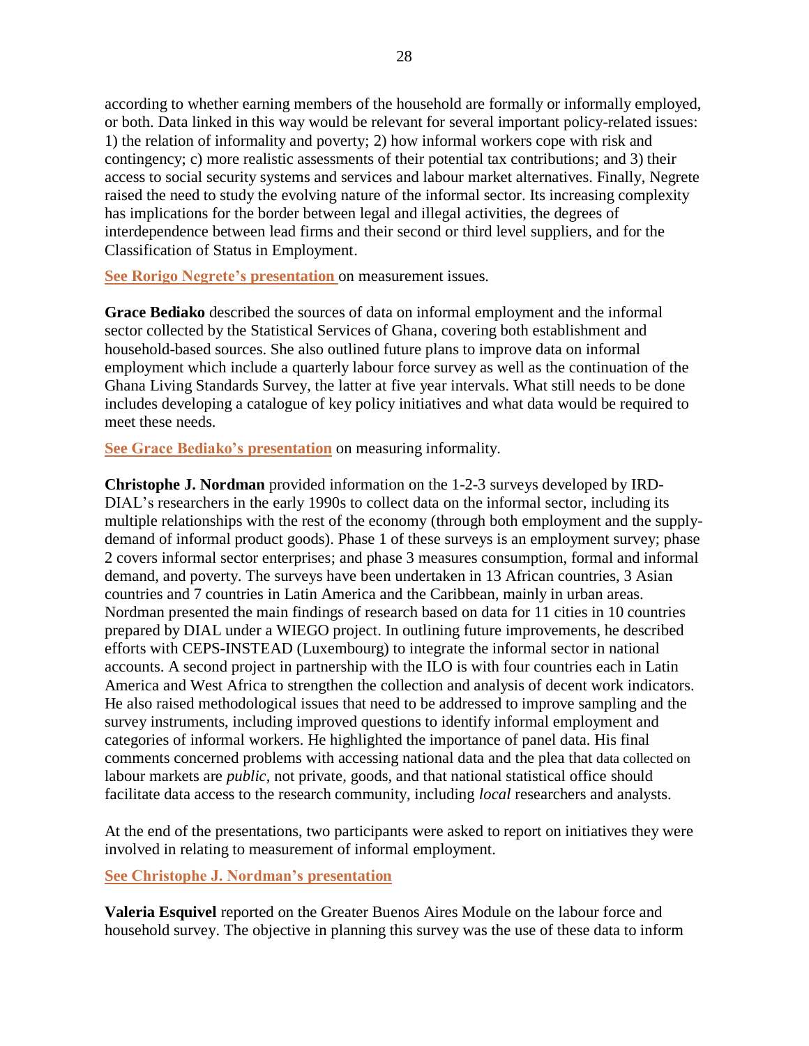according to whether earning members of the household are formally or informally employed, or both. Data linked in this way would be relevant for several important policy-related issues: 1) the relation of informality and poverty; 2) how informal workers cope with risk and contingency; c) more realistic assessments of their potential tax contributions; and 3) their access to social security systems and services and labour market alternatives. Finally, Negrete raised the need to study the evolving nature of the informal sector. Its increasing complexity has implications for the border between legal and illegal activities, the degrees of interdependence between lead firms and their second or third level suppliers, and for the Classification of Status in Employment.

**See Rorigo Negrete's presentation** on measurement issues.

**Grace Bediako** described the sources of data on informal employment and the informal sector collected by the Statistical Services of Ghana, covering both establishment and household-based sources. She also outlined future plans to improve data on informal employment which include a quarterly labour force survey as well as the continuation of the Ghana Living Standards Survey, the latter at five year intervals. What still needs to be done includes developing a catalogue of key policy initiatives and what data would be required to meet these needs.

**See Grace Bediako's presentation** on measuring informality.

**Christophe J. Nordman** provided information on the 1-2-3 surveys developed by IRD-DIAL's researchers in the early 1990s to collect data on the informal sector, including its multiple relationships with the rest of the economy (through both employment and the supply-demand of informal product goods). Phase 1 of these surveys is an employment survey; phase 2 covers informal sector enterprises; and phase 3 measures consumption, formal and informal demand, and poverty. The surveys have been undertaken in 13 African countries, 3 Asian countries and 7 countries in Latin America and the Caribbean, mainly in urban areas. Nordman presented the main findings of research based on data for 11 cities in 10 countries prepared by DIAL under a WIEGO project. In outlining future improvements, he described efforts with CEPS-INSTEAD (Luxembourg) to integrate the informal sector in national accounts. A second project in partnership with the ILO is with four countries each in Latin America and West Africa to strengthen the collection and analysis of decent work indicators. He also raised methodological issues that need to be addressed to improve sampling and the survey instruments, including improved questions to identify informal employment and categories of informal workers. He highlighted the importance of panel data. His final comments concerned problems with accessing national data and the plea that data collected on labour markets are *public*, not private, goods, and that national statistical office should facilitate data access to the research community, including *local* researchers and analysts.

At the end of the presentations, two participants were asked to report on initiatives they were involved in relating to measurement of informal employment.

**See Christophe J. Nordman's presentation**

**Valeria Esquivel** reported on the Greater Buenos Aires Module on the labour force and household survey. The objective in planning this survey was the use of these data to inform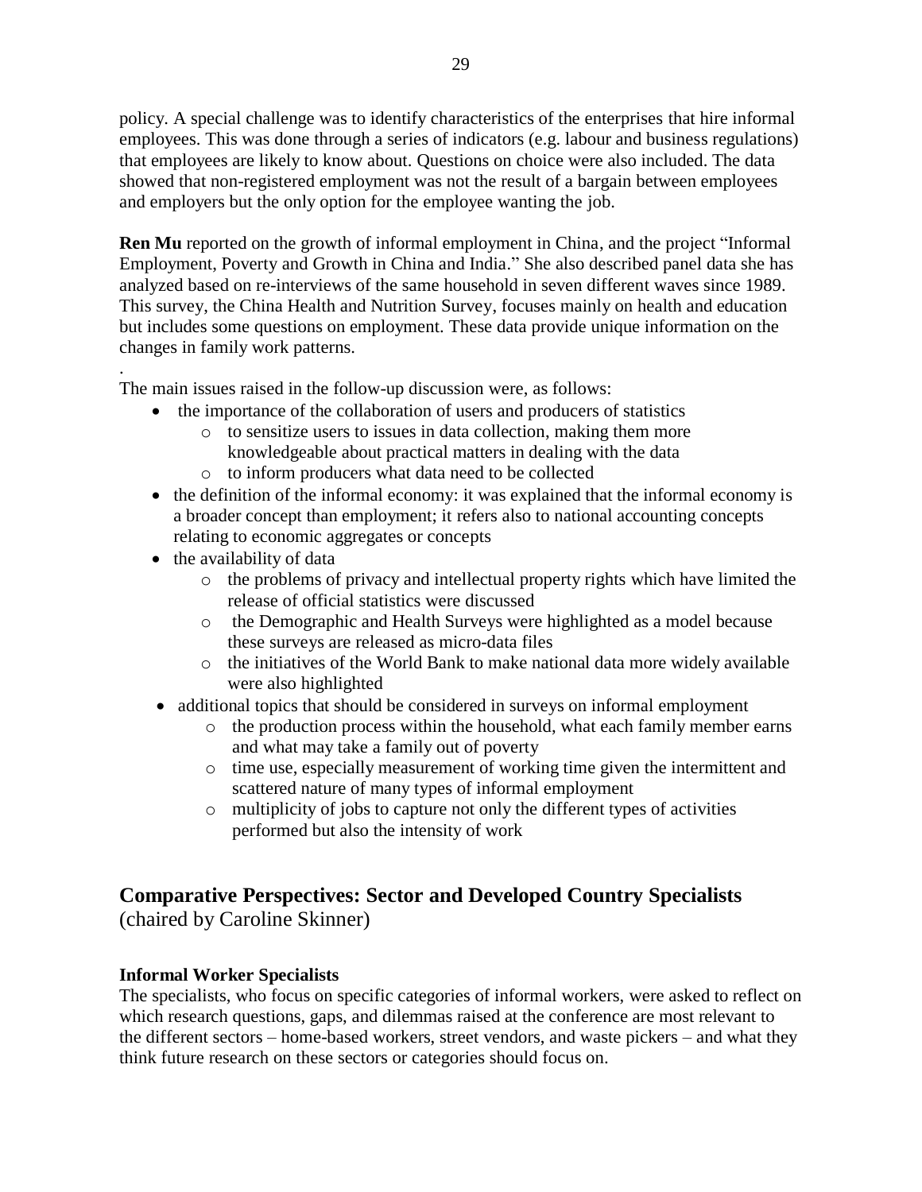policy. A special challenge was to identify characteristics of the enterprises that hire informal employees. This was done through a series of indicators (e.g. labour and business regulations) that employees are likely to know about. Questions on choice were also included. The data showed that non-registered employment was not the result of a bargain between employees and employers but the only option for the employee wanting the job.

**Ren Mu** reported on the growth of informal employment in China, and the project "Informal Employment, Poverty and Growth in China and India." She also described panel data she has analyzed based on re-interviews of the same household in seven different waves since 1989. This survey, the China Health and Nutrition Survey, focuses mainly on health and education but includes some questions on employment. These data provide unique information on the changes in family work patterns.

The main issues raised in the follow-up discussion were, as follows:

- the importance of the collaboration of users and producers of statistics
  - to sensitize users to issues in data collection, making them more knowledgeable about practical matters in dealing with the data
  - to inform producers what data need to be collected
- the definition of the informal economy: it was explained that the informal economy is a broader concept than employment; it refers also to national accounting concepts relating to economic aggregates or concepts
- the availability of data
  - the problems of privacy and intellectual property rights which have limited the release of official statistics were discussed
  - the Demographic and Health Surveys were highlighted as a model because these surveys are released as micro-data files
  - the initiatives of the World Bank to make national data more widely available were also highlighted
- additional topics that should be considered in surveys on informal employment
  - the production process within the household, what each family member earns and what may take a family out of poverty
  - time use, especially measurement of working time given the intermittent and scattered nature of many types of informal employment
  - multiplicity of jobs to capture not only the different types of activities performed but also the intensity of work

## Comparative Perspectives: Sector and Developed Country Specialists

(chaired by Caroline Skinner)

### Informal Worker Specialists

The specialists, who focus on specific categories of informal workers, were asked to reflect on which research questions, gaps, and dilemmas raised at the conference are most relevant to the different sectors – home-based workers, street vendors, and waste pickers – and what they think future research on these sectors or categories should focus on.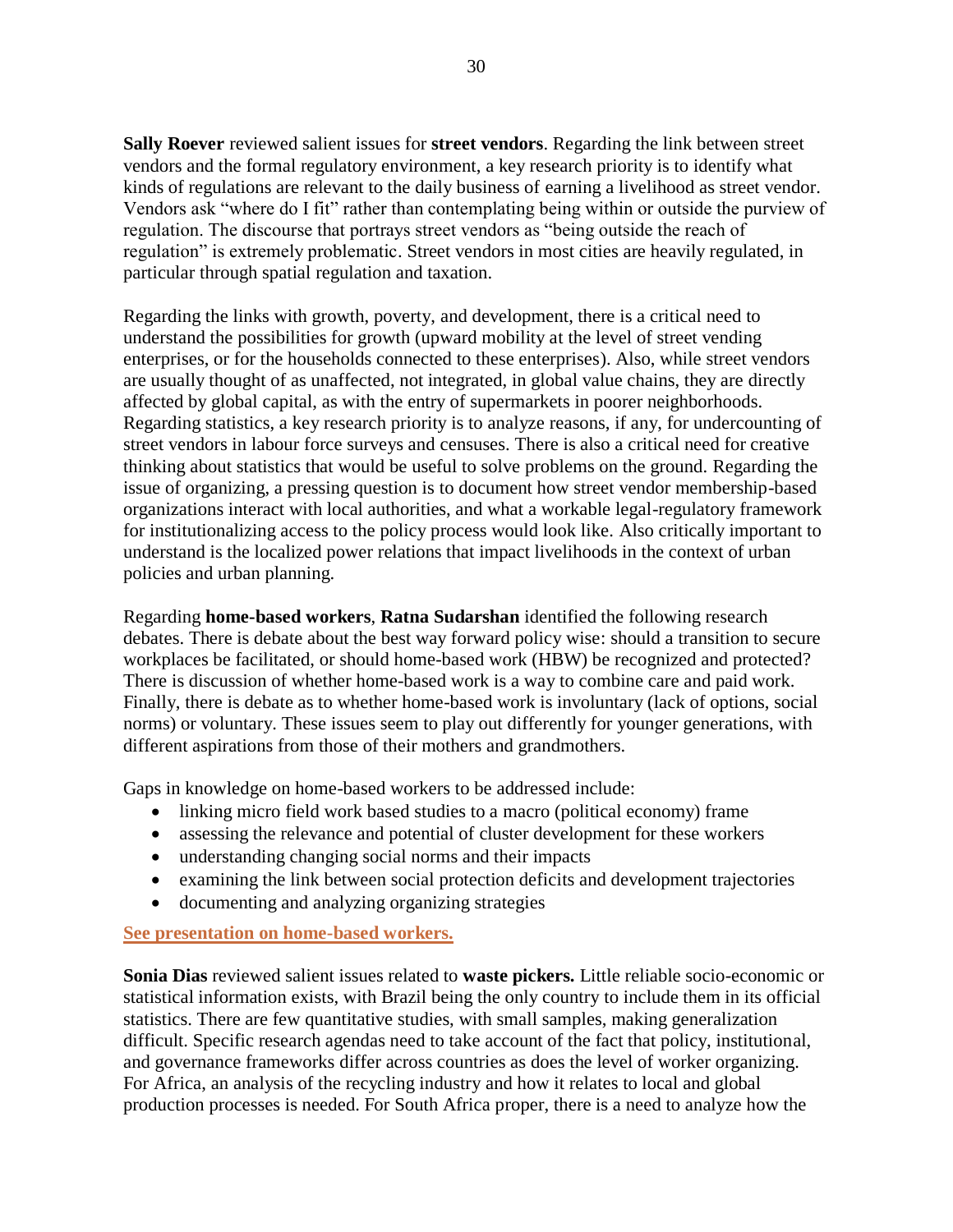**Sally Roever** reviewed salient issues for **street vendors**. Regarding the link between street vendors and the formal regulatory environment, a key research priority is to identify what kinds of regulations are relevant to the daily business of earning a livelihood as street vendor. Vendors ask "where do I fit" rather than contemplating being within or outside the purview of regulation. The discourse that portrays street vendors as "being outside the reach of regulation" is extremely problematic. Street vendors in most cities are heavily regulated, in particular through spatial regulation and taxation.

Regarding the links with growth, poverty, and development, there is a critical need to understand the possibilities for growth (upward mobility at the level of street vending enterprises, or for the households connected to these enterprises). Also, while street vendors are usually thought of as unaffected, not integrated, in global value chains, they are directly affected by global capital, as with the entry of supermarkets in poorer neighborhoods. Regarding statistics, a key research priority is to analyze reasons, if any, for undercounting of street vendors in labour force surveys and censuses. There is also a critical need for creative thinking about statistics that would be useful to solve problems on the ground. Regarding the issue of organizing, a pressing question is to document how street vendor membership-based organizations interact with local authorities, and what a workable legal-regulatory framework for institutionalizing access to the policy process would look like. Also critically important to understand is the localized power relations that impact livelihoods in the context of urban policies and urban planning.

Regarding **home-based workers**, **Ratna Sudarshan** identified the following research debates. There is debate about the best way forward policy wise: should a transition to secure workplaces be facilitated, or should home-based work (HBW) be recognized and protected? There is discussion of whether home-based work is a way to combine care and paid work. Finally, there is debate as to whether home-based work is involuntary (lack of options, social norms) or voluntary. These issues seem to play out differently for younger generations, with different aspirations from those of their mothers and grandmothers.

Gaps in knowledge on home-based workers to be addressed include:

- linking micro field work based studies to a macro (political economy) frame
- assessing the relevance and potential of cluster development for these workers
- understanding changing social norms and their impacts
- examining the link between social protection deficits and development trajectories
- documenting and analyzing organizing strategies

**See presentation on home-based workers.**

**Sonia Dias** reviewed salient issues related to **waste pickers.** Little reliable socio-economic or statistical information exists, with Brazil being the only country to include them in its official statistics. There are few quantitative studies, with small samples, making generalization difficult. Specific research agendas need to take account of the fact that policy, institutional, and governance frameworks differ across countries as does the level of worker organizing. For Africa, an analysis of the recycling industry and how it relates to local and global production processes is needed. For South Africa proper, there is a need to analyze how the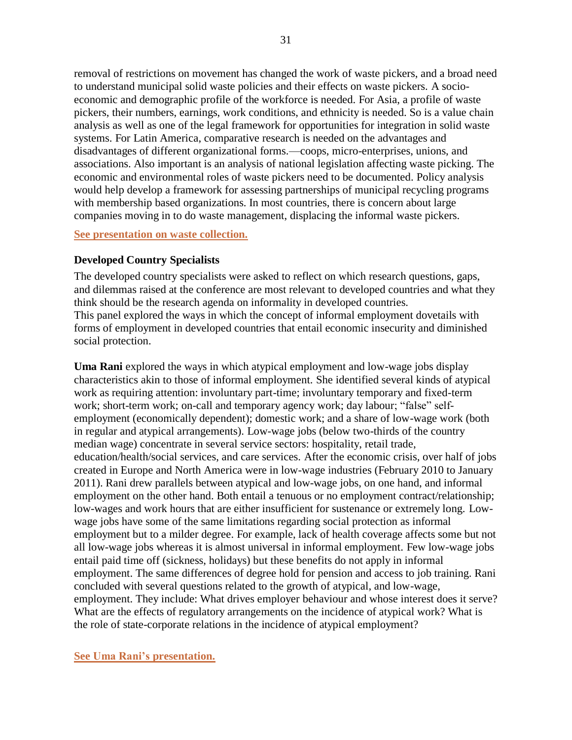removal of restrictions on movement has changed the work of waste pickers, and a broad need to understand municipal solid waste policies and their effects on waste pickers. A socio-economic and demographic profile of the workforce is needed. For Asia, a profile of waste pickers, their numbers, earnings, work conditions, and ethnicity is needed. So is a value chain analysis as well as one of the legal framework for opportunities for integration in solid waste systems. For Latin America, comparative research is needed on the advantages and disadvantages of different organizational forms.—coops, micro-enterprises, unions, and associations. Also important is an analysis of national legislation affecting waste picking. The economic and environmental roles of waste pickers need to be documented. Policy analysis would help develop a framework for assessing partnerships of municipal recycling programs with membership based organizations. In most countries, there is concern about large companies moving in to do waste management, displacing the informal waste pickers.

**See presentation on waste collection.**

### Developed Country Specialists

The developed country specialists were asked to reflect on which research questions, gaps, and dilemmas raised at the conference are most relevant to developed countries and what they think should be the research agenda on informality in developed countries.
This panel explored the ways in which the concept of informal employment dovetails with forms of employment in developed countries that entail economic insecurity and diminished social protection.

**Uma Rani** explored the ways in which atypical employment and low-wage jobs display characteristics akin to those of informal employment. She identified several kinds of atypical work as requiring attention: involuntary part-time; involuntary temporary and fixed-term work; short-term work; on-call and temporary agency work; day labour; "false" self-employment (economically dependent); domestic work; and a share of low-wage work (both in regular and atypical arrangements). Low-wage jobs (below two-thirds of the country median wage) concentrate in several service sectors: hospitality, retail trade, education/health/social services, and care services. After the economic crisis, over half of jobs created in Europe and North America were in low-wage industries (February 2010 to January 2011). Rani drew parallels between atypical and low-wage jobs, on one hand, and informal employment on the other hand. Both entail a tenuous or no employment contract/relationship; low-wages and work hours that are either insufficient for sustenance or extremely long. Low-wage jobs have some of the same limitations regarding social protection as informal employment but to a milder degree. For example, lack of health coverage affects some but not all low-wage jobs whereas it is almost universal in informal employment. Few low-wage jobs entail paid time off (sickness, holidays) but these benefits do not apply in informal employment. The same differences of degree hold for pension and access to job training. Rani concluded with several questions related to the growth of atypical, and low-wage, employment. They include: What drives employer behaviour and whose interest does it serve? What are the effects of regulatory arrangements on the incidence of atypical work? What is the role of state-corporate relations in the incidence of atypical employment?

**See Uma Rani's presentation.**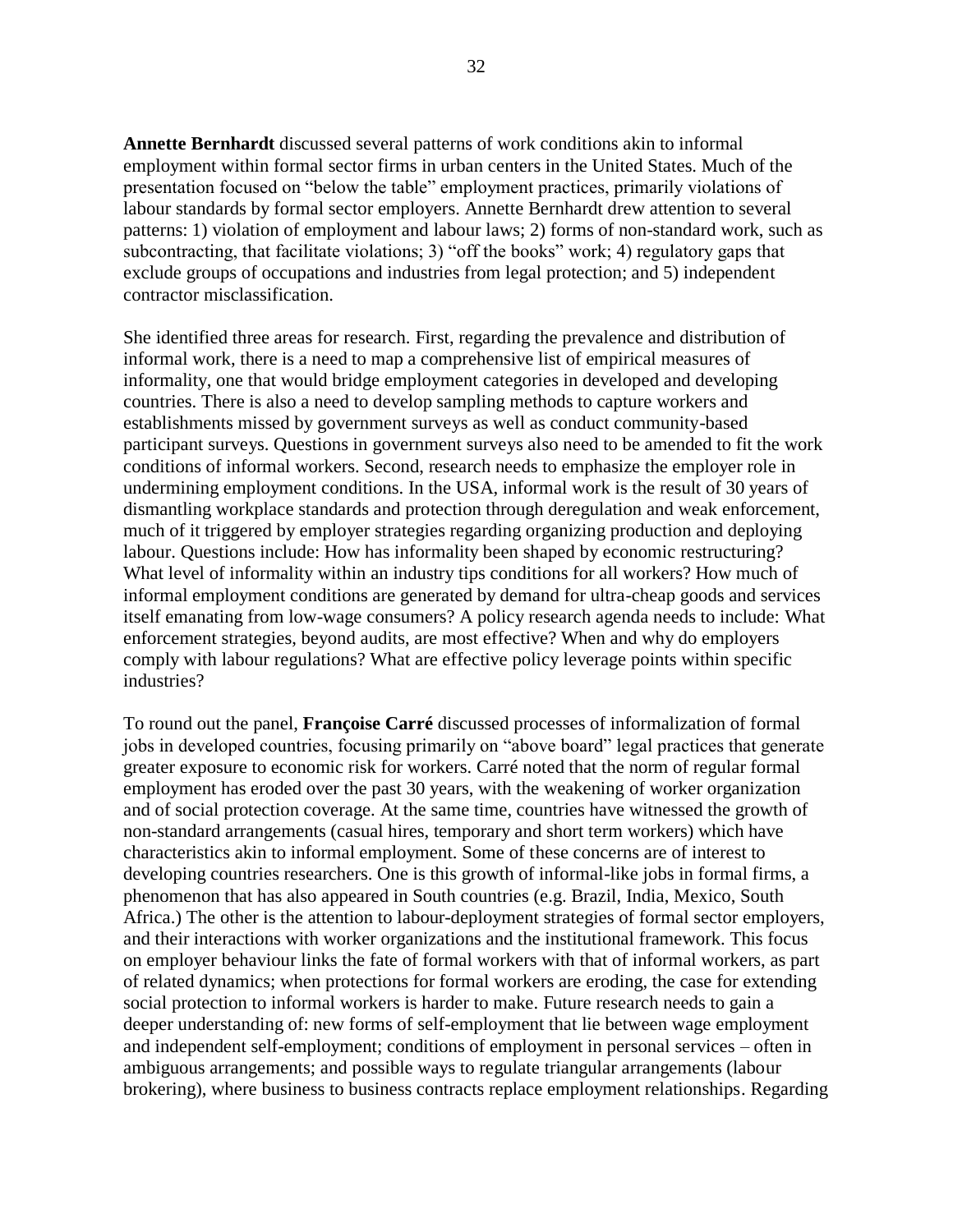**Annette Bernhardt** discussed several patterns of work conditions akin to informal employment within formal sector firms in urban centers in the United States. Much of the presentation focused on "below the table" employment practices, primarily violations of labour standards by formal sector employers. Annette Bernhardt drew attention to several patterns: 1) violation of employment and labour laws; 2) forms of non-standard work, such as subcontracting, that facilitate violations; 3) "off the books" work; 4) regulatory gaps that exclude groups of occupations and industries from legal protection; and 5) independent contractor misclassification.

She identified three areas for research. First, regarding the prevalence and distribution of informal work, there is a need to map a comprehensive list of empirical measures of informality, one that would bridge employment categories in developed and developing countries. There is also a need to develop sampling methods to capture workers and establishments missed by government surveys as well as conduct community-based participant surveys. Questions in government surveys also need to be amended to fit the work conditions of informal workers. Second, research needs to emphasize the employer role in undermining employment conditions. In the USA, informal work is the result of 30 years of dismantling workplace standards and protection through deregulation and weak enforcement, much of it triggered by employer strategies regarding organizing production and deploying labour. Questions include: How has informality been shaped by economic restructuring? What level of informality within an industry tips conditions for all workers? How much of informal employment conditions are generated by demand for ultra-cheap goods and services itself emanating from low-wage consumers? A policy research agenda needs to include: What enforcement strategies, beyond audits, are most effective? When and why do employers comply with labour regulations? What are effective policy leverage points within specific industries?

To round out the panel, **Françoise Carré** discussed processes of informalization of formal jobs in developed countries, focusing primarily on "above board" legal practices that generate greater exposure to economic risk for workers. Carré noted that the norm of regular formal employment has eroded over the past 30 years, with the weakening of worker organization and of social protection coverage. At the same time, countries have witnessed the growth of non-standard arrangements (casual hires, temporary and short term workers) which have characteristics akin to informal employment. Some of these concerns are of interest to developing countries researchers. One is this growth of informal-like jobs in formal firms, a phenomenon that has also appeared in South countries (e.g. Brazil, India, Mexico, South Africa.) The other is the attention to labour-deployment strategies of formal sector employers, and their interactions with worker organizations and the institutional framework. This focus on employer behaviour links the fate of formal workers with that of informal workers, as part of related dynamics; when protections for formal workers are eroding, the case for extending social protection to informal workers is harder to make. Future research needs to gain a deeper understanding of: new forms of self-employment that lie between wage employment and independent self-employment; conditions of employment in personal services – often in ambiguous arrangements; and possible ways to regulate triangular arrangements (labour brokering), where business to business contracts replace employment relationships. Regarding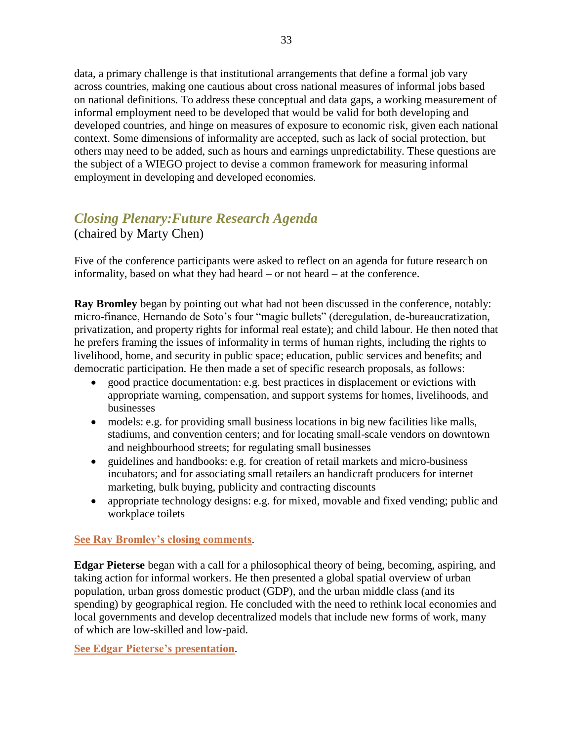data, a primary challenge is that institutional arrangements that define a formal job vary across countries, making one cautious about cross national measures of informal jobs based on national definitions. To address these conceptual and data gaps, a working measurement of informal employment need to be developed that would be valid for both developing and developed countries, and hinge on measures of exposure to economic risk, given each national context. Some dimensions of informality are accepted, such as lack of social protection, but others may need to be added, such as hours and earnings unpredictability. These questions are the subject of a WIEGO project to devise a common framework for measuring informal employment in developing and developed economies.

## *Closing Plenary:Future Research Agenda*

(chaired by Marty Chen)

Five of the conference participants were asked to reflect on an agenda for future research on informality, based on what they had heard – or not heard – at the conference.

**Ray Bromley** began by pointing out what had not been discussed in the conference, notably: micro-finance, Hernando de Soto's four "magic bullets" (deregulation, de-bureaucratization, privatization, and property rights for informal real estate); and child labour. He then noted that he prefers framing the issues of informality in terms of human rights, including the rights to livelihood, home, and security in public space; education, public services and benefits; and democratic participation. He then made a set of specific research proposals, as follows:

- good practice documentation: e.g. best practices in displacement or evictions with appropriate warning, compensation, and support systems for homes, livelihoods, and businesses
- models: e.g. for providing small business locations in big new facilities like malls, stadiums, and convention centers; and for locating small-scale vendors on downtown and neighbourhood streets; for regulating small businesses
- guidelines and handbooks: e.g. for creation of retail markets and micro-business incubators; and for associating small retailers an handicraft producers for internet marketing, bulk buying, publicity and contracting discounts
- appropriate technology designs: e.g. for mixed, movable and fixed vending; public and workplace toilets

**See Ray Bromley's closing comments**.

**Edgar Pieterse** began with a call for a philosophical theory of being, becoming, aspiring, and taking action for informal workers. He then presented a global spatial overview of urban population, urban gross domestic product (GDP), and the urban middle class (and its spending) by geographical region. He concluded with the need to rethink local economies and local governments and develop decentralized models that include new forms of work, many of which are low-skilled and low-paid.

**See Edgar Pieterse's presentation**.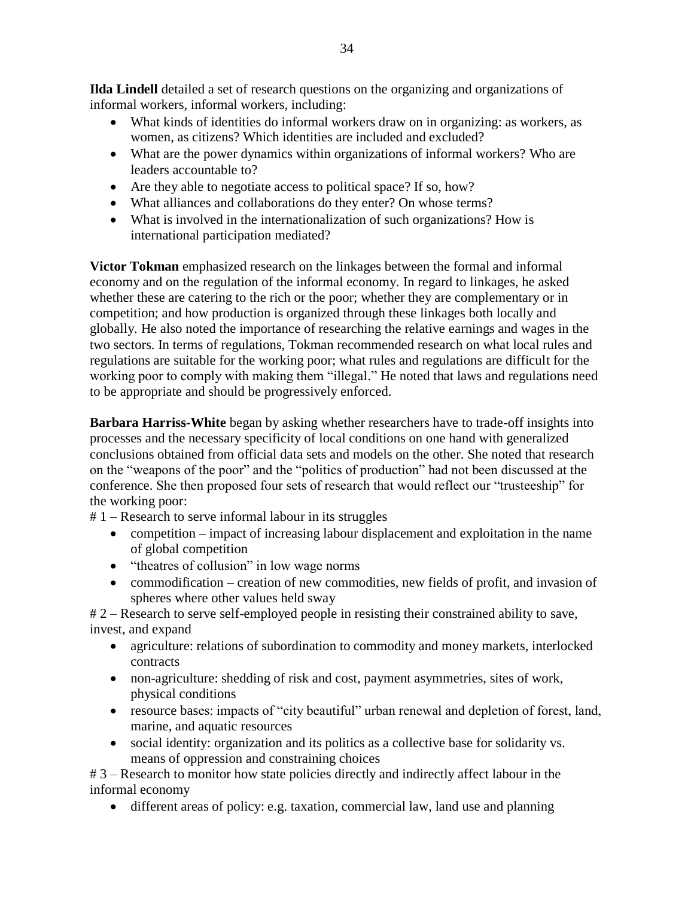**Ilda Lindell** detailed a set of research questions on the organizing and organizations of informal workers, informal workers, including:

- What kinds of identities do informal workers draw on in organizing: as workers, as women, as citizens? Which identities are included and excluded?
- What are the power dynamics within organizations of informal workers? Who are leaders accountable to?
- Are they able to negotiate access to political space? If so, how?
- What alliances and collaborations do they enter? On whose terms?
- What is involved in the internationalization of such organizations? How is international participation mediated?

**Victor Tokman** emphasized research on the linkages between the formal and informal economy and on the regulation of the informal economy. In regard to linkages, he asked whether these are catering to the rich or the poor; whether they are complementary or in competition; and how production is organized through these linkages both locally and globally. He also noted the importance of researching the relative earnings and wages in the two sectors. In terms of regulations, Tokman recommended research on what local rules and regulations are suitable for the working poor; what rules and regulations are difficult for the working poor to comply with making them "illegal." He noted that laws and regulations need to be appropriate and should be progressively enforced.

**Barbara Harriss-White** began by asking whether researchers have to trade-off insights into processes and the necessary specificity of local conditions on one hand with generalized conclusions obtained from official data sets and models on the other. She noted that research on the "weapons of the poor" and the "politics of production" had not been discussed at the conference. She then proposed four sets of research that would reflect our "trusteeship" for the working poor:

# 1 – Research to serve informal labour in its struggles

- competition – impact of increasing labour displacement and exploitation in the name of global competition
- "theatres of collusion" in low wage norms
- commodification – creation of new commodities, new fields of profit, and invasion of spheres where other values held sway

# 2 – Research to serve self-employed people in resisting their constrained ability to save, invest, and expand

- agriculture: relations of subordination to commodity and money markets, interlocked contracts
- non-agriculture: shedding of risk and cost, payment asymmetries, sites of work, physical conditions
- resource bases: impacts of "city beautiful" urban renewal and depletion of forest, land, marine, and aquatic resources
- social identity: organization and its politics as a collective base for solidarity vs. means of oppression and constraining choices

# 3 – Research to monitor how state policies directly and indirectly affect labour in the informal economy

- different areas of policy: e.g. taxation, commercial law, land use and planning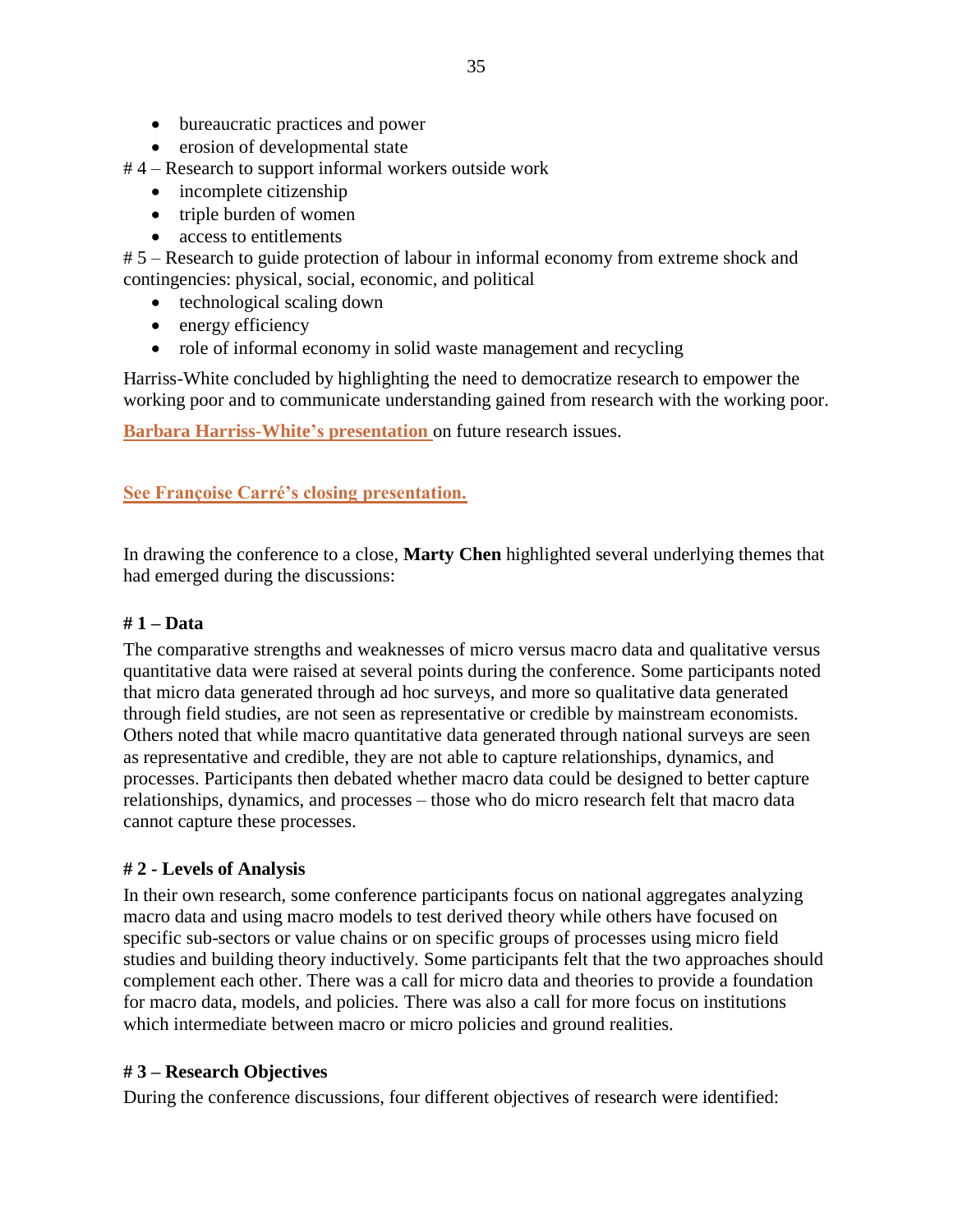- bureaucratic practices and power
- erosion of developmental state

# 4 – Research to support informal workers outside work

- incomplete citizenship
- triple burden of women
- access to entitlements

# 5 – Research to guide protection of labour in informal economy from extreme shock and contingencies: physical, social, economic, and political

- technological scaling down
- energy efficiency
- role of informal economy in solid waste management and recycling

Harriss-White concluded by highlighting the need to democratize research to empower the working poor and to communicate understanding gained from research with the working poor.

**Barbara Harriss-White's presentation** on future research issues.

**See Françoise Carré's closing presentation.**

In drawing the conference to a close, **Marty Chen** highlighted several underlying themes that had emerged during the discussions:

**# 1 – Data**

The comparative strengths and weaknesses of micro versus macro data and qualitative versus quantitative data were raised at several points during the conference. Some participants noted that micro data generated through ad hoc surveys, and more so qualitative data generated through field studies, are not seen as representative or credible by mainstream economists. Others noted that while macro quantitative data generated through national surveys are seen as representative and credible, they are not able to capture relationships, dynamics, and processes. Participants then debated whether macro data could be designed to better capture relationships, dynamics, and processes – those who do micro research felt that macro data cannot capture these processes.

**# 2 - Levels of Analysis**

In their own research, some conference participants focus on national aggregates analyzing macro data and using macro models to test derived theory while others have focused on specific sub-sectors or value chains or on specific groups of processes using micro field studies and building theory inductively. Some participants felt that the two approaches should complement each other. There was a call for micro data and theories to provide a foundation for macro data, models, and policies. There was also a call for more focus on institutions which intermediate between macro or micro policies and ground realities.

**# 3 – Research Objectives**

During the conference discussions, four different objectives of research were identified: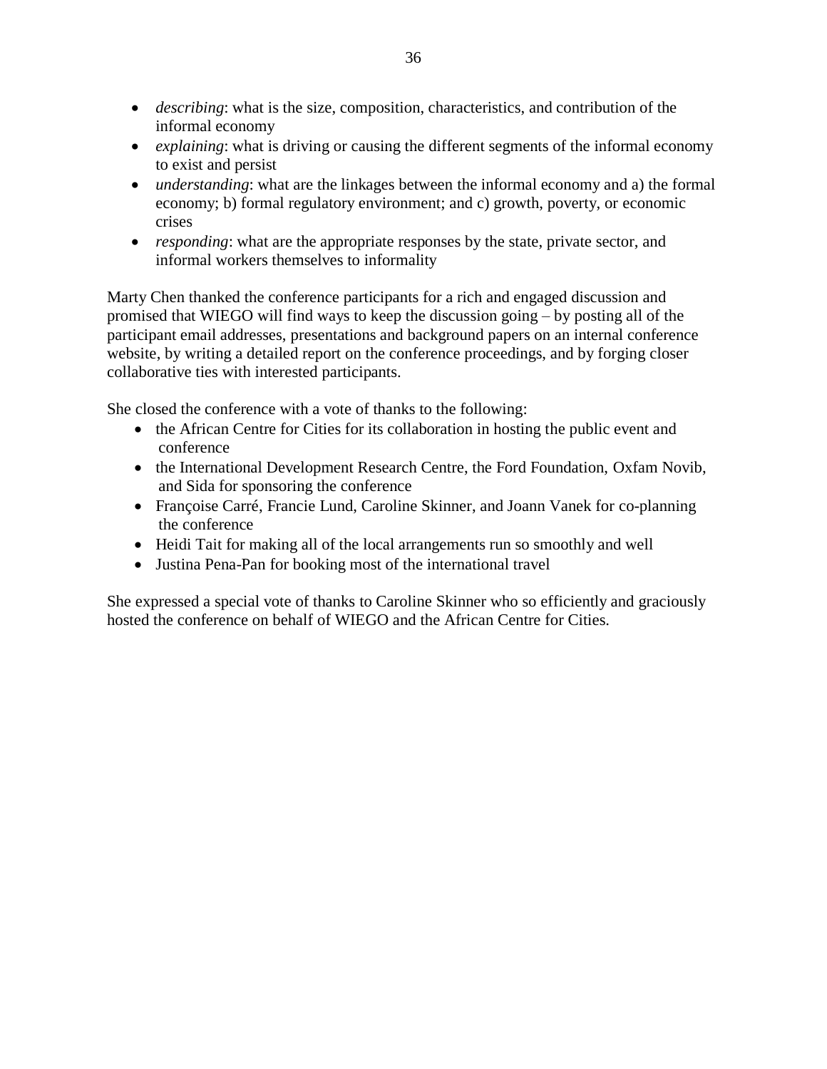- *describing*: what is the size, composition, characteristics, and contribution of the informal economy
- *explaining*: what is driving or causing the different segments of the informal economy to exist and persist
- *understanding*: what are the linkages between the informal economy and a) the formal economy; b) formal regulatory environment; and c) growth, poverty, or economic crises
- *responding*: what are the appropriate responses by the state, private sector, and informal workers themselves to informality

Marty Chen thanked the conference participants for a rich and engaged discussion and promised that WIEGO will find ways to keep the discussion going – by posting all of the participant email addresses, presentations and background papers on an internal conference website, by writing a detailed report on the conference proceedings, and by forging closer collaborative ties with interested participants.

She closed the conference with a vote of thanks to the following:

- the African Centre for Cities for its collaboration in hosting the public event and conference
- the International Development Research Centre, the Ford Foundation, Oxfam Novib, and Sida for sponsoring the conference
- Françoise Carré, Francie Lund, Caroline Skinner, and Joann Vanek for co-planning the conference
- Heidi Tait for making all of the local arrangements run so smoothly and well
- Justina Pena-Pan for booking most of the international travel

She expressed a special vote of thanks to Caroline Skinner who so efficiently and graciously hosted the conference on behalf of WIEGO and the African Centre for Cities.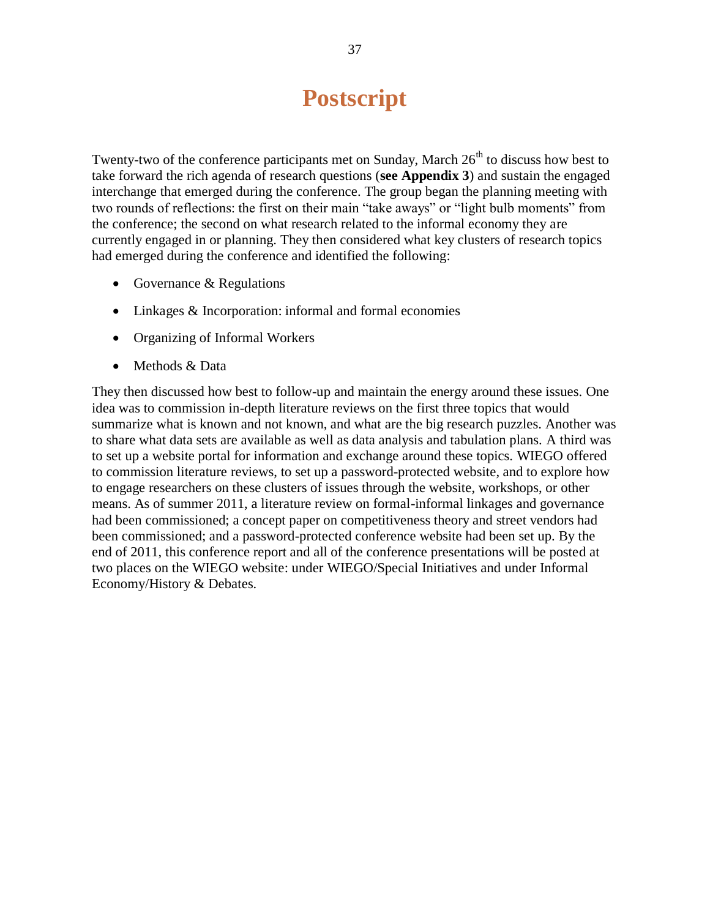# Postscript

Twenty-two of the conference participants met on Sunday, March 26th to discuss how best to take forward the rich agenda of research questions (**see Appendix 3**) and sustain the engaged interchange that emerged during the conference. The group began the planning meeting with two rounds of reflections: the first on their main "take aways" or "light bulb moments" from the conference; the second on what research related to the informal economy they are currently engaged in or planning. They then considered what key clusters of research topics had emerged during the conference and identified the following:

- Governance & Regulations
- Linkages & Incorporation: informal and formal economies
- Organizing of Informal Workers
- Methods & Data

They then discussed how best to follow-up and maintain the energy around these issues. One idea was to commission in-depth literature reviews on the first three topics that would summarize what is known and not known, and what are the big research puzzles. Another was to share what data sets are available as well as data analysis and tabulation plans. A third was to set up a website portal for information and exchange around these topics. WIEGO offered to commission literature reviews, to set up a password-protected website, and to explore how to engage researchers on these clusters of issues through the website, workshops, or other means. As of summer 2011, a literature review on formal-informal linkages and governance had been commissioned; a concept paper on competitiveness theory and street vendors had been commissioned; and a password-protected conference website had been set up. By the end of 2011, this conference report and all of the conference presentations will be posted at two places on the WIEGO website: under WIEGO/Special Initiatives and under Informal Economy/History & Debates.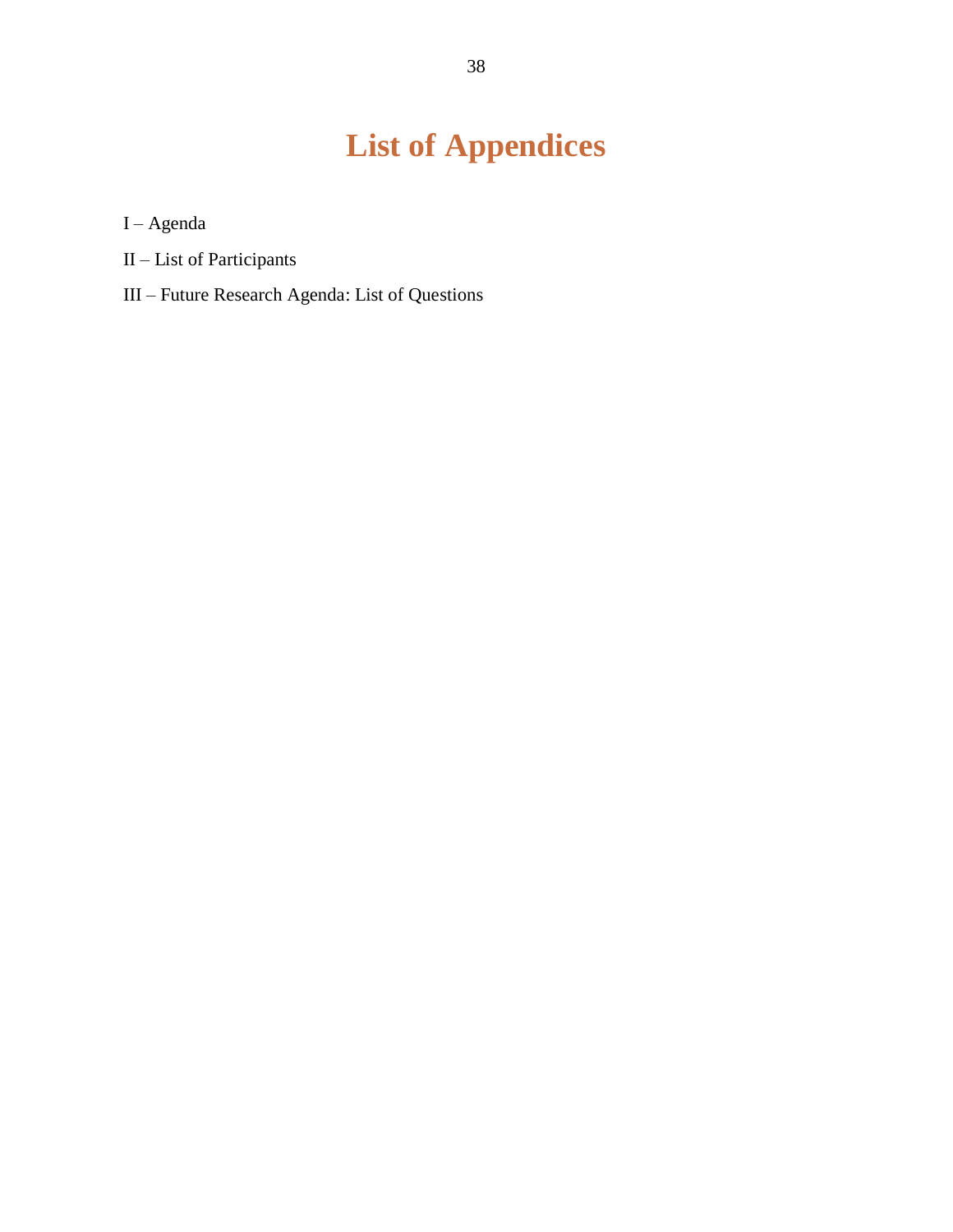# List of Appendices

I – Agenda

II – List of Participants

III – Future Research Agenda: List of Questions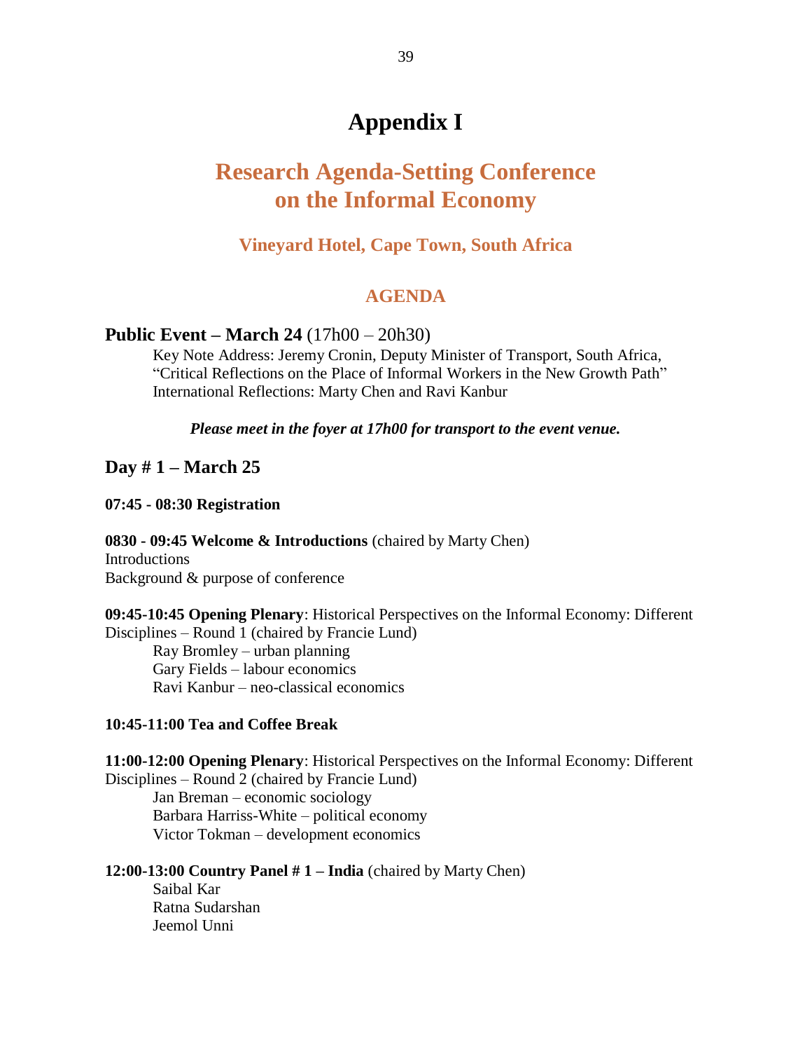# Appendix I

## Research Agenda-Setting Conference on the Informal Economy

### Vineyard Hotel, Cape Town, South Africa

### AGENDA

**Public Event – March 24** (17h00 – 20h30)

Key Note Address: Jeremy Cronin, Deputy Minister of Transport, South Africa, "Critical Reflections on the Place of Informal Workers in the New Growth Path"
International Reflections: Marty Chen and Ravi Kanbur

***Please meet in the foyer at 17h00 for transport to the event venue.***

**Day # 1 – March 25**

**07:45 - 08:30 Registration**

**0830 - 09:45 Welcome & Introductions** (chaired by Marty Chen)
Introductions
Background & purpose of conference

**09:45-10:45 Opening Plenary**: Historical Perspectives on the Informal Economy: Different Disciplines – Round 1 (chaired by Francie Lund)

Ray Bromley – urban planning
Gary Fields – labour economics
Ravi Kanbur – neo-classical economics

**10:45-11:00 Tea and Coffee Break**

**11:00-12:00 Opening Plenary**: Historical Perspectives on the Informal Economy: Different Disciplines – Round 2 (chaired by Francie Lund)

Jan Breman – economic sociology
Barbara Harriss-White – political economy
Victor Tokman – development economics

**12:00-13:00 Country Panel # 1 – India** (chaired by Marty Chen)

Saibal Kar
Ratna Sudarshan
Jeemol Unni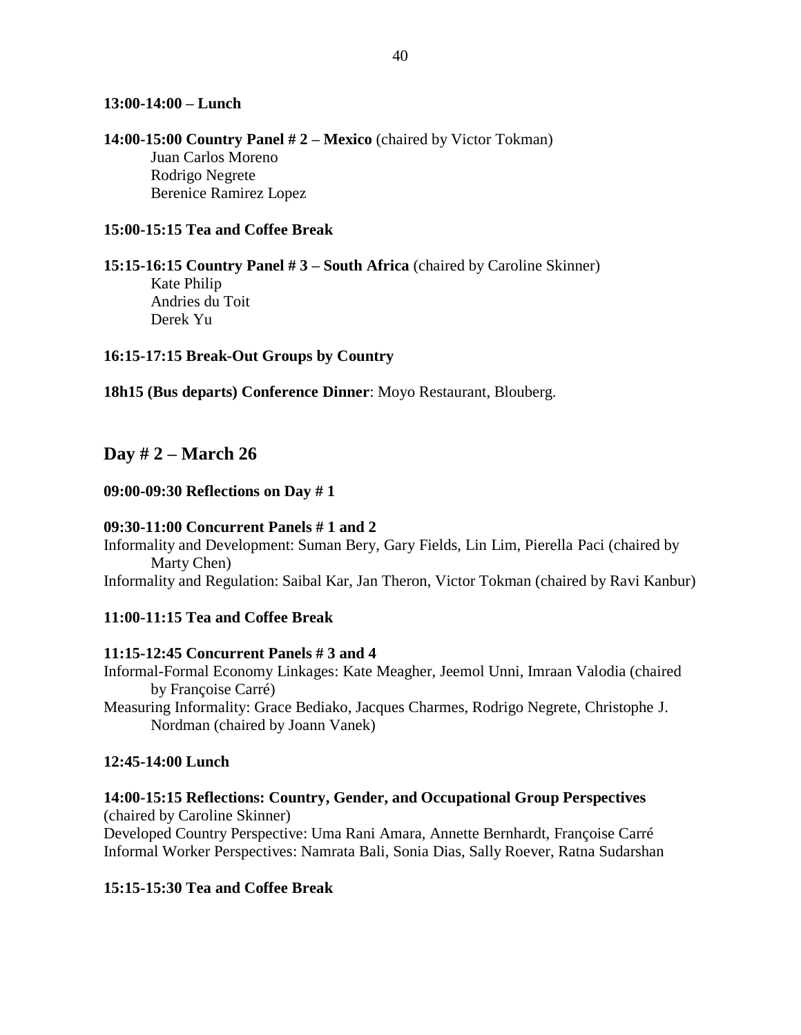**13:00-14:00 – Lunch**

**14:00-15:00 Country Panel # 2 – Mexico** (chaired by Victor Tokman)
Juan Carlos Moreno
Rodrigo Negrete
Berenice Ramirez Lopez

**15:00-15:15 Tea and Coffee Break**

**15:15-16:15 Country Panel # 3 – South Africa** (chaired by Caroline Skinner)
Kate Philip
Andries du Toit
Derek Yu

**16:15-17:15 Break-Out Groups by Country**

**18h15 (Bus departs) Conference Dinner**: Moyo Restaurant, Blouberg.

## Day # 2 – March 26

**09:00-09:30 Reflections on Day # 1**

**09:30-11:00 Concurrent Panels # 1 and 2**

Informality and Development: Suman Bery, Gary Fields, Lin Lim, Pierella Paci (chaired by Marty Chen)

Informality and Regulation: Saibal Kar, Jan Theron, Victor Tokman (chaired by Ravi Kanbur)

**11:00-11:15 Tea and Coffee Break**

**11:15-12:45 Concurrent Panels # 3 and 4**

Informal-Formal Economy Linkages: Kate Meagher, Jeemol Unni, Imraan Valodia (chaired by Françoise Carré)

Measuring Informality: Grace Bediako, Jacques Charmes, Rodrigo Negrete, Christophe J. Nordman (chaired by Joann Vanek)

**12:45-14:00 Lunch**

**14:00-15:15 Reflections: Country, Gender, and Occupational Group Perspectives** (chaired by Caroline Skinner)

Developed Country Perspective: Uma Rani Amara, Annette Bernhardt, Françoise Carré

Informal Worker Perspectives: Namrata Bali, Sonia Dias, Sally Roever, Ratna Sudarshan

**15:15-15:30 Tea and Coffee Break**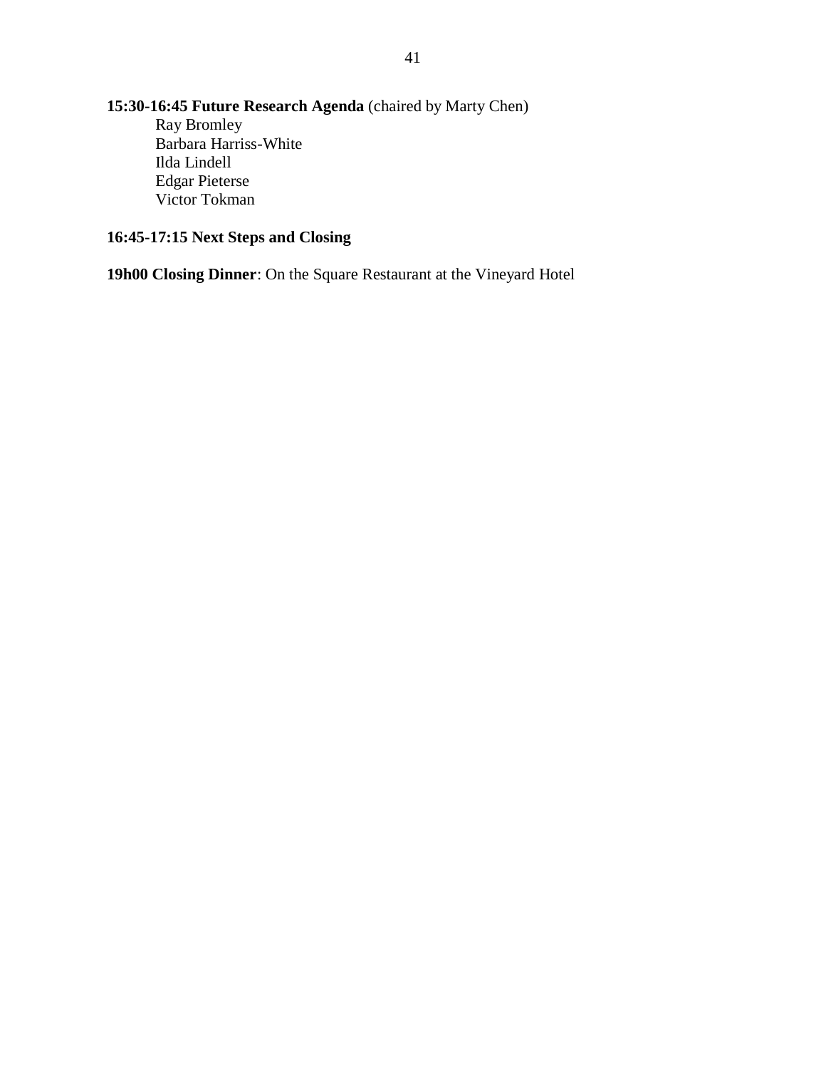**15:30-16:45 Future Research Agenda** (chaired by Marty Chen)

Ray Bromley
Barbara Harriss-White
Ilda Lindell
Edgar Pieterse
Victor Tokman

**16:45-17:15 Next Steps and Closing**

**19h00 Closing Dinner**: On the Square Restaurant at the Vineyard Hotel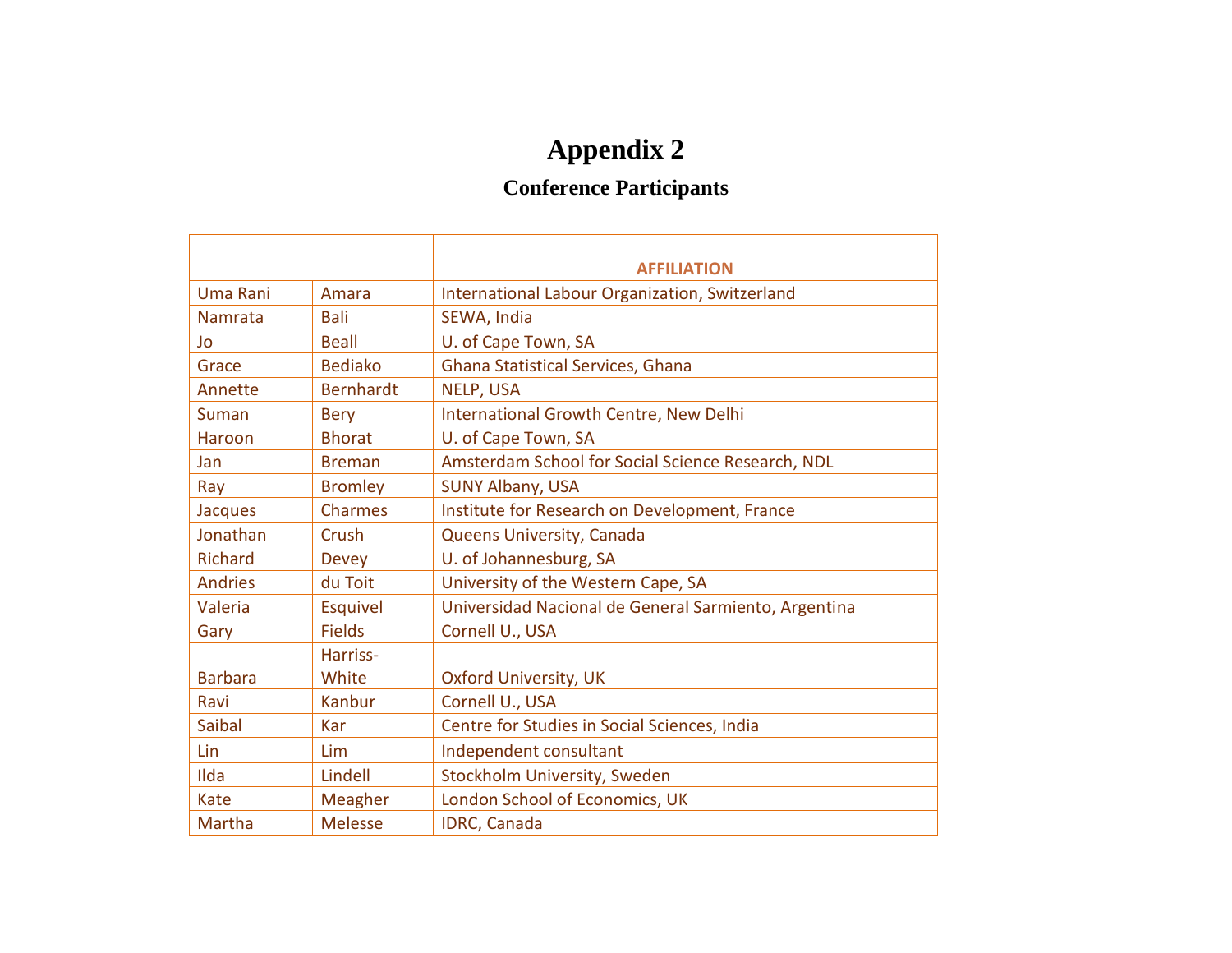# Appendix 2

## Conference Participants

| | | AFFILIATION |
|---|---|---|
| Uma Rani | Amara | International Labour Organization, Switzerland |
| Namrata | Bali | SEWA, India |
| Jo | Beall | U. of Cape Town, SA |
| Grace | Bediako | Ghana Statistical Services, Ghana |
| Annette | Bernhardt | NELP, USA |
| Suman | Bery | International Growth Centre, New Delhi |
| Haroon | Bhorat | U. of Cape Town, SA |
| Jan | Breman | Amsterdam School for Social Science Research, NDL |
| Ray | Bromley | SUNY Albany, USA |
| Jacques | Charmes | Institute for Research on Development, France |
| Jonathan | Crush | Queens University, Canada |
| Richard | Devey | U. of Johannesburg, SA |
| Andries | du Toit | University of the Western Cape, SA |
| Valeria | Esquivel | Universidad Nacional de General Sarmiento, Argentina |
| Gary | Fields | Cornell U., USA |
| Barbara | Harriss-White | Oxford University, UK |
| Ravi | Kanbur | Cornell U., USA |
| Saibal | Kar | Centre for Studies in Social Sciences, India |
| Lin | Lim | Independent consultant |
| Ilda | Lindell | Stockholm University, Sweden |
| Kate | Meagher | London School of Economics, UK |
| Martha | Melesse | IDRC, Canada |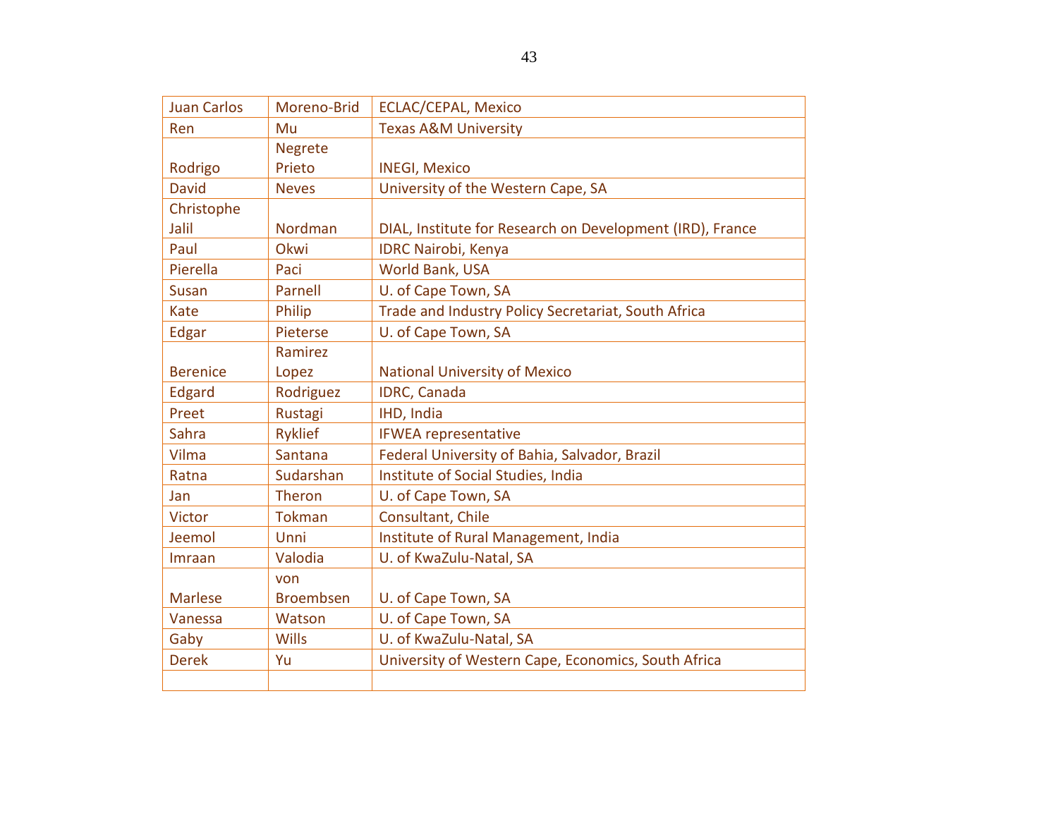| Juan Carlos | Moreno-Brid | ECLAC/CEPAL, Mexico |
|---|---|---|
| Ren | Mu | Texas A&M University |
| Rodrigo | Negrete Prieto | INEGI, Mexico |
| David | Neves | University of the Western Cape, SA |
| Christophe Jalil | Nordman | DIAL, Institute for Research on Development (IRD), France |
| Paul | Okwi | IDRC Nairobi, Kenya |
| Pierella | Paci | World Bank, USA |
| Susan | Parnell | U. of Cape Town, SA |
| Kate | Philip | Trade and Industry Policy Secretariat, South Africa |
| Edgar | Pieterse | U. of Cape Town, SA |
| Berenice | Ramirez Lopez | National University of Mexico |
| Edgard | Rodriguez | IDRC, Canada |
| Preet | Rustagi | IHD, India |
| Sahra | Ryklief | IFWEA representative |
| Vilma | Santana | Federal University of Bahia, Salvador, Brazil |
| Ratna | Sudarshan | Institute of Social Studies, India |
| Jan | Theron | U. of Cape Town, SA |
| Victor | Tokman | Consultant, Chile |
| Jeemol | Unni | Institute of Rural Management, India |
| Imraan | Valodia | U. of KwaZulu-Natal, SA |
| Marlese | von Broembsen | U. of Cape Town, SA |
| Vanessa | Watson | U. of Cape Town, SA |
| Gaby | Wills | U. of KwaZulu-Natal, SA |
| Derek | Yu | University of Western Cape, Economics, South Africa |
| | | |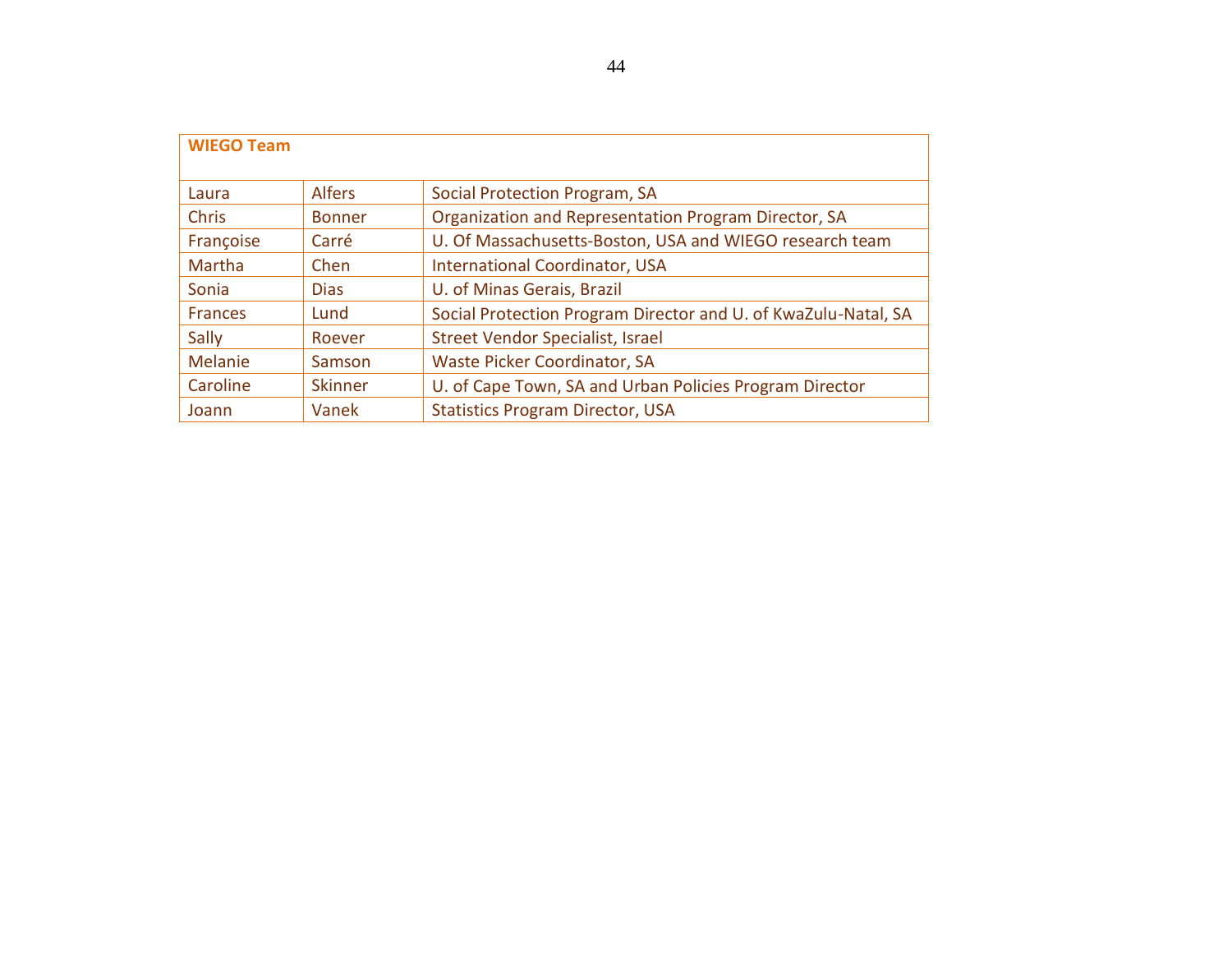| WIEGO Team | | |
| --- | --- | --- |
| Laura | Alfers | Social Protection Program, SA |
| Chris | Bonner | Organization and Representation Program Director, SA |
| Françoise | Carré | U. Of Massachusetts-Boston, USA and WIEGO research team |
| Martha | Chen | International Coordinator, USA |
| Sonia | Dias | U. of Minas Gerais, Brazil |
| Frances | Lund | Social Protection Program Director and U. of KwaZulu-Natal, SA |
| Sally | Roever | Street Vendor Specialist, Israel |
| Melanie | Samson | Waste Picker Coordinator, SA |
| Caroline | Skinner | U. of Cape Town, SA and Urban Policies Program Director |
| Joann | Vanek | Statistics Program Director, USA |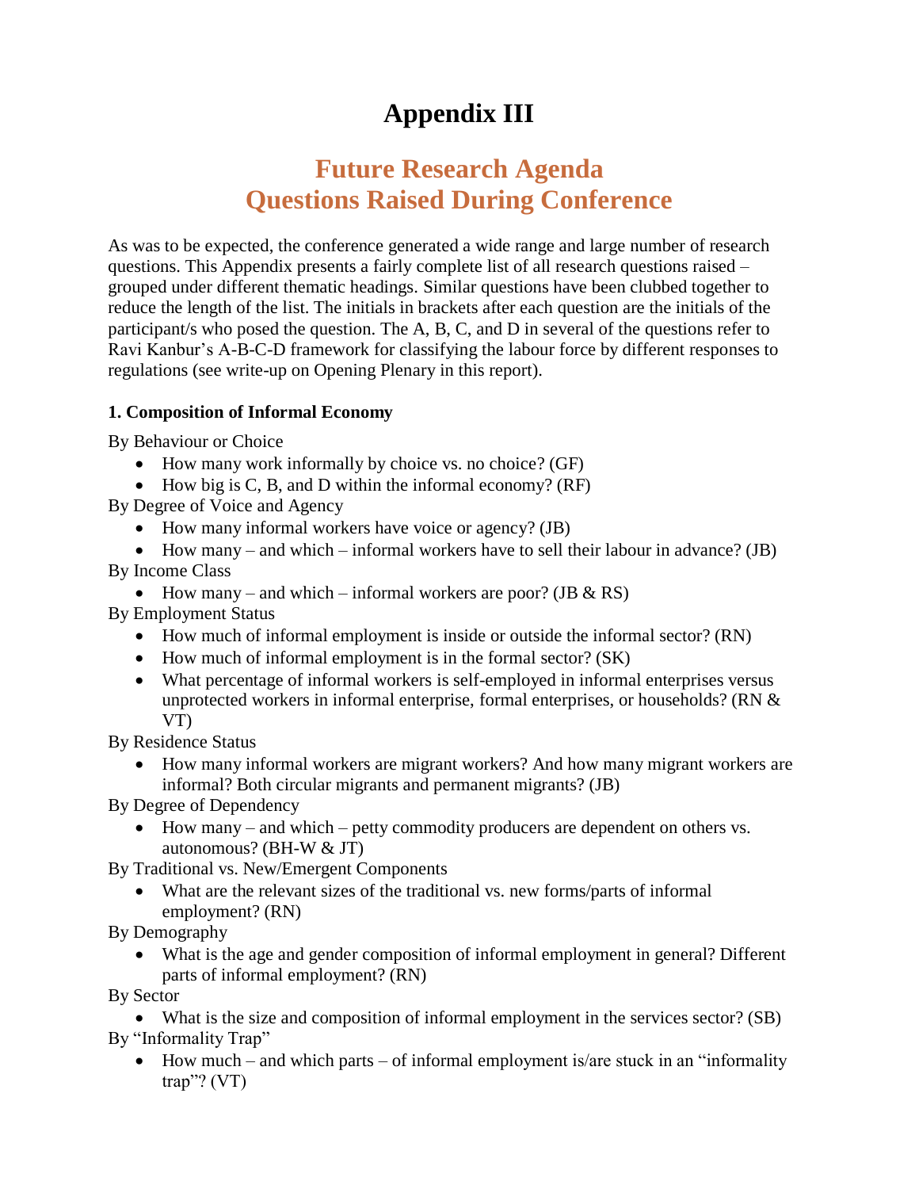# Appendix III

## Future Research Agenda
## Questions Raised During Conference

As was to be expected, the conference generated a wide range and large number of research questions. This Appendix presents a fairly complete list of all research questions raised – grouped under different thematic headings. Similar questions have been clubbed together to reduce the length of the list. The initials in brackets after each question are the initials of the participant/s who posed the question. The A, B, C, and D in several of the questions refer to Ravi Kanbur's A-B-C-D framework for classifying the labour force by different responses to regulations (see write-up on Opening Plenary in this report).

### 1. Composition of Informal Economy

By Behaviour or Choice

- How many work informally by choice vs. no choice? (GF)
- How big is C, B, and D within the informal economy? (RF)

By Degree of Voice and Agency

- How many informal workers have voice or agency? (JB)
- How many – and which – informal workers have to sell their labour in advance? (JB)

By Income Class

- How many – and which – informal workers are poor? (JB & RS)

By Employment Status

- How much of informal employment is inside or outside the informal sector? (RN)
- How much of informal employment is in the formal sector? (SK)
- What percentage of informal workers is self-employed in informal enterprises versus unprotected workers in informal enterprise, formal enterprises, or households? (RN & VT)

By Residence Status

- How many informal workers are migrant workers? And how many migrant workers are informal? Both circular migrants and permanent migrants? (JB)

By Degree of Dependency

- How many – and which – petty commodity producers are dependent on others vs. autonomous? (BH-W & JT)

By Traditional vs. New/Emergent Components

- What are the relevant sizes of the traditional vs. new forms/parts of informal employment? (RN)

By Demography

- What is the age and gender composition of informal employment in general? Different parts of informal employment? (RN)

By Sector

- What is the size and composition of informal employment in the services sector? (SB)

By "Informality Trap"

- How much – and which parts – of informal employment is/are stuck in an "informality trap"? (VT)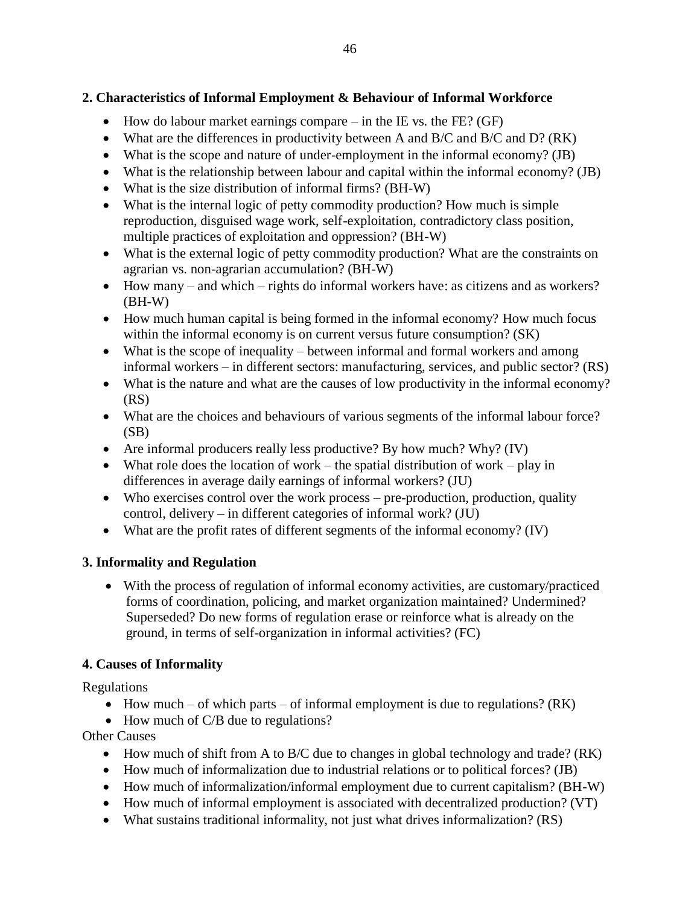## 2. Characteristics of Informal Employment & Behaviour of Informal Workforce

- How do labour market earnings compare – in the IE vs. the FE? (GF)
- What are the differences in productivity between A and B/C and B/C and D? (RK)
- What is the scope and nature of under-employment in the informal economy? (JB)
- What is the relationship between labour and capital within the informal economy? (JB)
- What is the size distribution of informal firms? (BH-W)
- What is the internal logic of petty commodity production? How much is simple reproduction, disguised wage work, self-exploitation, contradictory class position, multiple practices of exploitation and oppression? (BH-W)
- What is the external logic of petty commodity production? What are the constraints on agrarian vs. non-agrarian accumulation? (BH-W)
- How many – and which – rights do informal workers have: as citizens and as workers? (BH-W)
- How much human capital is being formed in the informal economy? How much focus within the informal economy is on current versus future consumption? (SK)
- What is the scope of inequality – between informal and formal workers and among informal workers – in different sectors: manufacturing, services, and public sector? (RS)
- What is the nature and what are the causes of low productivity in the informal economy? (RS)
- What are the choices and behaviours of various segments of the informal labour force? (SB)
- Are informal producers really less productive? By how much? Why? (IV)
- What role does the location of work – the spatial distribution of work – play in differences in average daily earnings of informal workers? (JU)
- Who exercises control over the work process – pre-production, production, quality control, delivery – in different categories of informal work? (JU)
- What are the profit rates of different segments of the informal economy? (IV)

## 3. Informality and Regulation

- With the process of regulation of informal economy activities, are customary/practiced forms of coordination, policing, and market organization maintained? Undermined? Superseded? Do new forms of regulation erase or reinforce what is already on the ground, in terms of self-organization in informal activities? (FC)

## 4. Causes of Informality

Regulations

- How much – of which parts – of informal employment is due to regulations? (RK)
- How much of C/B due to regulations?

Other Causes

- How much of shift from A to B/C due to changes in global technology and trade? (RK)
- How much of informalization due to industrial relations or to political forces? (JB)
- How much of informalization/informal employment due to current capitalism? (BH-W)
- How much of informal employment is associated with decentralized production? (VT)
- What sustains traditional informality, not just what drives informalization? (RS)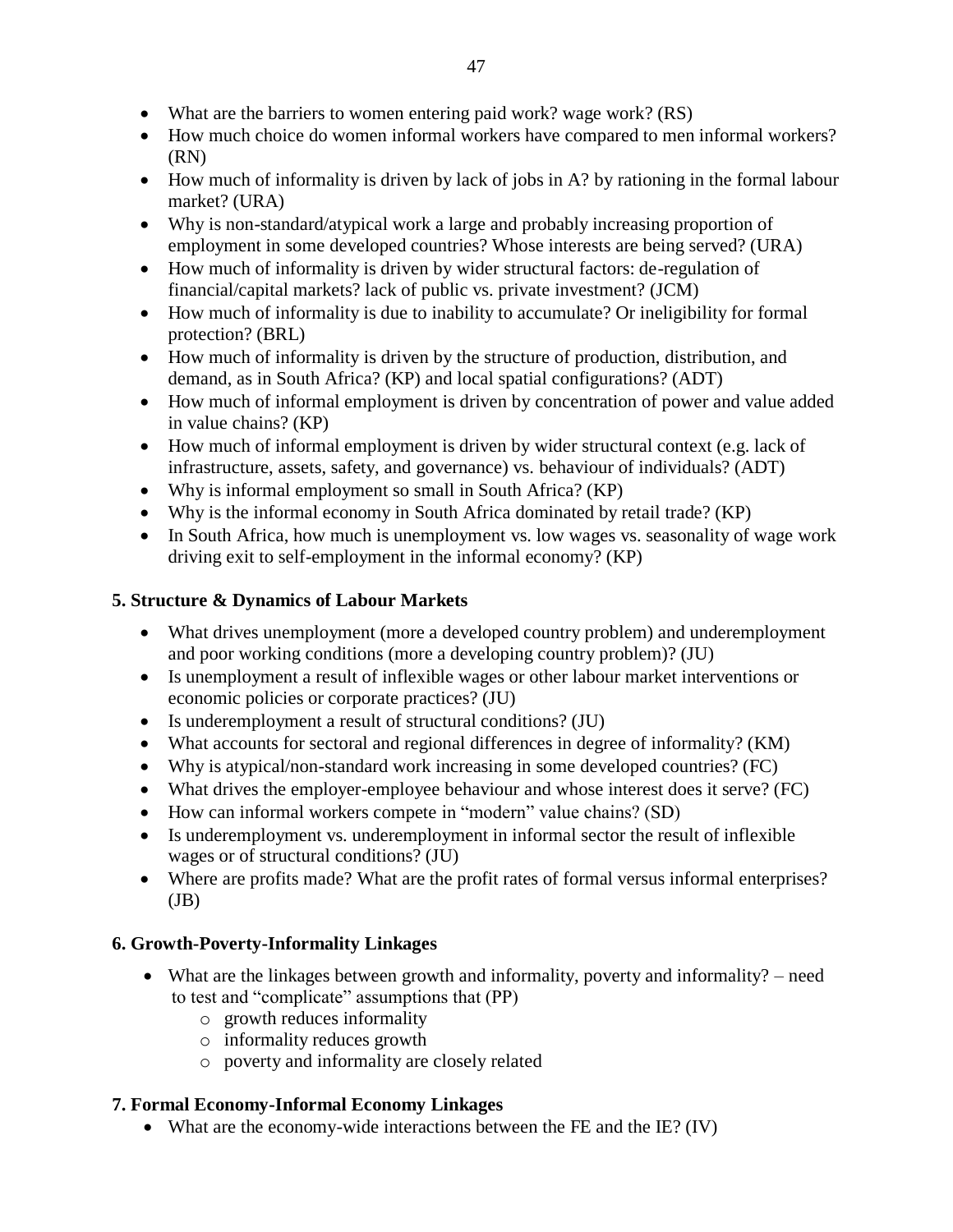- What are the barriers to women entering paid work? wage work? (RS)
- How much choice do women informal workers have compared to men informal workers? (RN)
- How much of informality is driven by lack of jobs in A? by rationing in the formal labour market? (URA)
- Why is non-standard/atypical work a large and probably increasing proportion of employment in some developed countries? Whose interests are being served? (URA)
- How much of informality is driven by wider structural factors: de-regulation of financial/capital markets? lack of public vs. private investment? (JCM)
- How much of informality is due to inability to accumulate? Or ineligibility for formal protection? (BRL)
- How much of informality is driven by the structure of production, distribution, and demand, as in South Africa? (KP) and local spatial configurations? (ADT)
- How much of informal employment is driven by concentration of power and value added in value chains? (KP)
- How much of informal employment is driven by wider structural context (e.g. lack of infrastructure, assets, safety, and governance) vs. behaviour of individuals? (ADT)
- Why is informal employment so small in South Africa? (KP)
- Why is the informal economy in South Africa dominated by retail trade? (KP)
- In South Africa, how much is unemployment vs. low wages vs. seasonality of wage work driving exit to self-employment in the informal economy? (KP)

## 5. Structure & Dynamics of Labour Markets

- What drives unemployment (more a developed country problem) and underemployment and poor working conditions (more a developing country problem)? (JU)
- Is unemployment a result of inflexible wages or other labour market interventions or economic policies or corporate practices? (JU)
- Is underemployment a result of structural conditions? (JU)
- What accounts for sectoral and regional differences in degree of informality? (KM)
- Why is atypical/non-standard work increasing in some developed countries? (FC)
- What drives the employer-employee behaviour and whose interest does it serve? (FC)
- How can informal workers compete in "modern" value chains? (SD)
- Is underemployment vs. underemployment in informal sector the result of inflexible wages or of structural conditions? (JU)
- Where are profits made? What are the profit rates of formal versus informal enterprises? (JB)

## 6. Growth-Poverty-Informality Linkages

- What are the linkages between growth and informality, poverty and informality? – need to test and "complicate" assumptions that (PP)
    - growth reduces informality
    - informality reduces growth
    - poverty and informality are closely related

## 7. Formal Economy-Informal Economy Linkages

- What are the economy-wide interactions between the FE and the IE? (IV)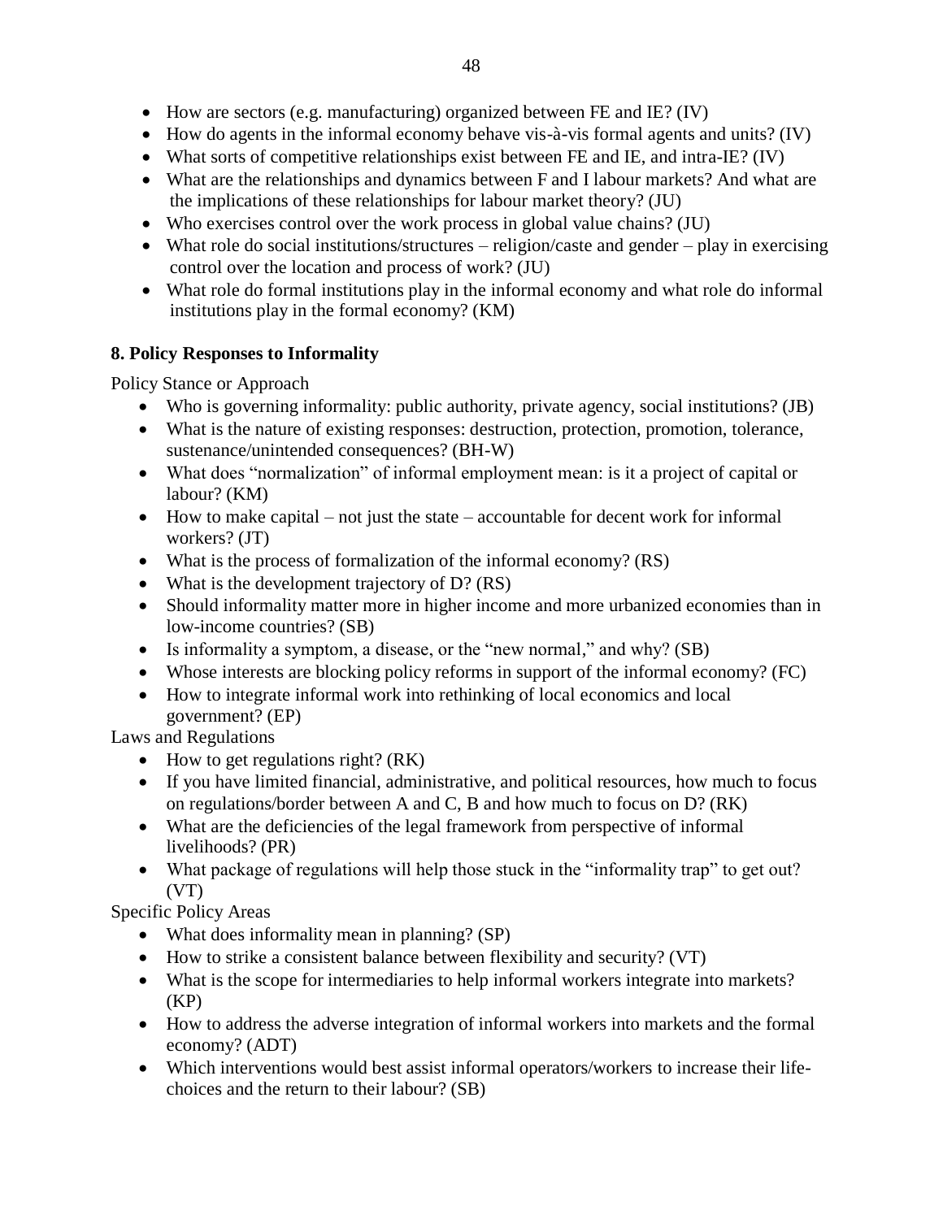- How are sectors (e.g. manufacturing) organized between FE and IE? (IV)
- How do agents in the informal economy behave vis-à-vis formal agents and units? (IV)
- What sorts of competitive relationships exist between FE and IE, and intra-IE? (IV)
- What are the relationships and dynamics between F and I labour markets? And what are the implications of these relationships for labour market theory? (JU)
- Who exercises control over the work process in global value chains? (JU)
- What role do social institutions/structures – religion/caste and gender – play in exercising control over the location and process of work? (JU)
- What role do formal institutions play in the informal economy and what role do informal institutions play in the formal economy? (KM)

**8. Policy Responses to Informality**

Policy Stance or Approach

- Who is governing informality: public authority, private agency, social institutions? (JB)
- What is the nature of existing responses: destruction, protection, promotion, tolerance, sustenance/unintended consequences? (BH-W)
- What does "normalization" of informal employment mean: is it a project of capital or labour? (KM)
- How to make capital – not just the state – accountable for decent work for informal workers? (JT)
- What is the process of formalization of the informal economy? (RS)
- What is the development trajectory of D? (RS)
- Should informality matter more in higher income and more urbanized economies than in low-income countries? (SB)
- Is informality a symptom, a disease, or the "new normal," and why? (SB)
- Whose interests are blocking policy reforms in support of the informal economy? (FC)
- How to integrate informal work into rethinking of local economics and local government? (EP)

Laws and Regulations

- How to get regulations right? (RK)
- If you have limited financial, administrative, and political resources, how much to focus on regulations/border between A and C, B and how much to focus on D? (RK)
- What are the deficiencies of the legal framework from perspective of informal livelihoods? (PR)
- What package of regulations will help those stuck in the "informality trap" to get out? (VT)

Specific Policy Areas

- What does informality mean in planning? (SP)
- How to strike a consistent balance between flexibility and security? (VT)
- What is the scope for intermediaries to help informal workers integrate into markets? (KP)
- How to address the adverse integration of informal workers into markets and the formal economy? (ADT)
- Which interventions would best assist informal operators/workers to increase their life-choices and the return to their labour? (SB)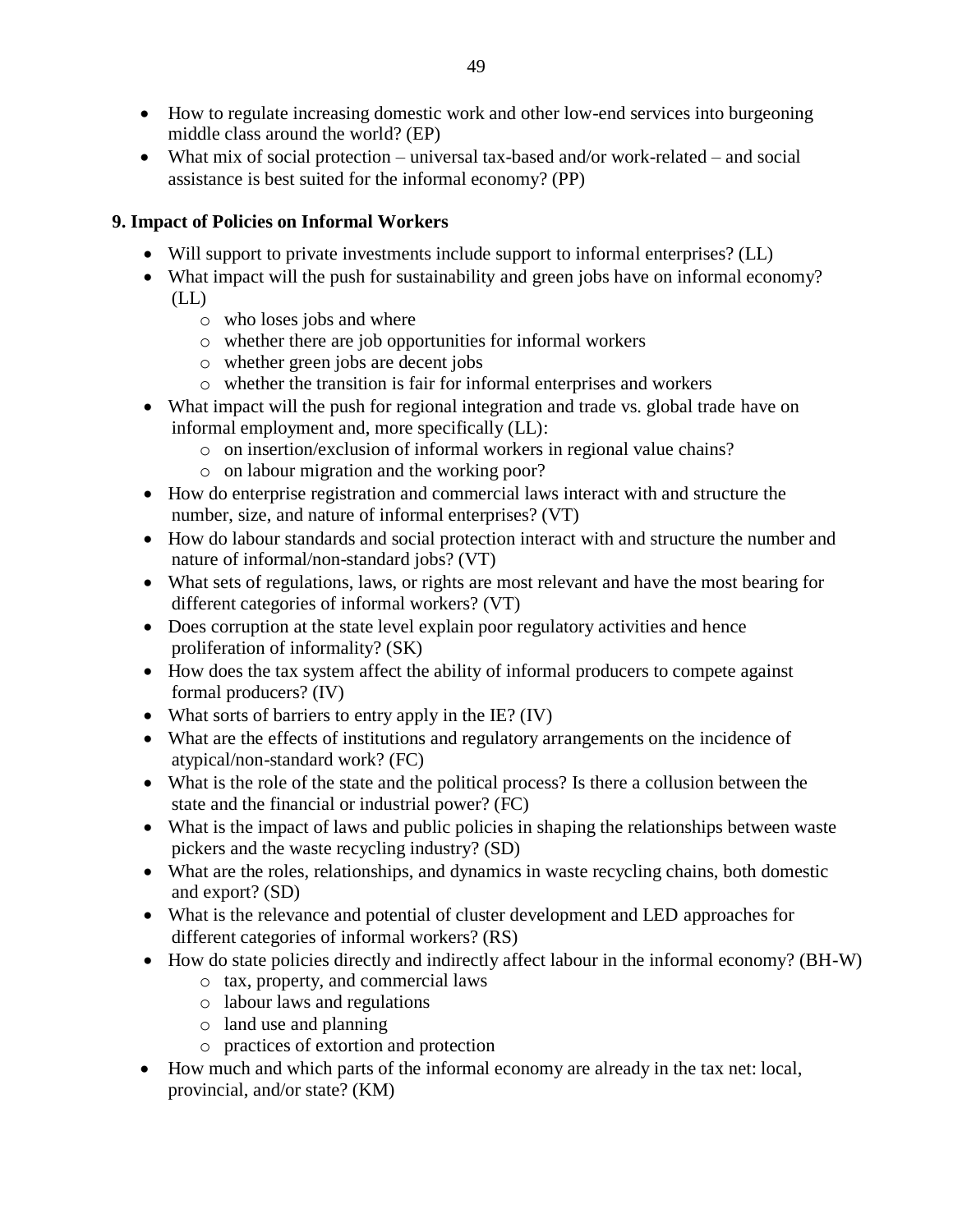- How to regulate increasing domestic work and other low-end services into burgeoning middle class around the world? (EP)
- What mix of social protection – universal tax-based and/or work-related – and social assistance is best suited for the informal economy? (PP)

**9. Impact of Policies on Informal Workers**

- Will support to private investments include support to informal enterprises? (LL)
- What impact will the push for sustainability and green jobs have on informal economy? (LL)
  - who loses jobs and where
  - whether there are job opportunities for informal workers
  - whether green jobs are decent jobs
  - whether the transition is fair for informal enterprises and workers
- What impact will the push for regional integration and trade vs. global trade have on informal employment and, more specifically (LL):
  - on insertion/exclusion of informal workers in regional value chains?
  - on labour migration and the working poor?
- How do enterprise registration and commercial laws interact with and structure the number, size, and nature of informal enterprises? (VT)
- How do labour standards and social protection interact with and structure the number and nature of informal/non-standard jobs? (VT)
- What sets of regulations, laws, or rights are most relevant and have the most bearing for different categories of informal workers? (VT)
- Does corruption at the state level explain poor regulatory activities and hence proliferation of informality? (SK)
- How does the tax system affect the ability of informal producers to compete against formal producers? (IV)
- What sorts of barriers to entry apply in the IE? (IV)
- What are the effects of institutions and regulatory arrangements on the incidence of atypical/non-standard work? (FC)
- What is the role of the state and the political process? Is there a collusion between the state and the financial or industrial power? (FC)
- What is the impact of laws and public policies in shaping the relationships between waste pickers and the waste recycling industry? (SD)
- What are the roles, relationships, and dynamics in waste recycling chains, both domestic and export? (SD)
- What is the relevance and potential of cluster development and LED approaches for different categories of informal workers? (RS)
- How do state policies directly and indirectly affect labour in the informal economy? (BH-W)
  - tax, property, and commercial laws
  - labour laws and regulations
  - land use and planning
  - practices of extortion and protection
- How much and which parts of the informal economy are already in the tax net: local, provincial, and/or state? (KM)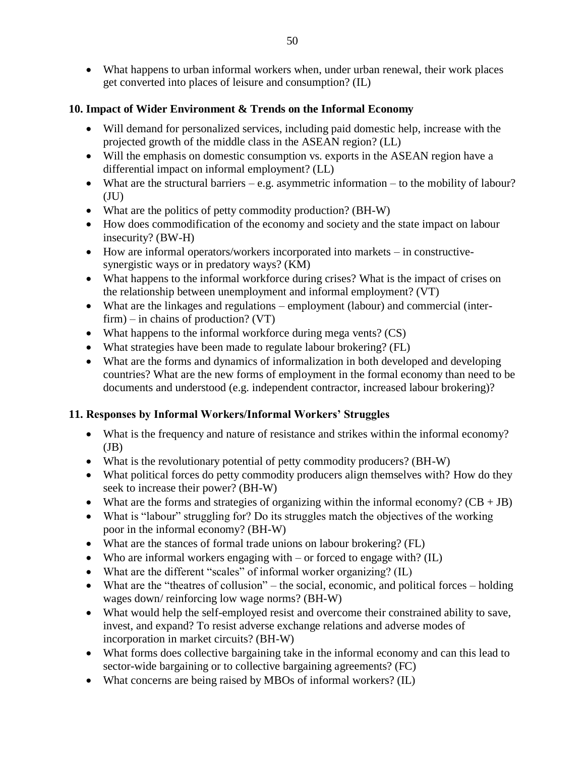- What happens to urban informal workers when, under urban renewal, their work places get converted into places of leisure and consumption? (IL)

### 10. Impact of Wider Environment & Trends on the Informal Economy

- Will demand for personalized services, including paid domestic help, increase with the projected growth of the middle class in the ASEAN region? (LL)
- Will the emphasis on domestic consumption vs. exports in the ASEAN region have a differential impact on informal employment? (LL)
- What are the structural barriers – e.g. asymmetric information – to the mobility of labour? (JU)
- What are the politics of petty commodity production? (BH-W)
- How does commodification of the economy and society and the state impact on labour insecurity? (BW-H)
- How are informal operators/workers incorporated into markets – in constructive-synergistic ways or in predatory ways? (KM)
- What happens to the informal workforce during crises? What is the impact of crises on the relationship between unemployment and informal employment? (VT)
- What are the linkages and regulations – employment (labour) and commercial (inter-firm) – in chains of production? (VT)
- What happens to the informal workforce during mega vents? (CS)
- What strategies have been made to regulate labour brokering? (FL)
- What are the forms and dynamics of informalization in both developed and developing countries? What are the new forms of employment in the formal economy than need to be documents and understood (e.g. independent contractor, increased labour brokering)?

### 11. Responses by Informal Workers/Informal Workers' Struggles

- What is the frequency and nature of resistance and strikes within the informal economy? (JB)
- What is the revolutionary potential of petty commodity producers? (BH-W)
- What political forces do petty commodity producers align themselves with? How do they seek to increase their power? (BH-W)
- What are the forms and strategies of organizing within the informal economy? (CB + JB)
- What is "labour" struggling for? Do its struggles match the objectives of the working poor in the informal economy? (BH-W)
- What are the stances of formal trade unions on labour brokering? (FL)
- Who are informal workers engaging with – or forced to engage with? (IL)
- What are the different "scales" of informal worker organizing? (IL)
- What are the "theatres of collusion" – the social, economic, and political forces – holding wages down/ reinforcing low wage norms? (BH-W)
- What would help the self-employed resist and overcome their constrained ability to save, invest, and expand? To resist adverse exchange relations and adverse modes of incorporation in market circuits? (BH-W)
- What forms does collective bargaining take in the informal economy and can this lead to sector-wide bargaining or to collective bargaining agreements? (FC)
- What concerns are being raised by MBOs of informal workers? (IL)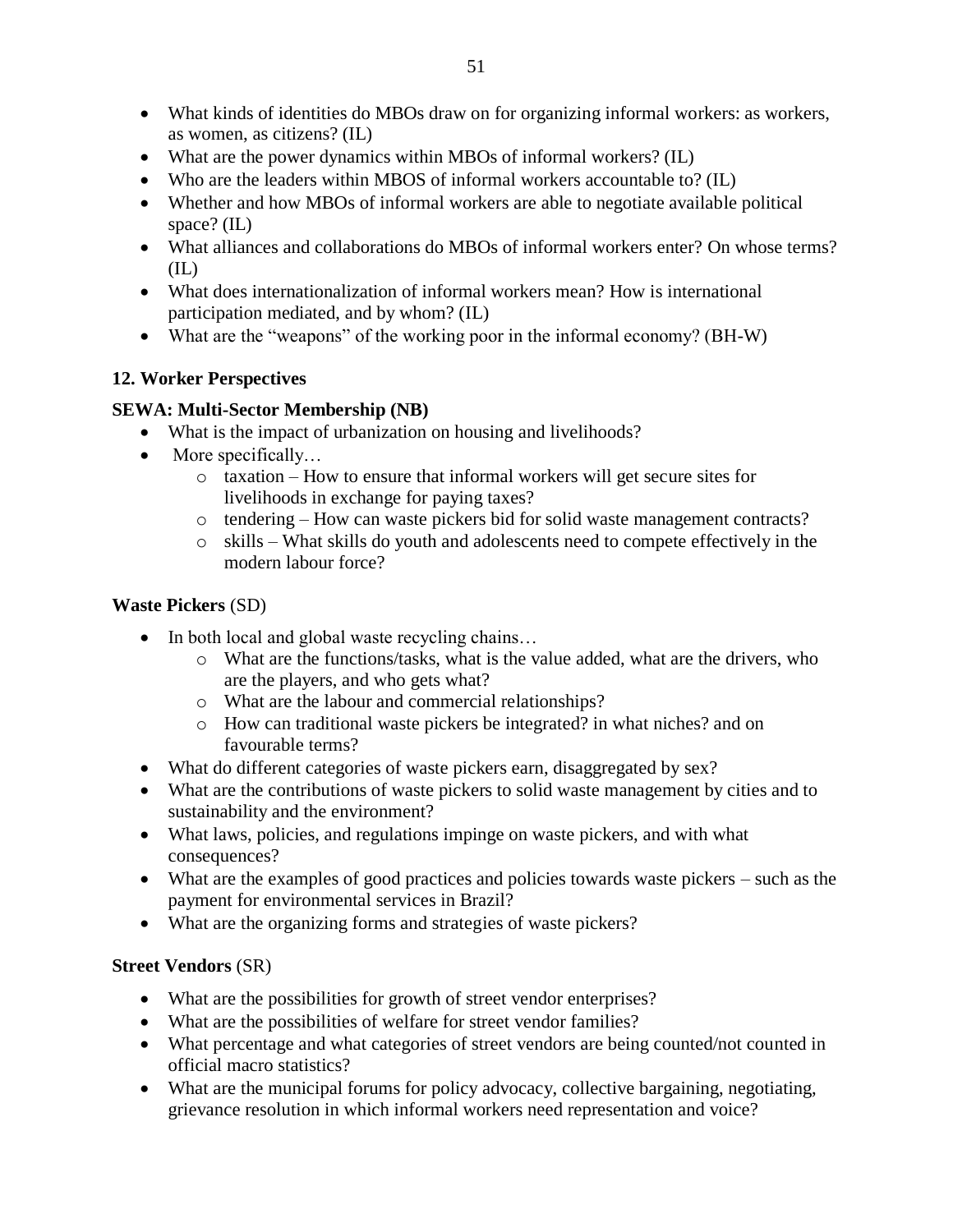- What kinds of identities do MBOs draw on for organizing informal workers: as workers, as women, as citizens? (IL)
- What are the power dynamics within MBOs of informal workers? (IL)
- Who are the leaders within MBOS of informal workers accountable to? (IL)
- Whether and how MBOs of informal workers are able to negotiate available political space? (IL)
- What alliances and collaborations do MBOs of informal workers enter? On whose terms? (IL)
- What does internationalization of informal workers mean? How is international participation mediated, and by whom? (IL)
- What are the "weapons" of the working poor in the informal economy? (BH-W)

## 12. Worker Perspectives

### SEWA: Multi-Sector Membership (NB)

- What is the impact of urbanization on housing and livelihoods?
- More specifically…
  - taxation – How to ensure that informal workers will get secure sites for livelihoods in exchange for paying taxes?
  - tendering – How can waste pickers bid for solid waste management contracts?
  - skills – What skills do youth and adolescents need to compete effectively in the modern labour force?

### **Waste Pickers** (SD)

- In both local and global waste recycling chains…
  - What are the functions/tasks, what is the value added, what are the drivers, who are the players, and who gets what?
  - What are the labour and commercial relationships?
  - How can traditional waste pickers be integrated? in what niches? and on favourable terms?
- What do different categories of waste pickers earn, disaggregated by sex?
- What are the contributions of waste pickers to solid waste management by cities and to sustainability and the environment?
- What laws, policies, and regulations impinge on waste pickers, and with what consequences?
- What are the examples of good practices and policies towards waste pickers – such as the payment for environmental services in Brazil?
- What are the organizing forms and strategies of waste pickers?

### **Street Vendors** (SR)

- What are the possibilities for growth of street vendor enterprises?
- What are the possibilities of welfare for street vendor families?
- What percentage and what categories of street vendors are being counted/not counted in official macro statistics?
- What are the municipal forums for policy advocacy, collective bargaining, negotiating, grievance resolution in which informal workers need representation and voice?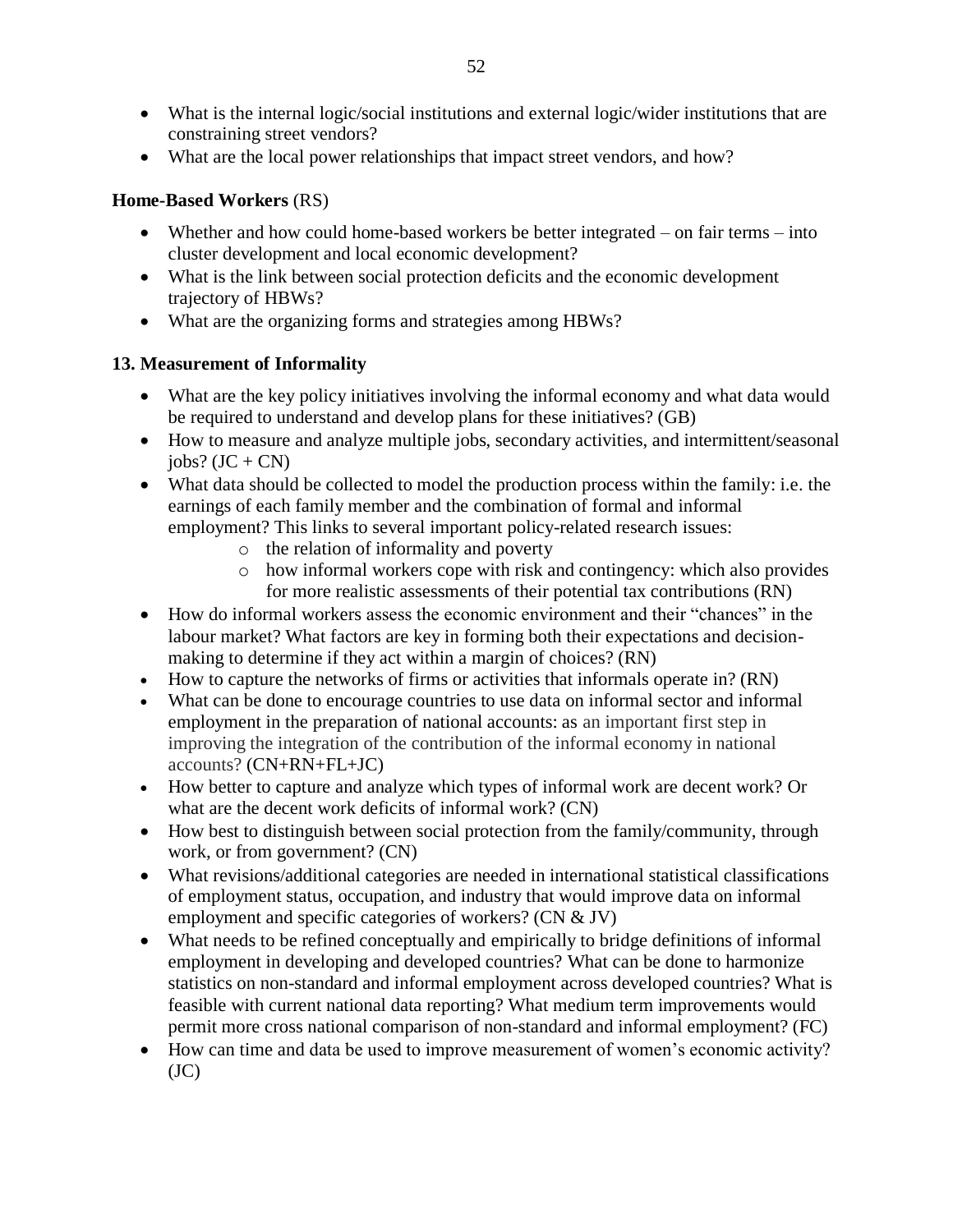- What is the internal logic/social institutions and external logic/wider institutions that are constraining street vendors?
- What are the local power relationships that impact street vendors, and how?

**Home-Based Workers** (RS)

- Whether and how could home-based workers be better integrated – on fair terms – into cluster development and local economic development?
- What is the link between social protection deficits and the economic development trajectory of HBWs?
- What are the organizing forms and strategies among HBWs?

**13. Measurement of Informality**

- What are the key policy initiatives involving the informal economy and what data would be required to understand and develop plans for these initiatives? (GB)
- How to measure and analyze multiple jobs, secondary activities, and intermittent/seasonal jobs? (JC + CN)
- What data should be collected to model the production process within the family: i.e. the earnings of each family member and the combination of formal and informal employment? This links to several important policy-related research issues:
    - the relation of informality and poverty
    - how informal workers cope with risk and contingency: which also provides for more realistic assessments of their potential tax contributions (RN)
- How do informal workers assess the economic environment and their "chances" in the labour market? What factors are key in forming both their expectations and decision-making to determine if they act within a margin of choices? (RN)
- How to capture the networks of firms or activities that informals operate in? (RN)
- What can be done to encourage countries to use data on informal sector and informal employment in the preparation of national accounts: as an important first step in improving the integration of the contribution of the informal economy in national accounts? (CN+RN+FL+JC)
- How better to capture and analyze which types of informal work are decent work? Or what are the decent work deficits of informal work? (CN)
- How best to distinguish between social protection from the family/community, through work, or from government? (CN)
- What revisions/additional categories are needed in international statistical classifications of employment status, occupation, and industry that would improve data on informal employment and specific categories of workers? (CN & JV)
- What needs to be refined conceptually and empirically to bridge definitions of informal employment in developing and developed countries? What can be done to harmonize statistics on non-standard and informal employment across developed countries? What is feasible with current national data reporting? What medium term improvements would permit more cross national comparison of non-standard and informal employment? (FC)
- How can time and data be used to improve measurement of women's economic activity? (JC)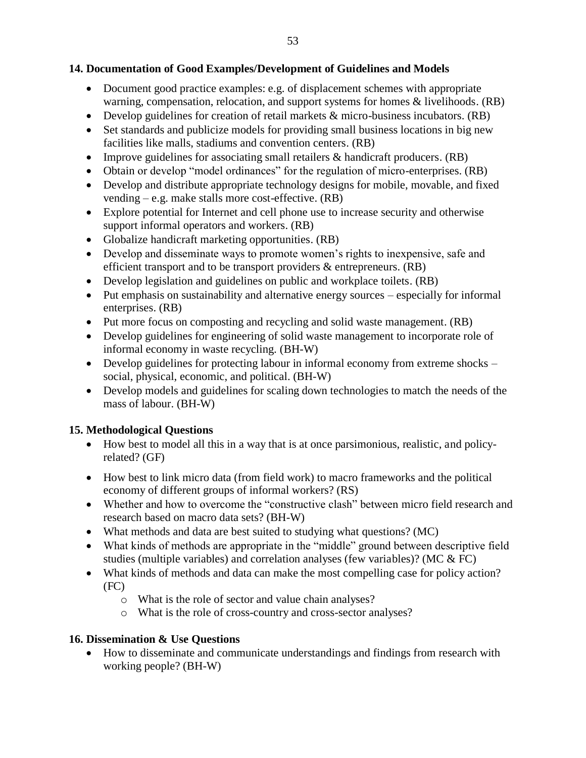### 14. Documentation of Good Examples/Development of Guidelines and Models

- Document good practice examples: e.g. of displacement schemes with appropriate warning, compensation, relocation, and support systems for homes & livelihoods. (RB)
- Develop guidelines for creation of retail markets & micro-business incubators. (RB)
- Set standards and publicize models for providing small business locations in big new facilities like malls, stadiums and convention centers. (RB)
- Improve guidelines for associating small retailers & handicraft producers. (RB)
- Obtain or develop "model ordinances" for the regulation of micro-enterprises. (RB)
- Develop and distribute appropriate technology designs for mobile, movable, and fixed vending – e.g. make stalls more cost-effective. (RB)
- Explore potential for Internet and cell phone use to increase security and otherwise support informal operators and workers. (RB)
- Globalize handicraft marketing opportunities. (RB)
- Develop and disseminate ways to promote women's rights to inexpensive, safe and efficient transport and to be transport providers & entrepreneurs. (RB)
- Develop legislation and guidelines on public and workplace toilets. (RB)
- Put emphasis on sustainability and alternative energy sources – especially for informal enterprises. (RB)
- Put more focus on composting and recycling and solid waste management. (RB)
- Develop guidelines for engineering of solid waste management to incorporate role of informal economy in waste recycling. (BH-W)
- Develop guidelines for protecting labour in informal economy from extreme shocks – social, physical, economic, and political. (BH-W)
- Develop models and guidelines for scaling down technologies to match the needs of the mass of labour. (BH-W)

### 15. Methodological Questions

- How best to model all this in a way that is at once parsimonious, realistic, and policy-related? (GF)
- How best to link micro data (from field work) to macro frameworks and the political economy of different groups of informal workers? (RS)
- Whether and how to overcome the "constructive clash" between micro field research and research based on macro data sets? (BH-W)
- What methods and data are best suited to studying what questions? (MC)
- What kinds of methods are appropriate in the "middle" ground between descriptive field studies (multiple variables) and correlation analyses (few variables)? (MC & FC)
- What kinds of methods and data can make the most compelling case for policy action? (FC)
  - What is the role of sector and value chain analyses?
  - What is the role of cross-country and cross-sector analyses?

### 16. Dissemination & Use Questions

- How to disseminate and communicate understandings and findings from research with working people? (BH-W)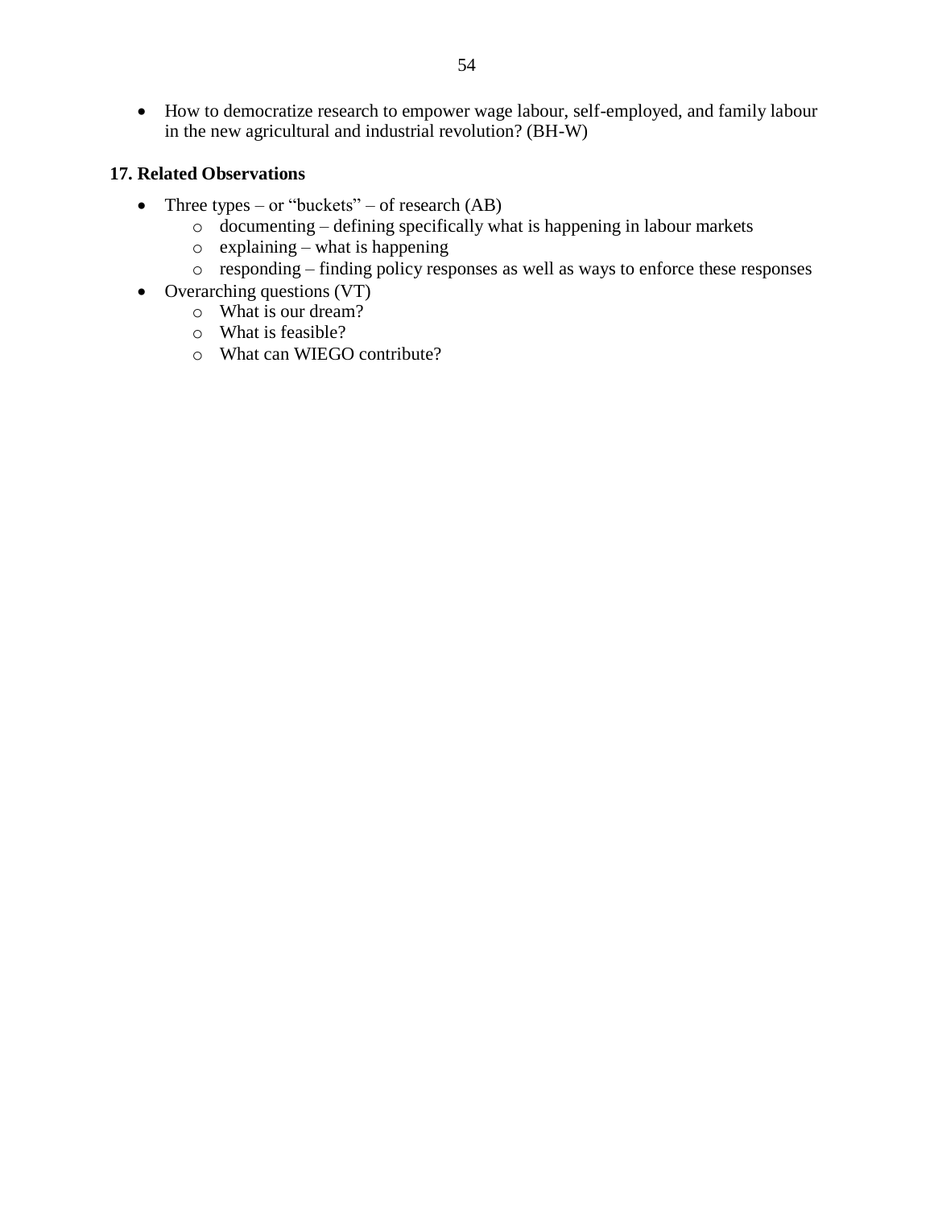- How to democratize research to empower wage labour, self-employed, and family labour in the new agricultural and industrial revolution? (BH-W)

## 17. Related Observations

- Three types – or "buckets" – of research (AB)
  - documenting – defining specifically what is happening in labour markets
  - explaining – what is happening
  - responding – finding policy responses as well as ways to enforce these responses
- Overarching questions (VT)
  - What is our dream?
  - What is feasible?
  - What can WIEGO contribute?